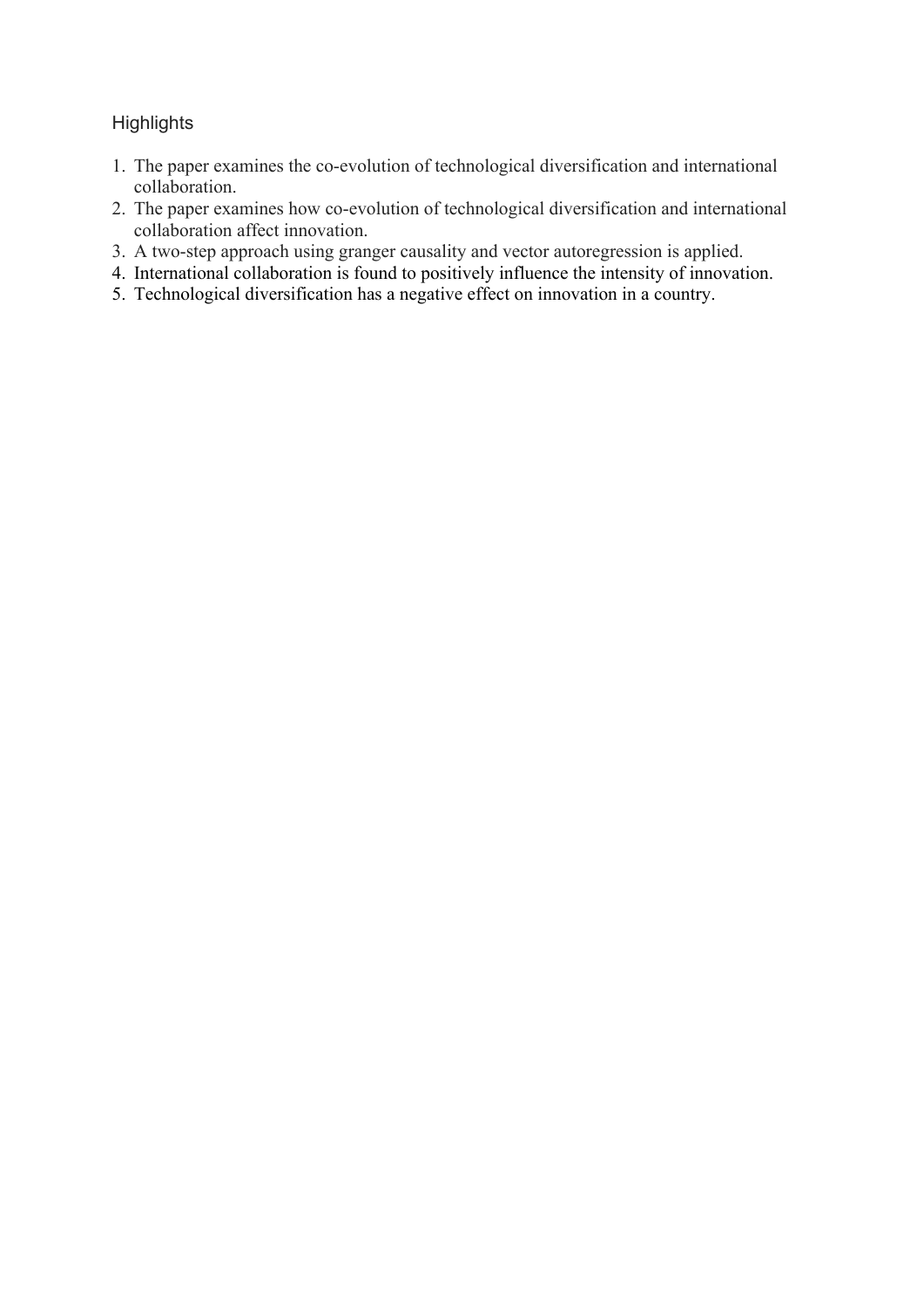## Highlights

1. The paper examines the co-evolution of technological diversification and international collaboration.
2. The paper examines how co-evolution of technological diversification and international collaboration affect innovation.
3. A two-step approach using granger causality and vector autoregression is applied.
4. International collaboration is found to positively influence the intensity of innovation.
5. Technological diversification has a negative effect on innovation in a country.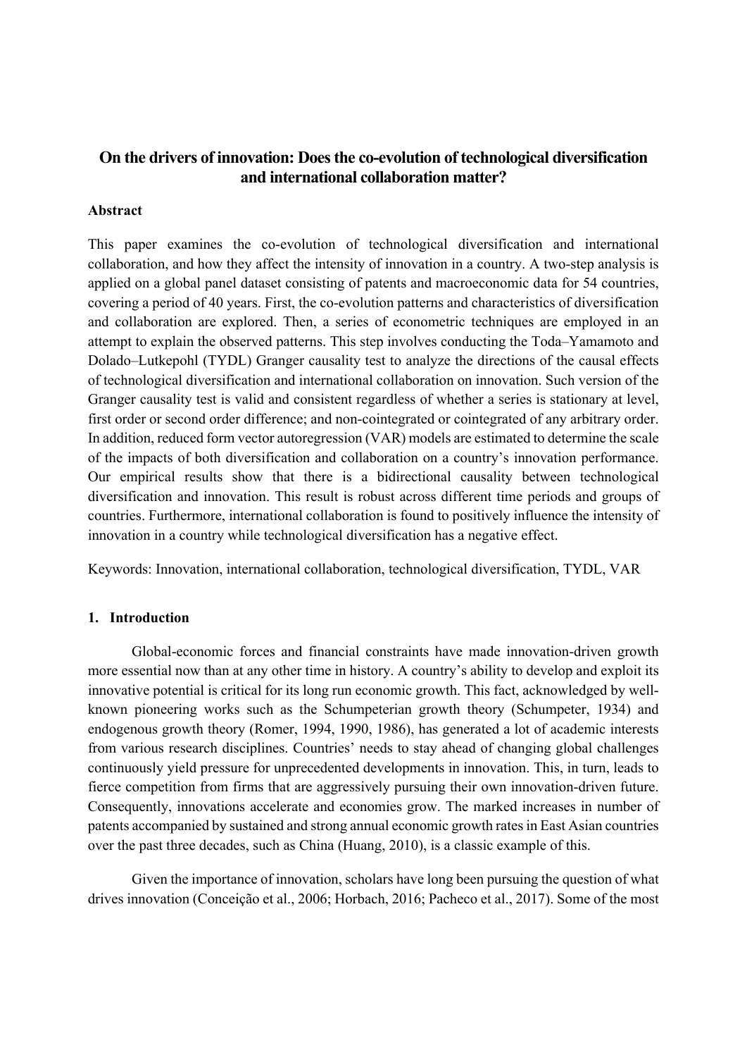# On the drivers of innovation: Does the co-evolution of technological diversification and international collaboration matter?

## Abstract

This paper examines the co-evolution of technological diversification and international collaboration, and how they affect the intensity of innovation in a country. A two-step analysis is applied on a global panel dataset consisting of patents and macroeconomic data for 54 countries, covering a period of 40 years. First, the co-evolution patterns and characteristics of diversification and collaboration are explored. Then, a series of econometric techniques are employed in an attempt to explain the observed patterns. This step involves conducting the Toda–Yamamoto and Dolado–Lutkepohl (TYDL) Granger causality test to analyze the directions of the causal effects of technological diversification and international collaboration on innovation. Such version of the Granger causality test is valid and consistent regardless of whether a series is stationary at level, first order or second order difference; and non-cointegrated or cointegrated of any arbitrary order. In addition, reduced form vector autoregression (VAR) models are estimated to determine the scale of the impacts of both diversification and collaboration on a country's innovation performance. Our empirical results show that there is a bidirectional causality between technological diversification and innovation. This result is robust across different time periods and groups of countries. Furthermore, international collaboration is found to positively influence the intensity of innovation in a country while technological diversification has a negative effect.

Keywords: Innovation, international collaboration, technological diversification, TYDL, VAR

## 1. Introduction

Global-economic forces and financial constraints have made innovation-driven growth more essential now than at any other time in history. A country's ability to develop and exploit its innovative potential is critical for its long run economic growth. This fact, acknowledged by well-known pioneering works such as the Schumpeterian growth theory (Schumpeter, 1934) and endogenous growth theory (Romer, 1994, 1990, 1986), has generated a lot of academic interests from various research disciplines. Countries' needs to stay ahead of changing global challenges continuously yield pressure for unprecedented developments in innovation. This, in turn, leads to fierce competition from firms that are aggressively pursuing their own innovation-driven future. Consequently, innovations accelerate and economies grow. The marked increases in number of patents accompanied by sustained and strong annual economic growth rates in East Asian countries over the past three decades, such as China (Huang, 2010), is a classic example of this.

Given the importance of innovation, scholars have long been pursuing the question of what drives innovation (Conceição et al., 2006; Horbach, 2016; Pacheco et al., 2017). Some of the most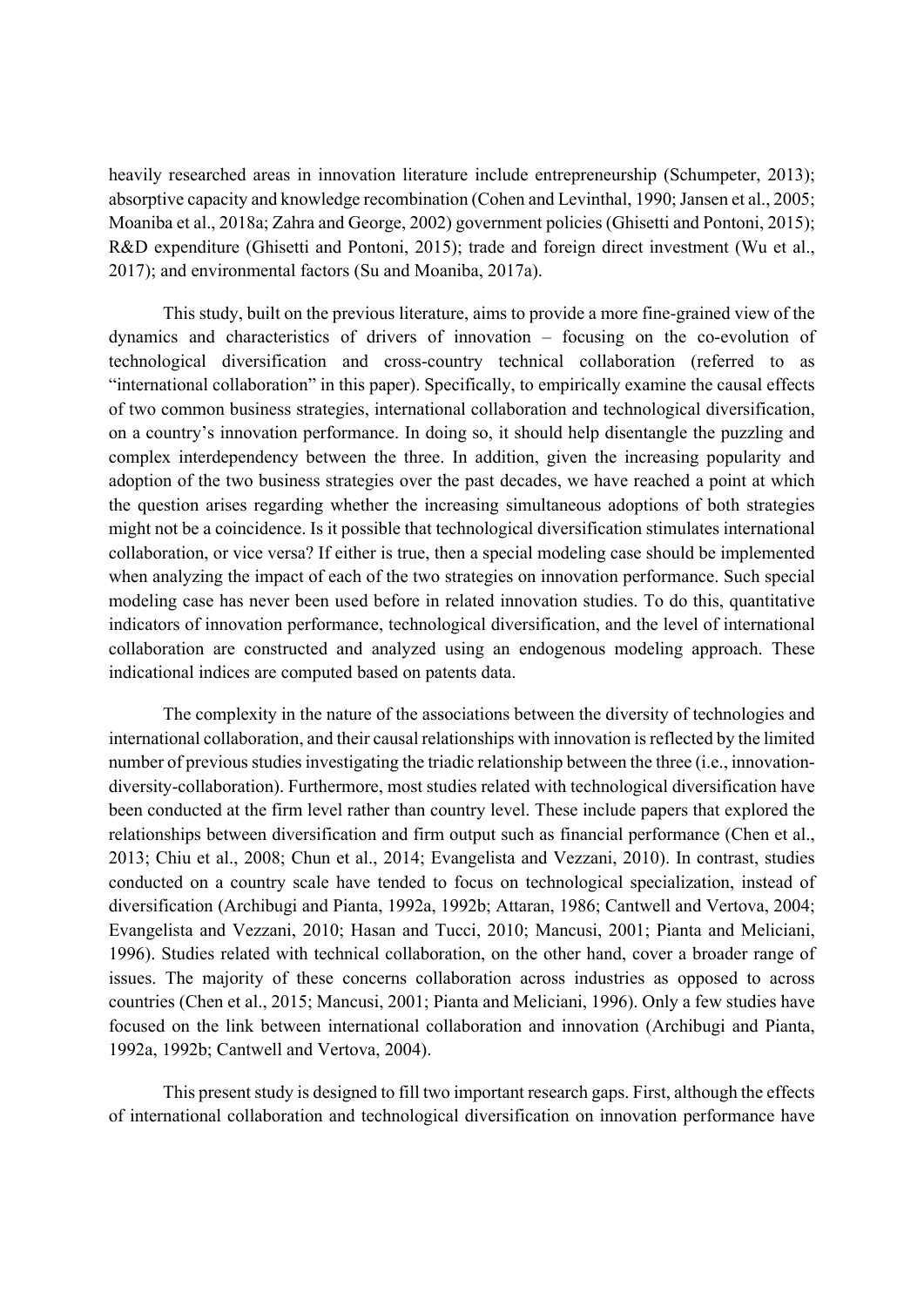heavily researched areas in innovation literature include entrepreneurship (Schumpeter, 2013); absorptive capacity and knowledge recombination (Cohen and Levinthal, 1990; Jansen et al., 2005; Moaniba et al., 2018a; Zahra and George, 2002) government policies (Ghisetti and Pontoni, 2015); R&D expenditure (Ghisetti and Pontoni, 2015); trade and foreign direct investment (Wu et al., 2017); and environmental factors (Su and Moaniba, 2017a).

This study, built on the previous literature, aims to provide a more fine-grained view of the dynamics and characteristics of drivers of innovation – focusing on the co-evolution of technological diversification and cross-country technical collaboration (referred to as "international collaboration" in this paper). Specifically, to empirically examine the causal effects of two common business strategies, international collaboration and technological diversification, on a country's innovation performance. In doing so, it should help disentangle the puzzling and complex interdependency between the three. In addition, given the increasing popularity and adoption of the two business strategies over the past decades, we have reached a point at which the question arises regarding whether the increasing simultaneous adoptions of both strategies might not be a coincidence. Is it possible that technological diversification stimulates international collaboration, or vice versa? If either is true, then a special modeling case should be implemented when analyzing the impact of each of the two strategies on innovation performance. Such special modeling case has never been used before in related innovation studies. To do this, quantitative indicators of innovation performance, technological diversification, and the level of international collaboration are constructed and analyzed using an endogenous modeling approach. These indicational indices are computed based on patents data.

The complexity in the nature of the associations between the diversity of technologies and international collaboration, and their causal relationships with innovation is reflected by the limited number of previous studies investigating the triadic relationship between the three (i.e., innovation-diversity-collaboration). Furthermore, most studies related with technological diversification have been conducted at the firm level rather than country level. These include papers that explored the relationships between diversification and firm output such as financial performance (Chen et al., 2013; Chiu et al., 2008; Chun et al., 2014; Evangelista and Vezzani, 2010). In contrast, studies conducted on a country scale have tended to focus on technological specialization, instead of diversification (Archibugi and Pianta, 1992a, 1992b; Attaran, 1986; Cantwell and Vertova, 2004; Evangelista and Vezzani, 2010; Hasan and Tucci, 2010; Mancusi, 2001; Pianta and Meliciani, 1996). Studies related with technical collaboration, on the other hand, cover a broader range of issues. The majority of these concerns collaboration across industries as opposed to across countries (Chen et al., 2015; Mancusi, 2001; Pianta and Meliciani, 1996). Only a few studies have focused on the link between international collaboration and innovation (Archibugi and Pianta, 1992a, 1992b; Cantwell and Vertova, 2004).

This present study is designed to fill two important research gaps. First, although the effects of international collaboration and technological diversification on innovation performance have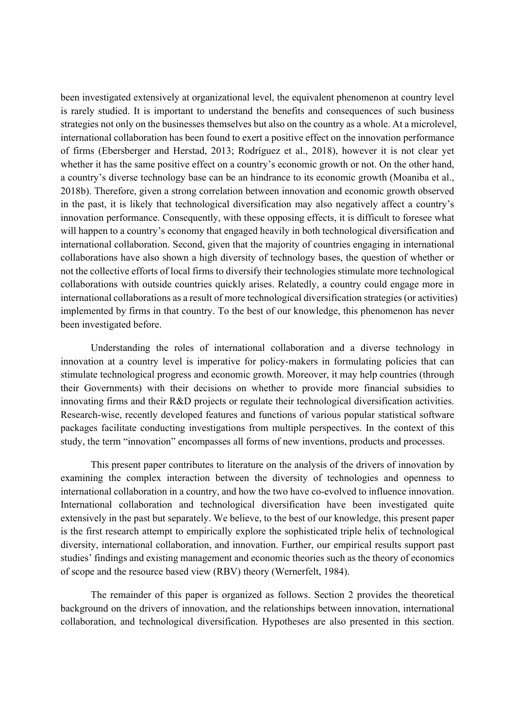been investigated extensively at organizational level, the equivalent phenomenon at country level is rarely studied. It is important to understand the benefits and consequences of such business strategies not only on the businesses themselves but also on the country as a whole. At a microlevel, international collaboration has been found to exert a positive effect on the innovation performance of firms (Ebersberger and Herstad, 2013; Rodríguez et al., 2018), however it is not clear yet whether it has the same positive effect on a country's economic growth or not. On the other hand, a country's diverse technology base can be an hindrance to its economic growth (Moaniba et al., 2018b). Therefore, given a strong correlation between innovation and economic growth observed in the past, it is likely that technological diversification may also negatively affect a country's innovation performance. Consequently, with these opposing effects, it is difficult to foresee what will happen to a country's economy that engaged heavily in both technological diversification and international collaboration. Second, given that the majority of countries engaging in international collaborations have also shown a high diversity of technology bases, the question of whether or not the collective efforts of local firms to diversify their technologies stimulate more technological collaborations with outside countries quickly arises. Relatedly, a country could engage more in international collaborations as a result of more technological diversification strategies (or activities) implemented by firms in that country. To the best of our knowledge, this phenomenon has never been investigated before.

Understanding the roles of international collaboration and a diverse technology in innovation at a country level is imperative for policy-makers in formulating policies that can stimulate technological progress and economic growth. Moreover, it may help countries (through their Governments) with their decisions on whether to provide more financial subsidies to innovating firms and their R&D projects or regulate their technological diversification activities. Research-wise, recently developed features and functions of various popular statistical software packages facilitate conducting investigations from multiple perspectives. In the context of this study, the term "innovation" encompasses all forms of new inventions, products and processes.

This present paper contributes to literature on the analysis of the drivers of innovation by examining the complex interaction between the diversity of technologies and openness to international collaboration in a country, and how the two have co-evolved to influence innovation. International collaboration and technological diversification have been investigated quite extensively in the past but separately. We believe, to the best of our knowledge, this present paper is the first research attempt to empirically explore the sophisticated triple helix of technological diversity, international collaboration, and innovation. Further, our empirical results support past studies' findings and existing management and economic theories such as the theory of economics of scope and the resource based view (RBV) theory (Wernerfelt, 1984).

The remainder of this paper is organized as follows. Section 2 provides the theoretical background on the drivers of innovation, and the relationships between innovation, international collaboration, and technological diversification. Hypotheses are also presented in this section.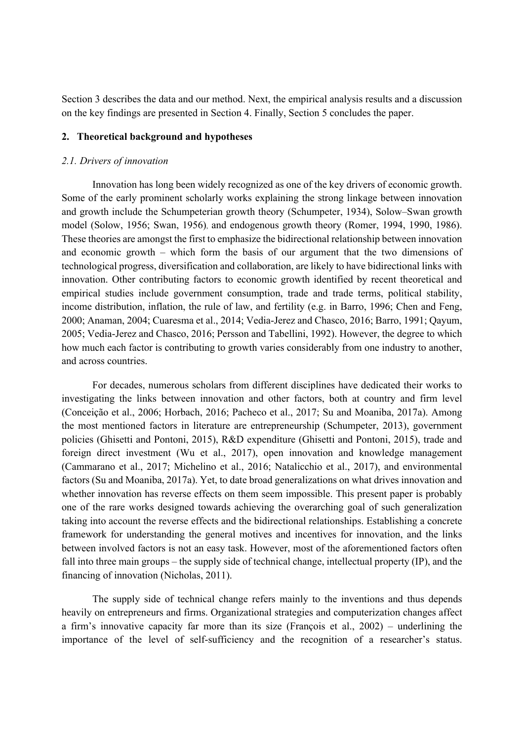Section 3 describes the data and our method. Next, the empirical analysis results and a discussion on the key findings are presented in Section 4. Finally, Section 5 concludes the paper.

## 2. Theoretical background and hypotheses

### *2.1. Drivers of innovation*

Innovation has long been widely recognized as one of the key drivers of economic growth. Some of the early prominent scholarly works explaining the strong linkage between innovation and growth include the Schumpeterian growth theory (Schumpeter, 1934), Solow–Swan growth model (Solow, 1956; Swan, 1956), and endogenous growth theory (Romer, 1994, 1990, 1986). These theories are amongst the first to emphasize the bidirectional relationship between innovation and economic growth – which form the basis of our argument that the two dimensions of technological progress, diversification and collaboration, are likely to have bidirectional links with innovation. Other contributing factors to economic growth identified by recent theoretical and empirical studies include government consumption, trade and trade terms, political stability, income distribution, inflation, the rule of law, and fertility (e.g. in Barro, 1996; Chen and Feng, 2000; Anaman, 2004; Cuaresma et al., 2014; Vedia-Jerez and Chasco, 2016; Barro, 1991; Qayum, 2005; Vedia-Jerez and Chasco, 2016; Persson and Tabellini, 1992). However, the degree to which how much each factor is contributing to growth varies considerably from one industry to another, and across countries.

For decades, numerous scholars from different disciplines have dedicated their works to investigating the links between innovation and other factors, both at country and firm level (Conceição et al., 2006; Horbach, 2016; Pacheco et al., 2017; Su and Moaniba, 2017a). Among the most mentioned factors in literature are entrepreneurship (Schumpeter, 2013), government policies (Ghisetti and Pontoni, 2015), R&D expenditure (Ghisetti and Pontoni, 2015), trade and foreign direct investment (Wu et al., 2017), open innovation and knowledge management (Cammarano et al., 2017; Michelino et al., 2016; Natalicchio et al., 2017), and environmental factors (Su and Moaniba, 2017a). Yet, to date broad generalizations on what drives innovation and whether innovation has reverse effects on them seem impossible. This present paper is probably one of the rare works designed towards achieving the overarching goal of such generalization taking into account the reverse effects and the bidirectional relationships. Establishing a concrete framework for understanding the general motives and incentives for innovation, and the links between involved factors is not an easy task. However, most of the aforementioned factors often fall into three main groups – the supply side of technical change, intellectual property (IP), and the financing of innovation (Nicholas, 2011).

The supply side of technical change refers mainly to the inventions and thus depends heavily on entrepreneurs and firms. Organizational strategies and computerization changes affect a firm's innovative capacity far more than its size (François et al., 2002) – underlining the importance of the level of self-sufficiency and the recognition of a researcher's status.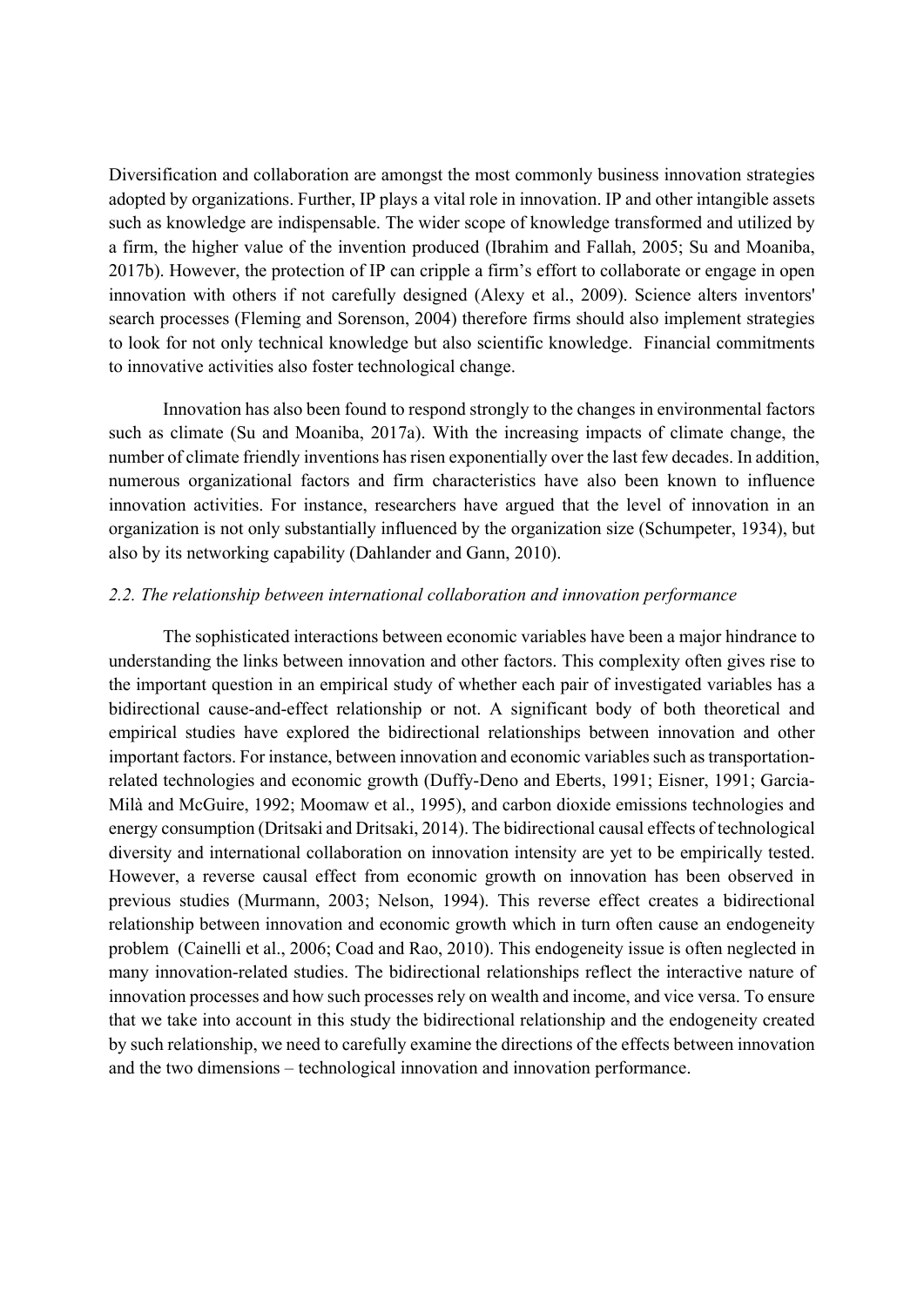Diversification and collaboration are amongst the most commonly business innovation strategies adopted by organizations. Further, IP plays a vital role in innovation. IP and other intangible assets such as knowledge are indispensable. The wider scope of knowledge transformed and utilized by a firm, the higher value of the invention produced (Ibrahim and Fallah, 2005; Su and Moaniba, 2017b). However, the protection of IP can cripple a firm's effort to collaborate or engage in open innovation with others if not carefully designed (Alexy et al., 2009). Science alters inventors' search processes (Fleming and Sorenson, 2004) therefore firms should also implement strategies to look for not only technical knowledge but also scientific knowledge. Financial commitments to innovative activities also foster technological change.

Innovation has also been found to respond strongly to the changes in environmental factors such as climate (Su and Moaniba, 2017a). With the increasing impacts of climate change, the number of climate friendly inventions has risen exponentially over the last few decades. In addition, numerous organizational factors and firm characteristics have also been known to influence innovation activities. For instance, researchers have argued that the level of innovation in an organization is not only substantially influenced by the organization size (Schumpeter, 1934), but also by its networking capability (Dahlander and Gann, 2010).

### *2.2. The relationship between international collaboration and innovation performance*

The sophisticated interactions between economic variables have been a major hindrance to understanding the links between innovation and other factors. This complexity often gives rise to the important question in an empirical study of whether each pair of investigated variables has a bidirectional cause-and-effect relationship or not. A significant body of both theoretical and empirical studies have explored the bidirectional relationships between innovation and other important factors. For instance, between innovation and economic variables such as transportation-related technologies and economic growth (Duffy-Deno and Eberts, 1991; Eisner, 1991; Garcia-Milà and McGuire, 1992; Moomaw et al., 1995), and carbon dioxide emissions technologies and energy consumption (Dritsaki and Dritsaki, 2014). The bidirectional causal effects of technological diversity and international collaboration on innovation intensity are yet to be empirically tested. However, a reverse causal effect from economic growth on innovation has been observed in previous studies (Murmann, 2003; Nelson, 1994). This reverse effect creates a bidirectional relationship between innovation and economic growth which in turn often cause an endogeneity problem (Cainelli et al., 2006; Coad and Rao, 2010). This endogeneity issue is often neglected in many innovation-related studies. The bidirectional relationships reflect the interactive nature of innovation processes and how such processes rely on wealth and income, and vice versa. To ensure that we take into account in this study the bidirectional relationship and the endogeneity created by such relationship, we need to carefully examine the directions of the effects between innovation and the two dimensions – technological innovation and innovation performance.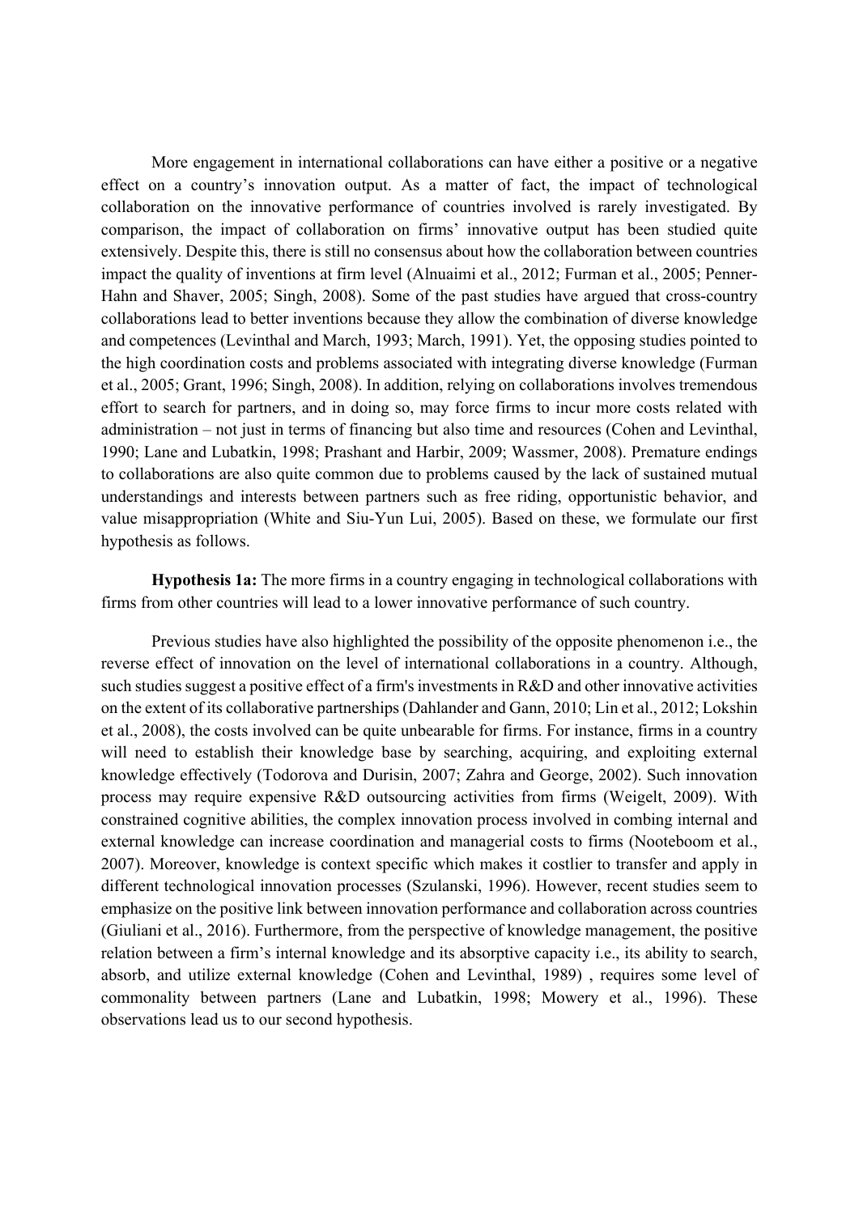More engagement in international collaborations can have either a positive or a negative effect on a country's innovation output. As a matter of fact, the impact of technological collaboration on the innovative performance of countries involved is rarely investigated. By comparison, the impact of collaboration on firms' innovative output has been studied quite extensively. Despite this, there is still no consensus about how the collaboration between countries impact the quality of inventions at firm level (Alnuaimi et al., 2012; Furman et al., 2005; Penner-Hahn and Shaver, 2005; Singh, 2008). Some of the past studies have argued that cross-country collaborations lead to better inventions because they allow the combination of diverse knowledge and competences (Levinthal and March, 1993; March, 1991). Yet, the opposing studies pointed to the high coordination costs and problems associated with integrating diverse knowledge (Furman et al., 2005; Grant, 1996; Singh, 2008). In addition, relying on collaborations involves tremendous effort to search for partners, and in doing so, may force firms to incur more costs related with administration – not just in terms of financing but also time and resources (Cohen and Levinthal, 1990; Lane and Lubatkin, 1998; Prashant and Harbir, 2009; Wassmer, 2008). Premature endings to collaborations are also quite common due to problems caused by the lack of sustained mutual understandings and interests between partners such as free riding, opportunistic behavior, and value misappropriation (White and Siu-Yun Lui, 2005). Based on these, we formulate our first hypothesis as follows.

**Hypothesis 1a:** The more firms in a country engaging in technological collaborations with firms from other countries will lead to a lower innovative performance of such country.

Previous studies have also highlighted the possibility of the opposite phenomenon i.e., the reverse effect of innovation on the level of international collaborations in a country. Although, such studies suggest a positive effect of a firm's investments in R&D and other innovative activities on the extent of its collaborative partnerships (Dahlander and Gann, 2010; Lin et al., 2012; Lokshin et al., 2008), the costs involved can be quite unbearable for firms. For instance, firms in a country will need to establish their knowledge base by searching, acquiring, and exploiting external knowledge effectively (Todorova and Durisin, 2007; Zahra and George, 2002). Such innovation process may require expensive R&D outsourcing activities from firms (Weigelt, 2009). With constrained cognitive abilities, the complex innovation process involved in combing internal and external knowledge can increase coordination and managerial costs to firms (Nooteboom et al., 2007). Moreover, knowledge is context specific which makes it costlier to transfer and apply in different technological innovation processes (Szulanski, 1996). However, recent studies seem to emphasize on the positive link between innovation performance and collaboration across countries (Giuliani et al., 2016). Furthermore, from the perspective of knowledge management, the positive relation between a firm's internal knowledge and its absorptive capacity i.e., its ability to search, absorb, and utilize external knowledge (Cohen and Levinthal, 1989) , requires some level of commonality between partners (Lane and Lubatkin, 1998; Mowery et al., 1996). These observations lead us to our second hypothesis.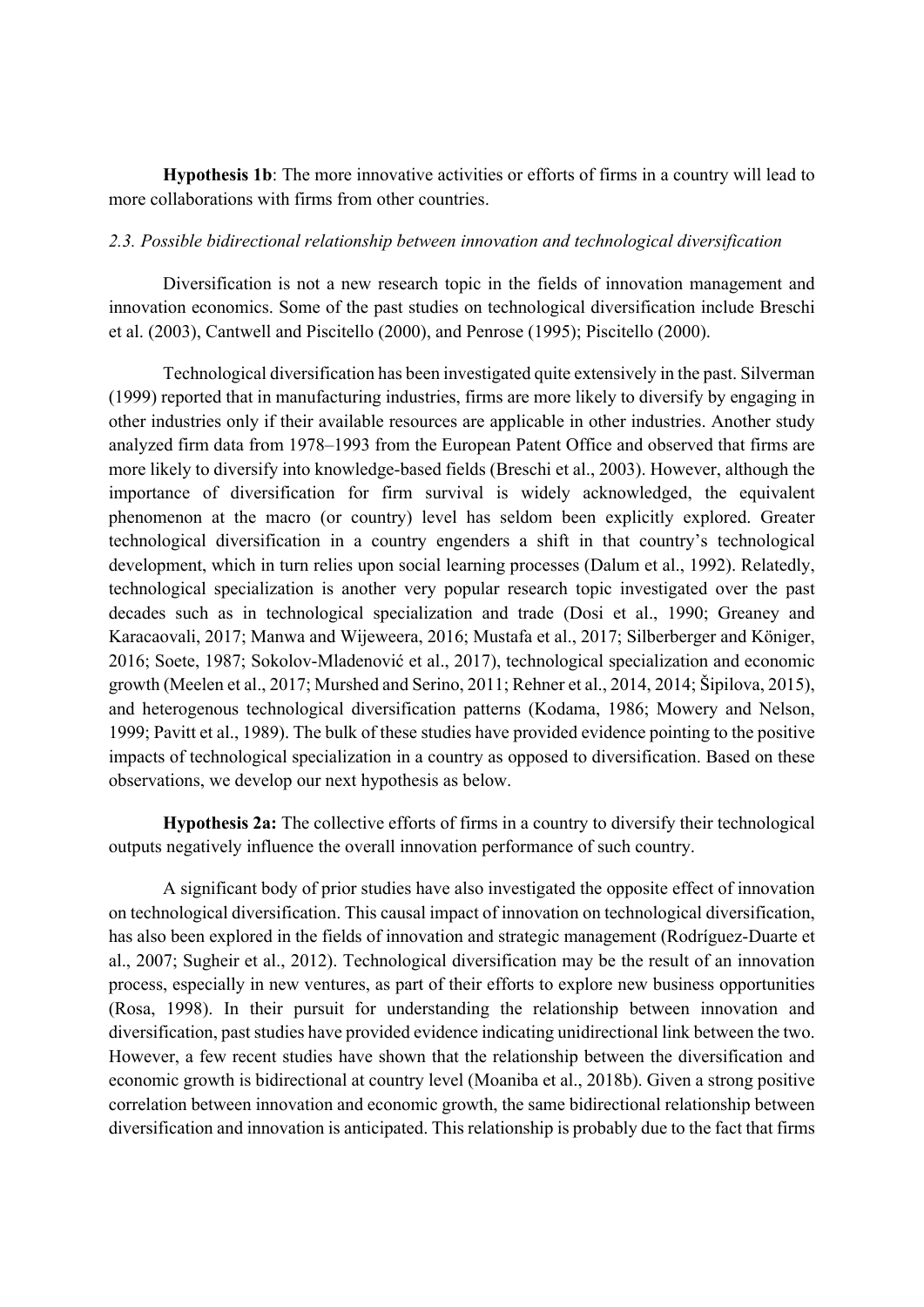**Hypothesis 1b**: The more innovative activities or efforts of firms in a country will lead to more collaborations with firms from other countries.

### *2.3. Possible bidirectional relationship between innovation and technological diversification*

Diversification is not a new research topic in the fields of innovation management and innovation economics. Some of the past studies on technological diversification include Breschi et al. (2003), Cantwell and Piscitello (2000), and Penrose (1995); Piscitello (2000).

Technological diversification has been investigated quite extensively in the past. Silverman (1999) reported that in manufacturing industries, firms are more likely to diversify by engaging in other industries only if their available resources are applicable in other industries. Another study analyzed firm data from 1978–1993 from the European Patent Office and observed that firms are more likely to diversify into knowledge-based fields (Breschi et al., 2003). However, although the importance of diversification for firm survival is widely acknowledged, the equivalent phenomenon at the macro (or country) level has seldom been explicitly explored. Greater technological diversification in a country engenders a shift in that country's technological development, which in turn relies upon social learning processes (Dalum et al., 1992). Relatedly, technological specialization is another very popular research topic investigated over the past decades such as in technological specialization and trade (Dosi et al., 1990; Greaney and Karacaovali, 2017; Manwa and Wijeweera, 2016; Mustafa et al., 2017; Silberberger and Königer, 2016; Soete, 1987; Sokolov-Mladenović et al., 2017), technological specialization and economic growth (Meelen et al., 2017; Murshed and Serino, 2011; Rehner et al., 2014, 2014; Šipilova, 2015), and heterogenous technological diversification patterns (Kodama, 1986; Mowery and Nelson, 1999; Pavitt et al., 1989). The bulk of these studies have provided evidence pointing to the positive impacts of technological specialization in a country as opposed to diversification. Based on these observations, we develop our next hypothesis as below.

**Hypothesis 2a:** The collective efforts of firms in a country to diversify their technological outputs negatively influence the overall innovation performance of such country.

A significant body of prior studies have also investigated the opposite effect of innovation on technological diversification. This causal impact of innovation on technological diversification, has also been explored in the fields of innovation and strategic management (Rodríguez-Duarte et al., 2007; Sugheir et al., 2012). Technological diversification may be the result of an innovation process, especially in new ventures, as part of their efforts to explore new business opportunities (Rosa, 1998). In their pursuit for understanding the relationship between innovation and diversification, past studies have provided evidence indicating unidirectional link between the two. However, a few recent studies have shown that the relationship between the diversification and economic growth is bidirectional at country level (Moaniba et al., 2018b). Given a strong positive correlation between innovation and economic growth, the same bidirectional relationship between diversification and innovation is anticipated. This relationship is probably due to the fact that firms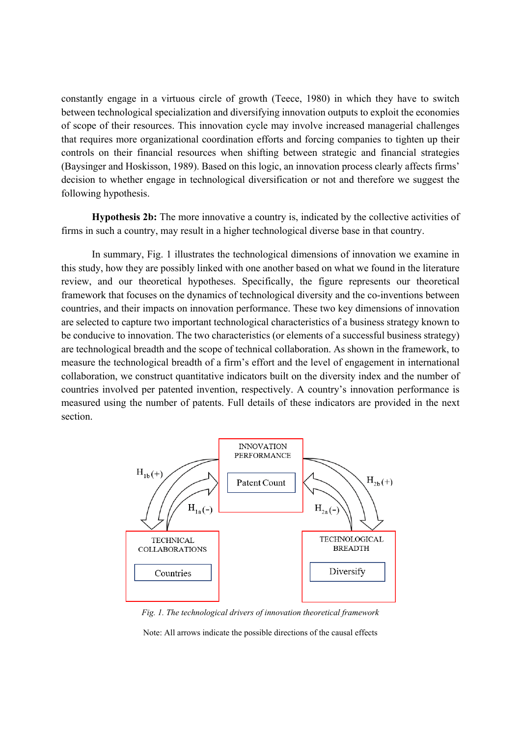constantly engage in a virtuous circle of growth (Teece, 1980) in which they have to switch between technological specialization and diversifying innovation outputs to exploit the economies of scope of their resources. This innovation cycle may involve increased managerial challenges that requires more organizational coordination efforts and forcing companies to tighten up their controls on their financial resources when shifting between strategic and financial strategies (Baysinger and Hoskisson, 1989). Based on this logic, an innovation process clearly affects firms' decision to whether engage in technological diversification or not and therefore we suggest the following hypothesis.

**Hypothesis 2b:** The more innovative a country is, indicated by the collective activities of firms in such a country, may result in a higher technological diverse base in that country.

In summary, Fig. 1 illustrates the technological dimensions of innovation we examine in this study, how they are possibly linked with one another based on what we found in the literature review, and our theoretical hypotheses. Specifically, the figure represents our theoretical framework that focuses on the dynamics of technological diversity and the co-inventions between countries, and their impacts on innovation performance. These two key dimensions of innovation are selected to capture two important technological characteristics of a business strategy known to be conducive to innovation. The two characteristics (or elements of a successful business strategy) are technological breadth and the scope of technical collaboration. As shown in the framework, to measure the technological breadth of a firm's effort and the level of engagement in international collaboration, we construct quantitative indicators built on the diversity index and the number of countries involved per patented invention, respectively. A country's innovation performance is measured using the number of patents. Full details of these indicators are provided in the next section.

INNOVATION PERFORMANCE — Patent Count

TECHNICAL COLLABORATIONS — Countries

TECHNOLOGICAL BREADTH — Diversify

$H_{1b}(+)$, $H_{1a}(-)$, $H_{2a}(-)$, $H_{2b}(+)$

*Fig. 1. The technological drivers of innovation theoretical framework*

Note: All arrows indicate the possible directions of the causal effects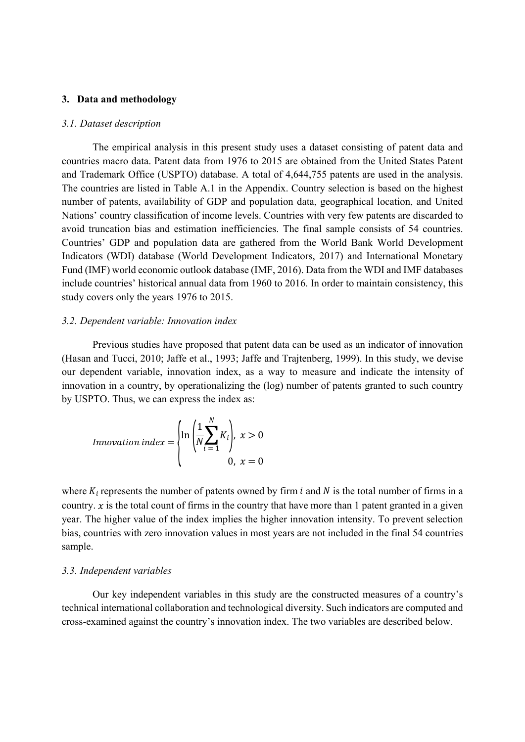## 3. Data and methodology

### *3.1. Dataset description*

The empirical analysis in this present study uses a dataset consisting of patent data and countries macro data. Patent data from 1976 to 2015 are obtained from the United States Patent and Trademark Office (USPTO) database. A total of 4,644,755 patents are used in the analysis. The countries are listed in Table A.1 in the Appendix. Country selection is based on the highest number of patents, availability of GDP and population data, geographical location, and United Nations' country classification of income levels. Countries with very few patents are discarded to avoid truncation bias and estimation inefficiencies. The final sample consists of 54 countries. Countries' GDP and population data are gathered from the World Bank World Development Indicators (WDI) database (World Development Indicators, 2017) and International Monetary Fund (IMF) world economic outlook database (IMF, 2016). Data from the WDI and IMF databases include countries' historical annual data from 1960 to 2016. In order to maintain consistency, this study covers only the years 1976 to 2015.

### *3.2. Dependent variable: Innovation index*

Previous studies have proposed that patent data can be used as an indicator of innovation (Hasan and Tucci, 2010; Jaffe et al., 1993; Jaffe and Trajtenberg, 1999). In this study, we devise our dependent variable, innovation index, as a way to measure and indicate the intensity of innovation in a country, by operationalizing the (log) number of patents granted to such country by USPTO. Thus, we can express the index as:

$$Innovation\ index = \begin{cases} \ln\left(\dfrac{1}{N}\displaystyle\sum_{i=1}^{N} K_i\right), & x > 0 \\ 0, & x = 0 \end{cases}$$

where $K_i$ represents the number of patents owned by firm $i$ and $N$ is the total number of firms in a country. $x$ is the total count of firms in the country that have more than 1 patent granted in a given year. The higher value of the index implies the higher innovation intensity. To prevent selection bias, countries with zero innovation values in most years are not included in the final 54 countries sample.

### *3.3. Independent variables*

Our key independent variables in this study are the constructed measures of a country's technical international collaboration and technological diversity. Such indicators are computed and cross-examined against the country's innovation index. The two variables are described below.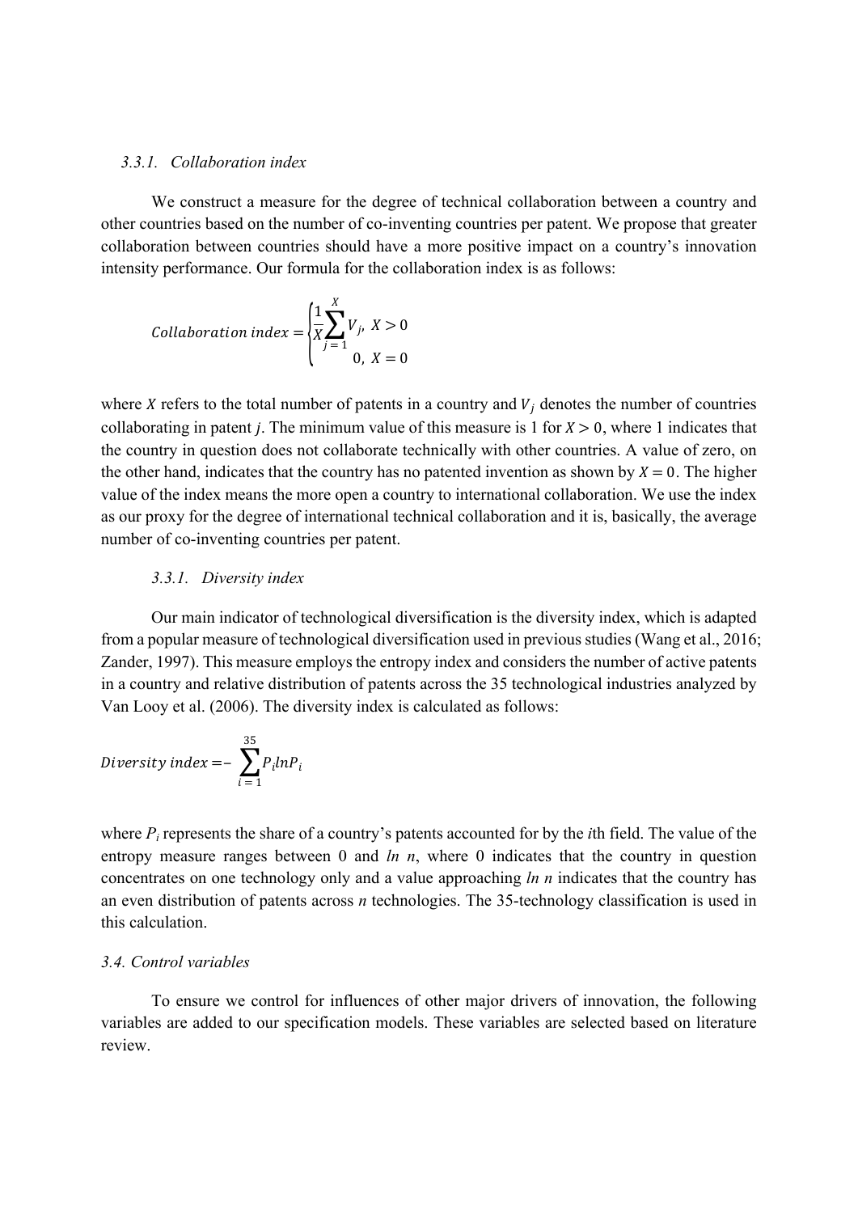#### *3.3.1. Collaboration index*

We construct a measure for the degree of technical collaboration between a country and other countries based on the number of co-inventing countries per patent. We propose that greater collaboration between countries should have a more positive impact on a country's innovation intensity performance. Our formula for the collaboration index is as follows:

$$Collaboration\ index = \begin{cases} \frac{1}{X}\sum_{j=1}^{X} V_j, & X > 0 \\ 0, & X = 0 \end{cases}$$

where $X$ refers to the total number of patents in a country and $V_j$ denotes the number of countries collaborating in patent $j$. The minimum value of this measure is 1 for $X > 0$, where 1 indicates that the country in question does not collaborate technically with other countries. A value of zero, on the other hand, indicates that the country has no patented invention as shown by $X = 0$. The higher value of the index means the more open a country to international collaboration. We use the index as our proxy for the degree of international technical collaboration and it is, basically, the average number of co-inventing countries per patent.

#### *3.3.1. Diversity index*

Our main indicator of technological diversification is the diversity index, which is adapted from a popular measure of technological diversification used in previous studies (Wang et al., 2016; Zander, 1997). This measure employs the entropy index and considers the number of active patents in a country and relative distribution of patents across the 35 technological industries analyzed by Van Looy et al. (2006). The diversity index is calculated as follows:

$$Diversity\ index = -\sum_{i=1}^{35} P_i ln P_i$$

where $P_i$ represents the share of a country's patents accounted for by the *i*th field. The value of the entropy measure ranges between 0 and $ln\ n$, where 0 indicates that the country in question concentrates on one technology only and a value approaching $ln\ n$ indicates that the country has an even distribution of patents across $n$ technologies. The 35-technology classification is used in this calculation.

### *3.4. Control variables*

To ensure we control for influences of other major drivers of innovation, the following variables are added to our specification models. These variables are selected based on literature review.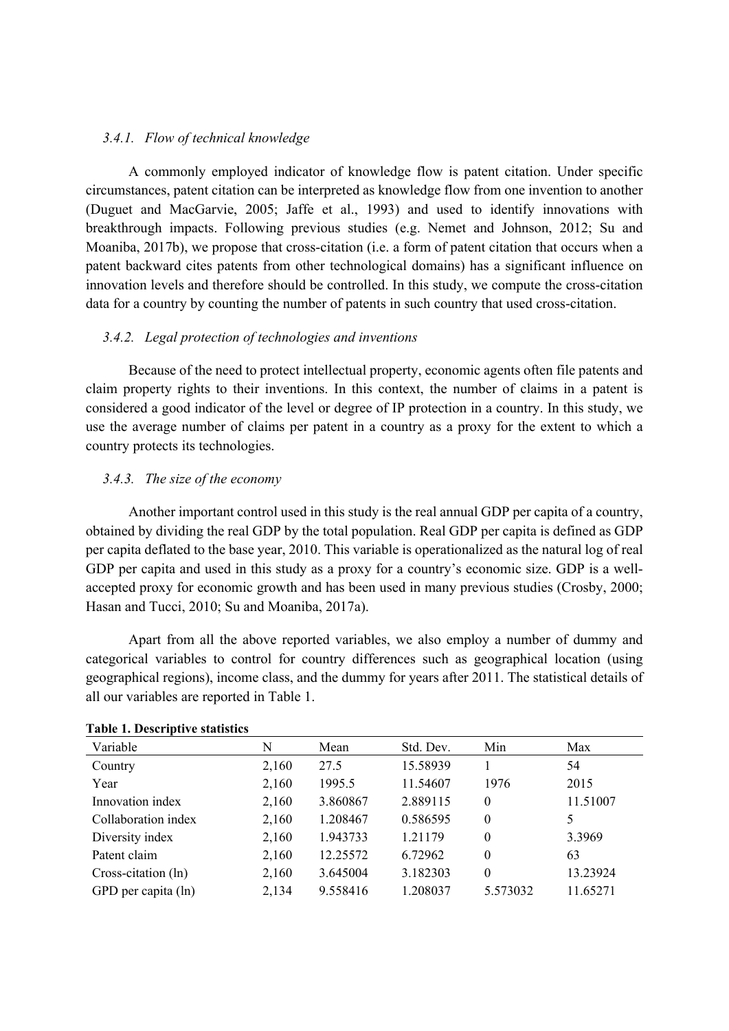### *3.4.1. Flow of technical knowledge*

A commonly employed indicator of knowledge flow is patent citation. Under specific circumstances, patent citation can be interpreted as knowledge flow from one invention to another (Duguet and MacGarvie, 2005; Jaffe et al., 1993) and used to identify innovations with breakthrough impacts. Following previous studies (e.g. Nemet and Johnson, 2012; Su and Moaniba, 2017b), we propose that cross-citation (i.e. a form of patent citation that occurs when a patent backward cites patents from other technological domains) has a significant influence on innovation levels and therefore should be controlled. In this study, we compute the cross-citation data for a country by counting the number of patents in such country that used cross-citation.

### *3.4.2. Legal protection of technologies and inventions*

Because of the need to protect intellectual property, economic agents often file patents and claim property rights to their inventions. In this context, the number of claims in a patent is considered a good indicator of the level or degree of IP protection in a country. In this study, we use the average number of claims per patent in a country as a proxy for the extent to which a country protects its technologies.

### *3.4.3. The size of the economy*

Another important control used in this study is the real annual GDP per capita of a country, obtained by dividing the real GDP by the total population. Real GDP per capita is defined as GDP per capita deflated to the base year, 2010. This variable is operationalized as the natural log of real GDP per capita and used in this study as a proxy for a country's economic size. GDP is a well-accepted proxy for economic growth and has been used in many previous studies (Crosby, 2000; Hasan and Tucci, 2010; Su and Moaniba, 2017a).

Apart from all the above reported variables, we also employ a number of dummy and categorical variables to control for country differences such as geographical location (using geographical regions), income class, and the dummy for years after 2011. The statistical details of all our variables are reported in Table 1.

**Table 1. Descriptive statistics**

| Variable | N | Mean | Std. Dev. | Min | Max |
|---|---|---|---|---|---|
| Country | 2,160 | 27.5 | 15.58939 | 1 | 54 |
| Year | 2,160 | 1995.5 | 11.54607 | 1976 | 2015 |
| Innovation index | 2,160 | 3.860867 | 2.889115 | 0 | 11.51007 |
| Collaboration index | 2,160 | 1.208467 | 0.586595 | 0 | 5 |
| Diversity index | 2,160 | 1.943733 | 1.21179 | 0 | 3.3969 |
| Patent claim | 2,160 | 12.25572 | 6.72962 | 0 | 63 |
| Cross-citation (ln) | 2,160 | 3.645004 | 3.182303 | 0 | 13.23924 |
| GPD per capita (ln) | 2,134 | 9.558416 | 1.208037 | 5.573032 | 11.65271 |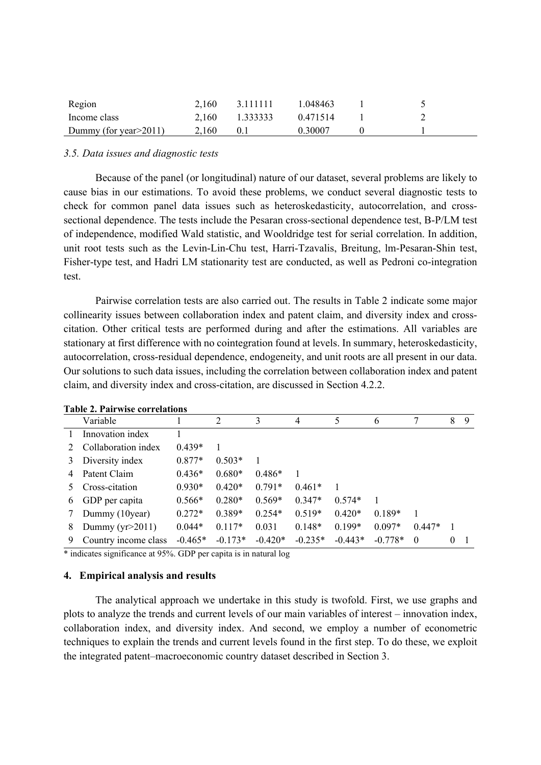| Region | 2,160 | 3.111111 | 1.048463 | 1 | 5 |
|---|---|---|---|---|---|
| Income class | 2,160 | 1.333333 | 0.471514 | 1 | 2 |
| Dummy (for year>2011) | 2,160 | 0.1 | 0.30007 | 0 | 1 |

### *3.5. Data issues and diagnostic tests*

Because of the panel (or longitudinal) nature of our dataset, several problems are likely to cause bias in our estimations. To avoid these problems, we conduct several diagnostic tests to check for common panel data issues such as heteroskedasticity, autocorrelation, and cross-sectional dependence. The tests include the Pesaran cross-sectional dependence test, B-P/LM test of independence, modified Wald statistic, and Wooldridge test for serial correlation. In addition, unit root tests such as the Levin-Lin-Chu test, Harri-Tzavalis, Breitung, lm-Pesaran-Shin test, Fisher-type test, and Hadri LM stationarity test are conducted, as well as Pedroni co-integration test.

Pairwise correlation tests are also carried out. The results in Table 2 indicate some major collinearity issues between collaboration index and patent claim, and diversity index and cross-citation. Other critical tests are performed during and after the estimations. All variables are stationary at first difference with no cointegration found at levels. In summary, heteroskedasticity, autocorrelation, cross-residual dependence, endogeneity, and unit roots are all present in our data. Our solutions to such data issues, including the correlation between collaboration index and patent claim, and diversity index and cross-citation, are discussed in Section 4.2.2.

**Table 2. Pairwise correlations**

| | Variable | 1 | 2 | 3 | 4 | 5 | 6 | 7 | 8 | 9 |
|---|---|---|---|---|---|---|---|---|---|---|
| 1 | Innovation index | 1 | | | | | | | | |
| 2 | Collaboration index | 0.439* | 1 | | | | | | | |
| 3 | Diversity index | 0.877* | 0.503* | 1 | | | | | | |
| 4 | Patent Claim | 0.436* | 0.680* | 0.486* | 1 | | | | | |
| 5 | Cross-citation | 0.930* | 0.420* | 0.791* | 0.461* | 1 | | | | |
| 6 | GDP per capita | 0.566* | 0.280* | 0.569* | 0.347* | 0.574* | 1 | | | |
| 7 | Dummy (10year) | 0.272* | 0.389* | 0.254* | 0.519* | 0.420* | 0.189* | 1 | | |
| 8 | Dummy (yr>2011) | 0.044* | 0.117* | 0.031 | 0.148* | 0.199* | 0.097* | 0.447* | 1 | |
| 9 | Country income class | -0.465* | -0.173* | -0.420* | -0.235* | -0.443* | -0.778* | 0 | 0 | 1 |

\* indicates significance at 95%. GDP per capita is in natural log

## 4. Empirical analysis and results

The analytical approach we undertake in this study is twofold. First, we use graphs and plots to analyze the trends and current levels of our main variables of interest – innovation index, collaboration index, and diversity index. And second, we employ a number of econometric techniques to explain the trends and current levels found in the first step. To do these, we exploit the integrated patent–macroeconomic country dataset described in Section 3.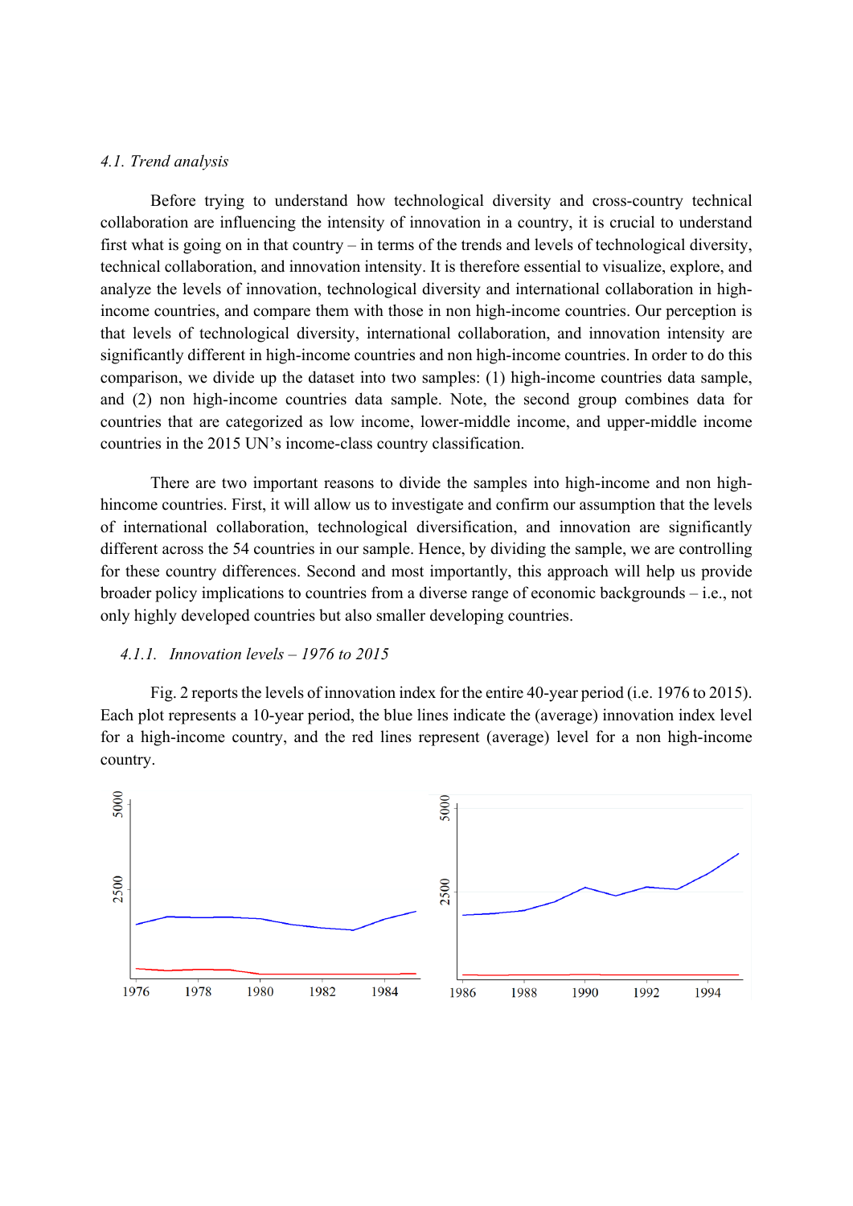*4.1. Trend analysis*

Before trying to understand how technological diversity and cross-country technical collaboration are influencing the intensity of innovation in a country, it is crucial to understand first what is going on in that country – in terms of the trends and levels of technological diversity, technical collaboration, and innovation intensity. It is therefore essential to visualize, explore, and analyze the levels of innovation, technological diversity and international collaboration in high-income countries, and compare them with those in non high-income countries. Our perception is that levels of technological diversity, international collaboration, and innovation intensity are significantly different in high-income countries and non high-income countries. In order to do this comparison, we divide up the dataset into two samples: (1) high-income countries data sample, and (2) non high-income countries data sample. Note, the second group combines data for countries that are categorized as low income, lower-middle income, and upper-middle income countries in the 2015 UN's income-class country classification.

There are two important reasons to divide the samples into high-income and non high-hincome countries. First, it will allow us to investigate and confirm our assumption that the levels of international collaboration, technological diversification, and innovation are significantly different across the 54 countries in our sample. Hence, by dividing the sample, we are controlling for these country differences. Second and most importantly, this approach will help us provide broader policy implications to countries from a diverse range of economic backgrounds – i.e., not only highly developed countries but also smaller developing countries.

*4.1.1. Innovation levels – 1976 to 2015*

Fig. 2 reports the levels of innovation index for the entire 40-year period (i.e. 1976 to 2015). Each plot represents a 10-year period, the blue lines indicate the (average) innovation index level for a high-income country, and the red lines represent (average) level for a non high-income country.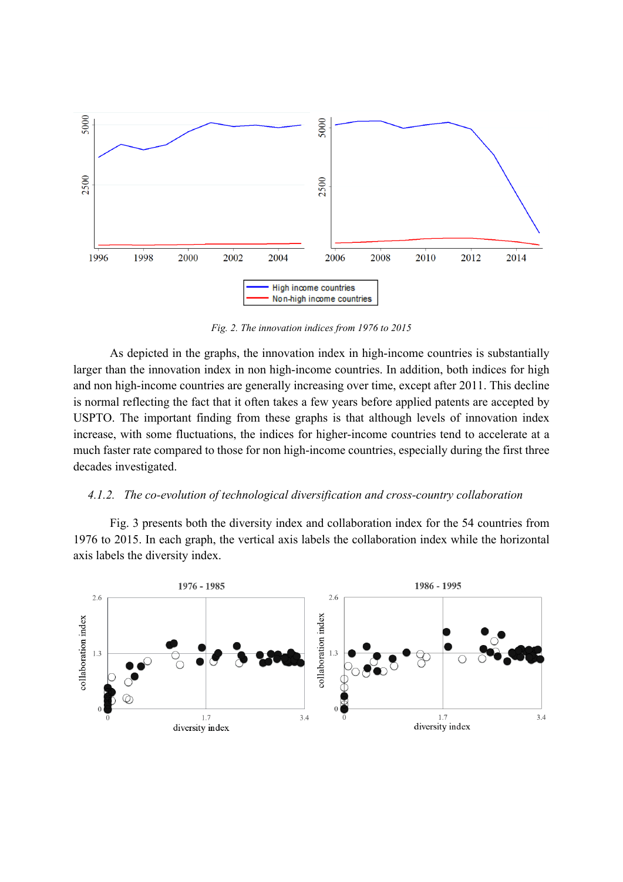*Fig. 2. The innovation indices from 1976 to 2015*

As depicted in the graphs, the innovation index in high-income countries is substantially larger than the innovation index in non high-income countries. In addition, both indices for high and non high-income countries are generally increasing over time, except after 2011. This decline is normal reflecting the fact that it often takes a few years before applied patents are accepted by USPTO. The important finding from these graphs is that although levels of innovation index increase, with some fluctuations, the indices for higher-income countries tend to accelerate at a much faster rate compared to those for non high-income countries, especially during the first three decades investigated.

### *4.1.2. The co-evolution of technological diversification and cross-country collaboration*

Fig. 3 presents both the diversity index and collaboration index for the 54 countries from 1976 to 2015. In each graph, the vertical axis labels the collaboration index while the horizontal axis labels the diversity index.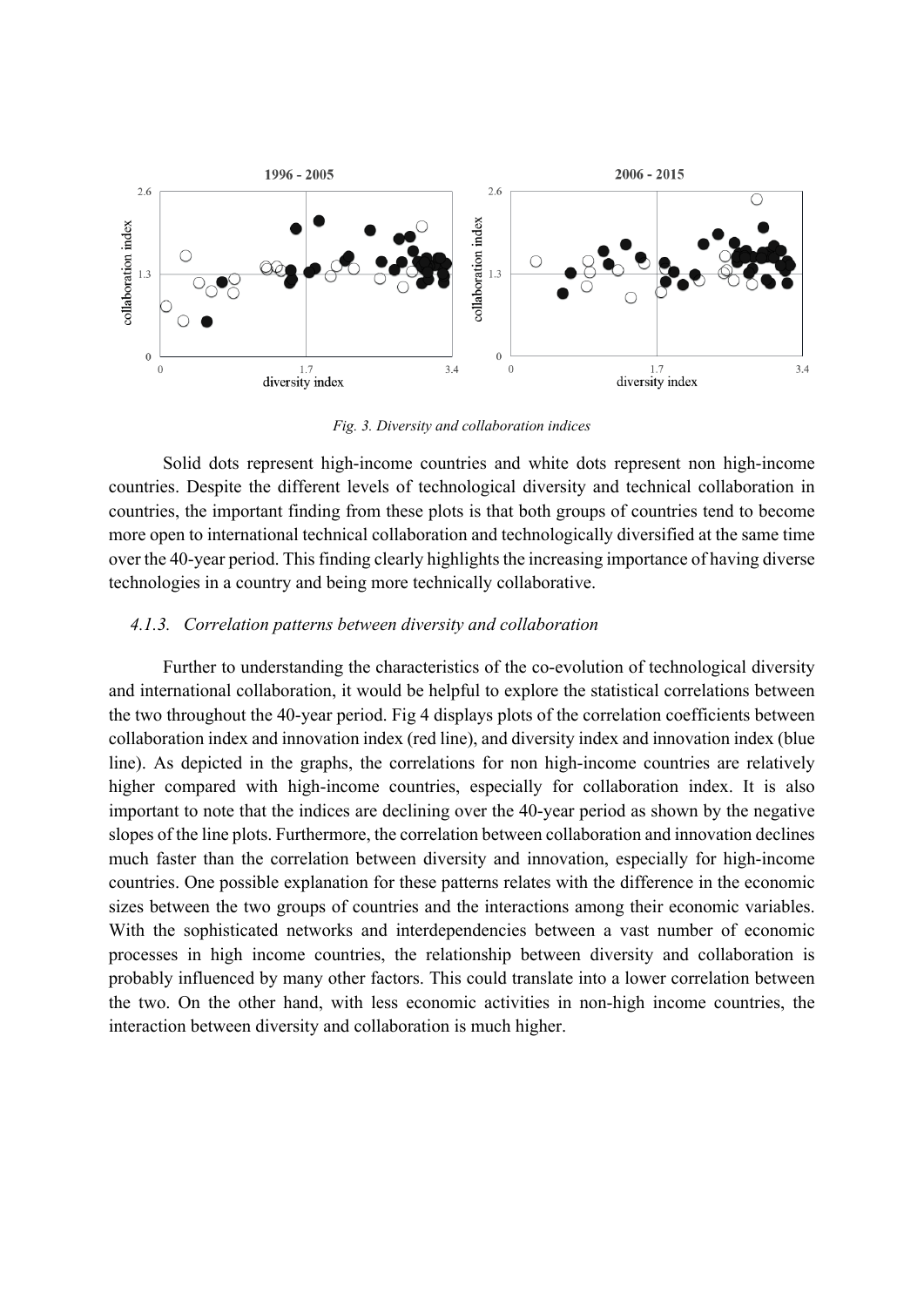*Fig. 3. Diversity and collaboration indices*

Solid dots represent high-income countries and white dots represent non high-income countries. Despite the different levels of technological diversity and technical collaboration in countries, the important finding from these plots is that both groups of countries tend to become more open to international technical collaboration and technologically diversified at the same time over the 40-year period. This finding clearly highlights the increasing importance of having diverse technologies in a country and being more technically collaborative.

### *4.1.3. Correlation patterns between diversity and collaboration*

Further to understanding the characteristics of the co-evolution of technological diversity and international collaboration, it would be helpful to explore the statistical correlations between the two throughout the 40-year period. Fig 4 displays plots of the correlation coefficients between collaboration index and innovation index (red line), and diversity index and innovation index (blue line). As depicted in the graphs, the correlations for non high-income countries are relatively higher compared with high-income countries, especially for collaboration index. It is also important to note that the indices are declining over the 40-year period as shown by the negative slopes of the line plots. Furthermore, the correlation between collaboration and innovation declines much faster than the correlation between diversity and innovation, especially for high-income countries. One possible explanation for these patterns relates with the difference in the economic sizes between the two groups of countries and the interactions among their economic variables. With the sophisticated networks and interdependencies between a vast number of economic processes in high income countries, the relationship between diversity and collaboration is probably influenced by many other factors. This could translate into a lower correlation between the two. On the other hand, with less economic activities in non-high income countries, the interaction between diversity and collaboration is much higher.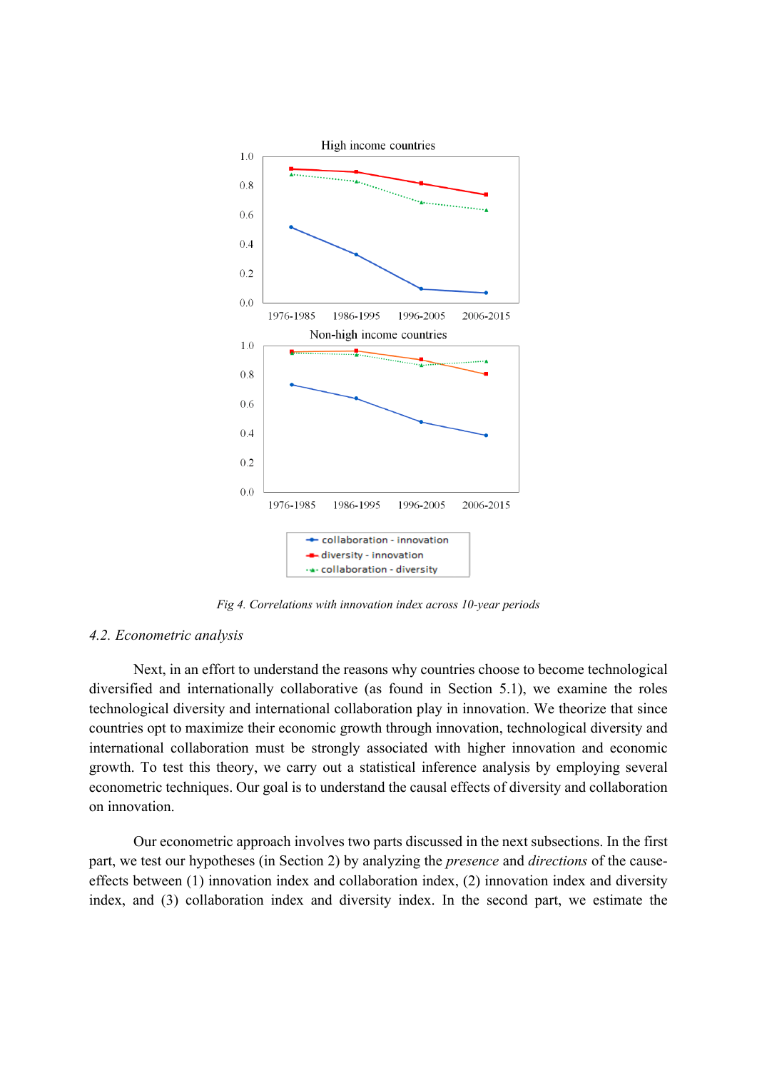*Fig 4. Correlations with innovation index across 10-year periods*

### *4.2. Econometric analysis*

Next, in an effort to understand the reasons why countries choose to become technological diversified and internationally collaborative (as found in Section 5.1), we examine the roles technological diversity and international collaboration play in innovation. We theorize that since countries opt to maximize their economic growth through innovation, technological diversity and international collaboration must be strongly associated with higher innovation and economic growth. To test this theory, we carry out a statistical inference analysis by employing several econometric techniques. Our goal is to understand the causal effects of diversity and collaboration on innovation.

Our econometric approach involves two parts discussed in the next subsections. In the first part, we test our hypotheses (in Section 2) by analyzing the *presence* and *directions* of the cause-effects between (1) innovation index and collaboration index, (2) innovation index and diversity index, and (3) collaboration index and diversity index. In the second part, we estimate the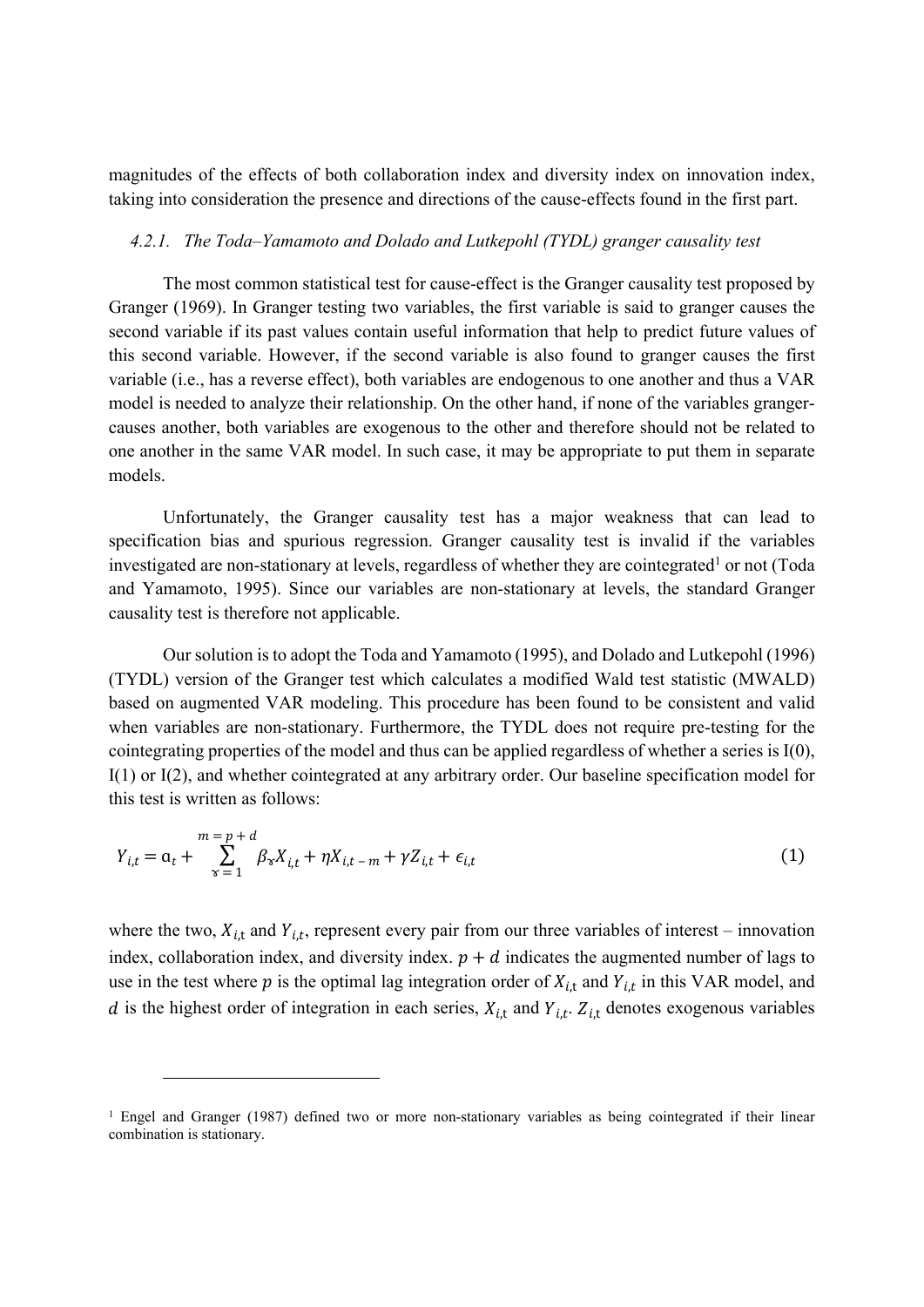magnitudes of the effects of both collaboration index and diversity index on innovation index, taking into consideration the presence and directions of the cause-effects found in the first part.

### *4.2.1. The Toda–Yamamoto and Dolado and Lutkepohl (TYDL) granger causality test*

The most common statistical test for cause-effect is the Granger causality test proposed by Granger (1969). In Granger testing two variables, the first variable is said to granger causes the second variable if its past values contain useful information that help to predict future values of this second variable. However, if the second variable is also found to granger causes the first variable (i.e., has a reverse effect), both variables are endogenous to one another and thus a VAR model is needed to analyze their relationship. On the other hand, if none of the variables granger-causes another, both variables are exogenous to the other and therefore should not be related to one another in the same VAR model. In such case, it may be appropriate to put them in separate models.

Unfortunately, the Granger causality test has a major weakness that can lead to specification bias and spurious regression. Granger causality test is invalid if the variables investigated are non-stationary at levels, regardless of whether they are cointegrated[1] or not (Toda and Yamamoto, 1995). Since our variables are non-stationary at levels, the standard Granger causality test is therefore not applicable.

Our solution is to adopt the Toda and Yamamoto (1995), and Dolado and Lutkepohl (1996) (TYDL) version of the Granger test which calculates a modified Wald test statistic (MWALD) based on augmented VAR modeling. This procedure has been found to be consistent and valid when variables are non-stationary. Furthermore, the TYDL does not require pre-testing for the cointegrating properties of the model and thus can be applied regardless of whether a series is I(0), I(1) or I(2), and whether cointegrated at any arbitrary order. Our baseline specification model for this test is written as follows:

$$Y_{i,t} = \alpha_t + \sum_{\tau=1}^{m=p+d} \beta_{\tau} X_{i,t} + \eta X_{i,t-m} + \gamma Z_{i,t} + \epsilon_{i,t} \tag{1}$$

where the two, $X_{i,t}$ and $Y_{i,t}$, represent every pair from our three variables of interest – innovation index, collaboration index, and diversity index. $p + d$ indicates the augmented number of lags to use in the test where $p$ is the optimal lag integration order of $X_{i,t}$ and $Y_{i,t}$ in this VAR model, and $d$ is the highest order of integration in each series, $X_{i,t}$ and $Y_{i,t}$. $Z_{i,t}$ denotes exogenous variables

---

[1] Engel and Granger (1987) defined two or more non-stationary variables as being cointegrated if their linear combination is stationary.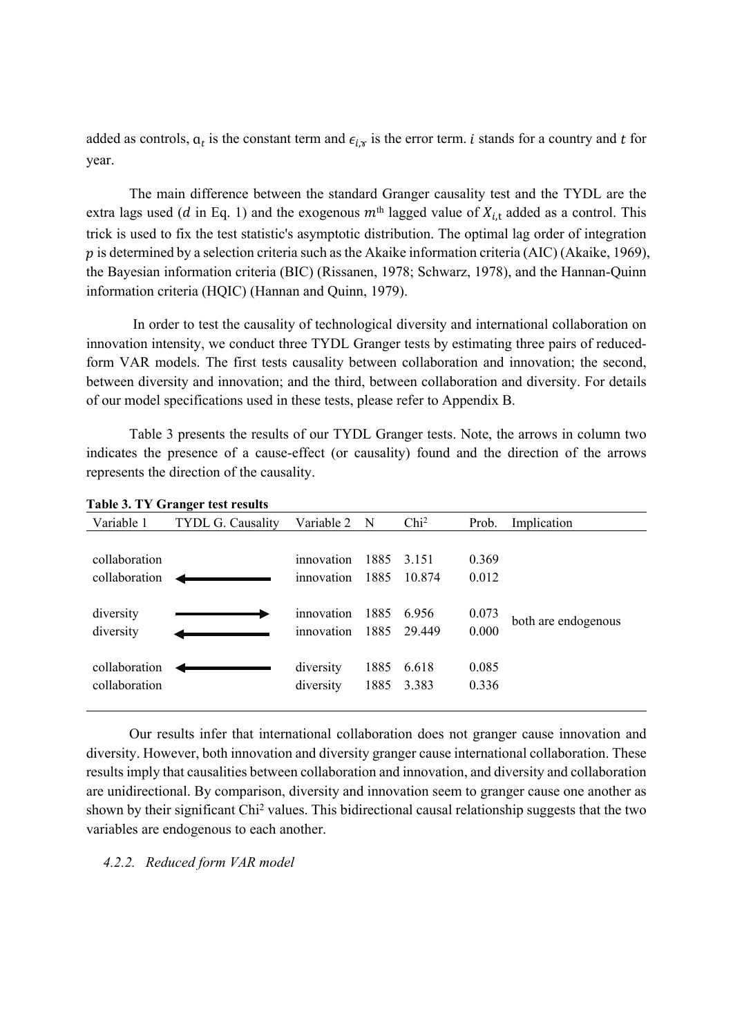added as controls, $\alpha_t$ is the constant term and $\epsilon_{i,\tau}$ is the error term. $i$ stands for a country and $t$ for year.

The main difference between the standard Granger causality test and the TYDL are the extra lags used ($d$ in Eq. 1) and the exogenous $m^{\text{th}}$ lagged value of $X_{i,\text{t}}$ added as a control. This trick is used to fix the test statistic's asymptotic distribution. The optimal lag order of integration $p$ is determined by a selection criteria such as the Akaike information criteria (AIC) (Akaike, 1969), the Bayesian information criteria (BIC) (Rissanen, 1978; Schwarz, 1978), and the Hannan-Quinn information criteria (HQIC) (Hannan and Quinn, 1979).

In order to test the causality of technological diversity and international collaboration on innovation intensity, we conduct three TYDL Granger tests by estimating three pairs of reduced-form VAR models. The first tests causality between collaboration and innovation; the second, between diversity and innovation; and the third, between collaboration and diversity. For details of our model specifications used in these tests, please refer to Appendix B.

Table 3 presents the results of our TYDL Granger tests. Note, the arrows in column two indicates the presence of a cause-effect (or causality) found and the direction of the arrows represents the direction of the causality.

**Table 3. TY Granger test results**

| Variable 1 | TYDL G. Causality | Variable 2 | N | Chi$^2$ | Prob. | Implication |
|---|---|---|---|---|---|---|
| collaboration | | innovation | 1885 | 3.151 | 0.369 | |
| collaboration | ← | innovation | 1885 | 10.874 | 0.012 | |
| diversity | → | innovation | 1885 | 6.956 | 0.073 | both are endogenous |
| diversity | ← | innovation | 1885 | 29.449 | 0.000 | |
| collaboration | ← | diversity | 1885 | 6.618 | 0.085 | |
| collaboration | | diversity | 1885 | 3.383 | 0.336 | |

Our results infer that international collaboration does not granger cause innovation and diversity. However, both innovation and diversity granger cause international collaboration. These results imply that causalities between collaboration and innovation, and diversity and collaboration are unidirectional. By comparison, diversity and innovation seem to granger cause one another as shown by their significant Chi$^2$ values. This bidirectional causal relationship suggests that the two variables are endogenous to each another.

*4.2.2. Reduced form VAR model*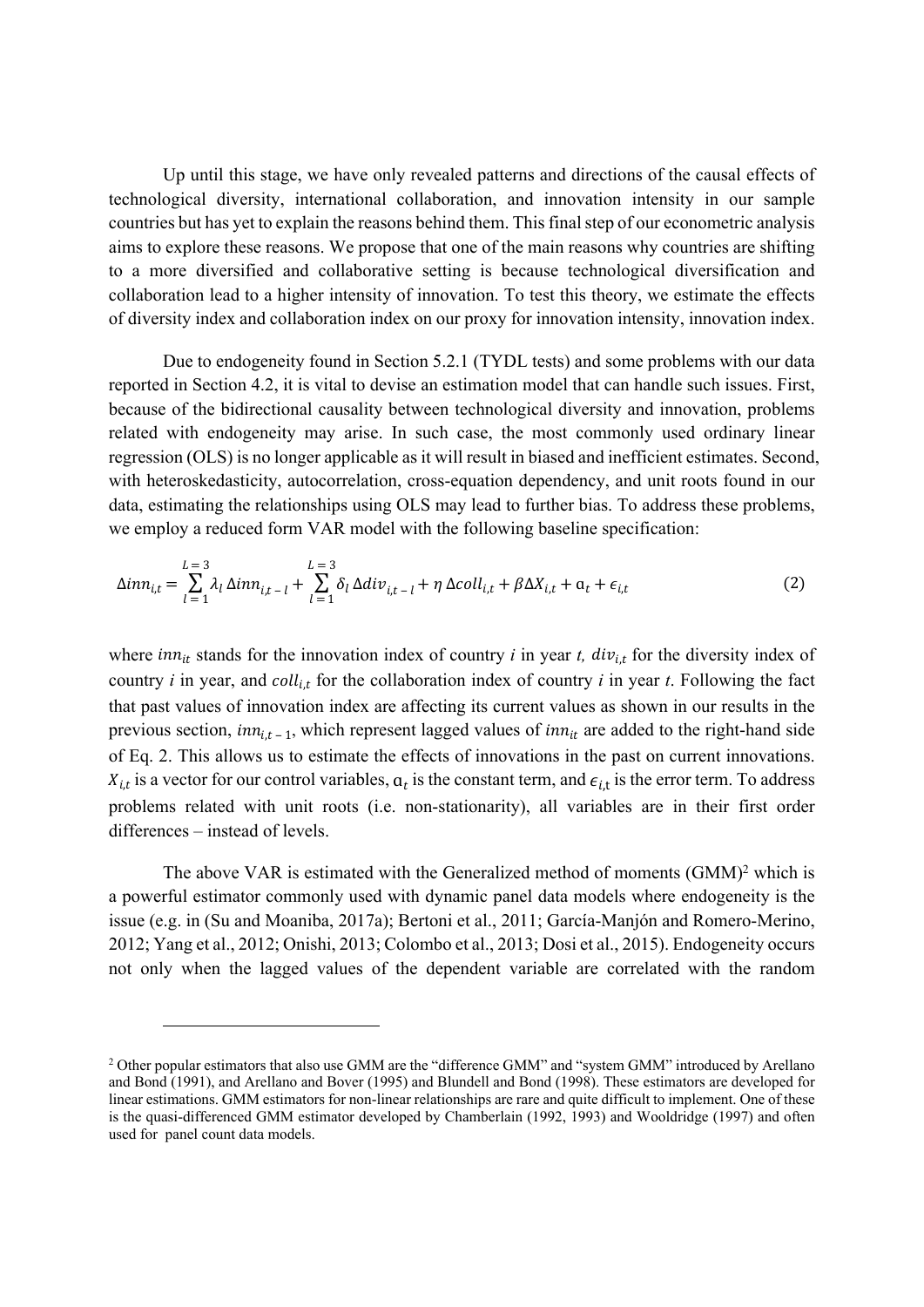Up until this stage, we have only revealed patterns and directions of the causal effects of technological diversity, international collaboration, and innovation intensity in our sample countries but has yet to explain the reasons behind them. This final step of our econometric analysis aims to explore these reasons. We propose that one of the main reasons why countries are shifting to a more diversified and collaborative setting is because technological diversification and collaboration lead to a higher intensity of innovation. To test this theory, we estimate the effects of diversity index and collaboration index on our proxy for innovation intensity, innovation index.

Due to endogeneity found in Section 5.2.1 (TYDL tests) and some problems with our data reported in Section 4.2, it is vital to devise an estimation model that can handle such issues. First, because of the bidirectional causality between technological diversity and innovation, problems related with endogeneity may arise. In such case, the most commonly used ordinary linear regression (OLS) is no longer applicable as it will result in biased and inefficient estimates. Second, with heteroskedasticity, autocorrelation, cross-equation dependency, and unit roots found in our data, estimating the relationships using OLS may lead to further bias. To address these problems, we employ a reduced form VAR model with the following baseline specification:

$$\Delta inn_{i,t} = \sum_{l=1}^{L=3} \lambda_l \, \Delta inn_{i,t-l} + \sum_{l=1}^{L=3} \delta_l \, \Delta div_{i,t-l} + \eta \, \Delta coll_{i,t} + \beta \Delta X_{i,t} + \alpha_t + \epsilon_{i,t} \tag{2}$$

where $inn_{it}$ stands for the innovation index of country *i* in year *t*, $div_{i,t}$ for the diversity index of country *i* in year, and $coll_{i,t}$ for the collaboration index of country *i* in year *t*. Following the fact that past values of innovation index are affecting its current values as shown in our results in the previous section, $inn_{i,t-1}$, which represent lagged values of $inn_{it}$ are added to the right-hand side of Eq. 2. This allows us to estimate the effects of innovations in the past on current innovations. $X_{i,t}$ is a vector for our control variables, $\alpha_t$ is the constant term, and $\epsilon_{i,t}$ is the error term. To address problems related with unit roots (i.e. non-stationarity), all variables are in their first order differences – instead of levels.

The above VAR is estimated with the Generalized method of moments (GMM)[2] which is a powerful estimator commonly used with dynamic panel data models where endogeneity is the issue (e.g. in (Su and Moaniba, 2017a); Bertoni et al., 2011; García-Manjón and Romero-Merino, 2012; Yang et al., 2012; Onishi, 2013; Colombo et al., 2013; Dosi et al., 2015). Endogeneity occurs not only when the lagged values of the dependent variable are correlated with the random

---

[2] Other popular estimators that also use GMM are the "difference GMM" and "system GMM" introduced by Arellano and Bond (1991), and Arellano and Bover (1995) and Blundell and Bond (1998). These estimators are developed for linear estimations. GMM estimators for non-linear relationships are rare and quite difficult to implement. One of these is the quasi-differenced GMM estimator developed by Chamberlain (1992, 1993) and Wooldridge (1997) and often used for panel count data models.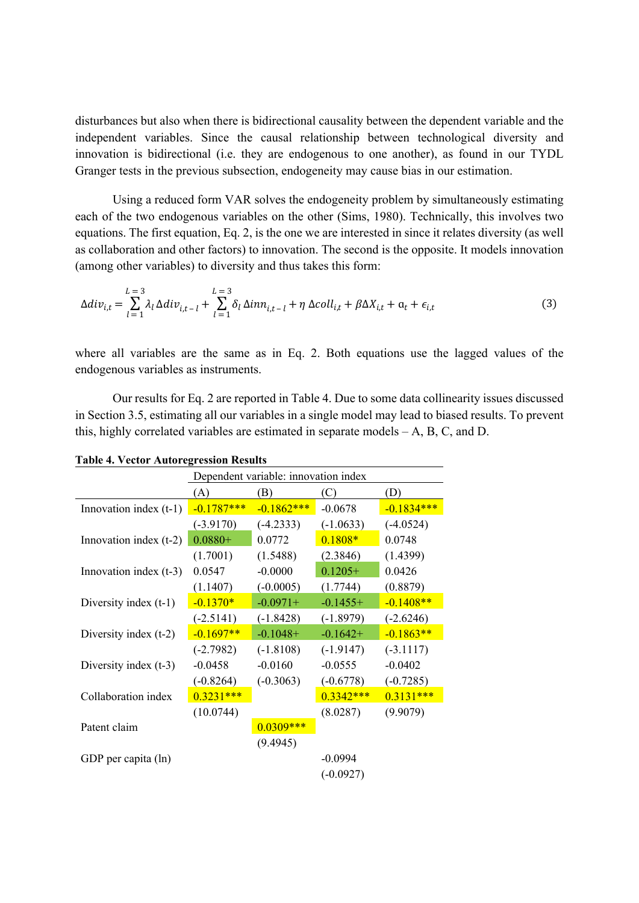disturbances but also when there is bidirectional causality between the dependent variable and the independent variables. Since the causal relationship between technological diversity and innovation is bidirectional (i.e. they are endogenous to one another), as found in our TYDL Granger tests in the previous subsection, endogeneity may cause bias in our estimation.

Using a reduced form VAR solves the endogeneity problem by simultaneously estimating each of the two endogenous variables on the other (Sims, 1980). Technically, this involves two equations. The first equation, Eq. 2, is the one we are interested in since it relates diversity (as well as collaboration and other factors) to innovation. The second is the opposite. It models innovation (among other variables) to diversity and thus takes this form:

$$\Delta div_{i,t} = \sum_{l=1}^{L=3} \lambda_l \Delta div_{i,t-l} + \sum_{l=1}^{L=3} \delta_l \Delta inn_{i,t-l} + \eta \, \Delta coll_{i,t} + \beta \Delta X_{i,t} + \alpha_t + \epsilon_{i,t} \tag{3}$$

where all variables are the same as in Eq. 2. Both equations use the lagged values of the endogenous variables as instruments.

Our results for Eq. 2 are reported in Table 4. Due to some data collinearity issues discussed in Section 3.5, estimating all our variables in a single model may lead to biased results. To prevent this, highly correlated variables are estimated in separate models – A, B, C, and D.

**Table 4. Vector Autoregression Results**

| | Dependent variable: innovation index | | | |
|---|---|---|---|---|
| | (A) | (B) | (C) | (D) |
| Innovation index (t-1) | -0.1787*** | -0.1862*** | -0.0678 | -0.1834*** |
| | (-3.9170) | (-4.2333) | (-1.0633) | (-4.0524) |
| Innovation index (t-2) | 0.0880+ | 0.0772 | 0.1808* | 0.0748 |
| | (1.7001) | (1.5488) | (2.3846) | (1.4399) |
| Innovation index (t-3) | 0.0547 | -0.0000 | 0.1205+ | 0.0426 |
| | (1.1407) | (-0.0005) | (1.7744) | (0.8879) |
| Diversity index (t-1) | -0.1370* | -0.0971+ | -0.1455+ | -0.1408** |
| | (-2.5141) | (-1.8428) | (-1.8979) | (-2.6246) |
| Diversity index (t-2) | -0.1697** | -0.1048+ | -0.1642+ | -0.1863** |
| | (-2.7982) | (-1.8108) | (-1.9147) | (-3.1117) |
| Diversity index (t-3) | -0.0458 | -0.0160 | -0.0555 | -0.0402 |
| | (-0.8264) | (-0.3063) | (-0.6778) | (-0.7285) |
| Collaboration index | 0.3231*** | | 0.3342*** | 0.3131*** |
| | (10.0744) | | (8.0287) | (9.9079) |
| Patent claim | | 0.0309*** | | |
| | | (9.4945) | | |
| GDP per capita (ln) | | | -0.0994 | |
| | | | (-0.0927) | |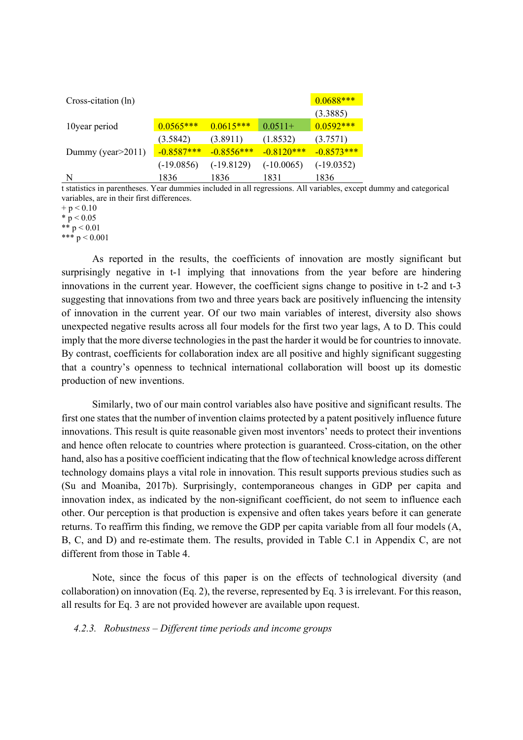| | | | | |
|---|---|---|---|---|
| Cross-citation (ln) | | | | 0.0688*** |
| | | | | (3.3885) |
| 10year period | 0.0565*** | 0.0615*** | 0.0511+ | 0.0592*** |
| | (3.5842) | (3.8911) | (1.8532) | (3.7571) |
| Dummy (year>2011) | -0.8587*** | -0.8556*** | -0.8120*** | -0.8573*** |
| | (-19.0856) | (-19.8129) | (-10.0065) | (-19.0352) |
| N | 1836 | 1836 | 1831 | 1836 |

t statistics in parentheses. Year dummies included in all regressions. All variables, except dummy and categorical variables, are in their first differences.
+ $p < 0.10$
* $p < 0.05$
** $p < 0.01$
*** $p < 0.001$

As reported in the results, the coefficients of innovation are mostly significant but surprisingly negative in t-1 implying that innovations from the year before are hindering innovations in the current year. However, the coefficient signs change to positive in t-2 and t-3 suggesting that innovations from two and three years back are positively influencing the intensity of innovation in the current year. Of our two main variables of interest, diversity also shows unexpected negative results across all four models for the first two year lags, A to D. This could imply that the more diverse technologies in the past the harder it would be for countries to innovate. By contrast, coefficients for collaboration index are all positive and highly significant suggesting that a country's openness to technical international collaboration will boost up its domestic production of new inventions.

Similarly, two of our main control variables also have positive and significant results. The first one states that the number of invention claims protected by a patent positively influence future innovations. This result is quite reasonable given most inventors' needs to protect their inventions and hence often relocate to countries where protection is guaranteed. Cross-citation, on the other hand, also has a positive coefficient indicating that the flow of technical knowledge across different technology domains plays a vital role in innovation. This result supports previous studies such as (Su and Moaniba, 2017b). Surprisingly, contemporaneous changes in GDP per capita and innovation index, as indicated by the non-significant coefficient, do not seem to influence each other. Our perception is that production is expensive and often takes years before it can generate returns. To reaffirm this finding, we remove the GDP per capita variable from all four models (A, B, C, and D) and re-estimate them. The results, provided in Table C.1 in Appendix C, are not different from those in Table 4.

Note, since the focus of this paper is on the effects of technological diversity (and collaboration) on innovation (Eq. 2), the reverse, represented by Eq. 3 is irrelevant. For this reason, all results for Eq. 3 are not provided however are available upon request.

#### *4.2.3. Robustness – Different time periods and income groups*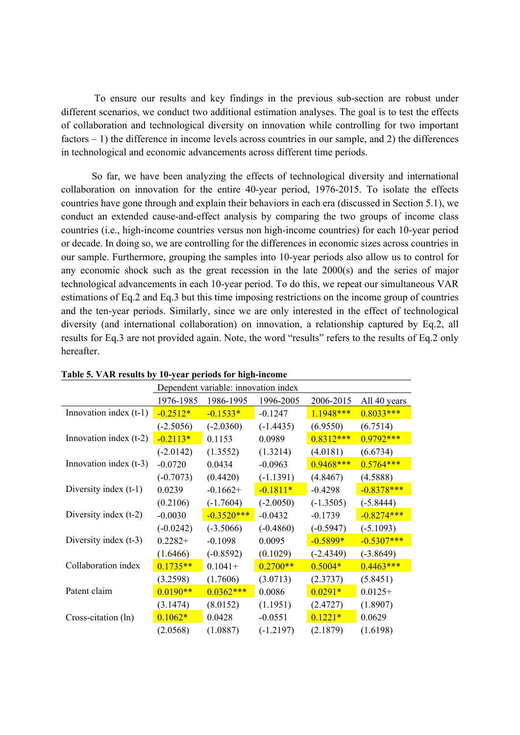To ensure our results and key findings in the previous sub-section are robust under different scenarios, we conduct two additional estimation analyses. The goal is to test the effects of collaboration and technological diversity on innovation while controlling for two important factors – 1) the difference in income levels across countries in our sample, and 2) the differences in technological and economic advancements across different time periods.

So far, we have been analyzing the effects of technological diversity and international collaboration on innovation for the entire 40-year period, 1976-2015. To isolate the effects countries have gone through and explain their behaviors in each era (discussed in Section 5.1), we conduct an extended cause-and-effect analysis by comparing the two groups of income class countries (i.e., high-income countries versus non high-income countries) for each 10-year period or decade. In doing so, we are controlling for the differences in economic sizes across countries in our sample. Furthermore, grouping the samples into 10-year periods also allow us to control for any economic shock such as the great recession in the late 2000(s) and the series of major technological advancements in each 10-year period. To do this, we repeat our simultaneous VAR estimations of Eq.2 and Eq.3 but this time imposing restrictions on the income group of countries and the ten-year periods. Similarly, since we are only interested in the effect of technological diversity (and international collaboration) on innovation, a relationship captured by Eq.2, all results for Eq.3 are not provided again. Note, the word "results" refers to the results of Eq.2 only hereafter.

**Table 5. VAR results by 10-year periods for high-income**

| | Dependent variable: innovation index | | | | |
|---|---|---|---|---|---|
| | 1976-1985 | 1986-1995 | 1996-2005 | 2006-2015 | All 40 years |
| Innovation index (t-1) | -0.2512* | -0.1533* | -0.1247 | 1.1948*** | 0.8033*** |
| | (-2.5056) | (-2.0360) | (-1.4435) | (6.9550) | (6.7514) |
| Innovation index (t-2) | -0.2113* | 0.1153 | 0.0989 | 0.8312*** | 0.9792*** |
| | (-2.0142) | (1.3552) | (1.3214) | (4.0181) | (6.6734) |
| Innovation index (t-3) | -0.0720 | 0.0434 | -0.0963 | 0.9468*** | 0.5764*** |
| | (-0.7073) | (0.4420) | (-1.1391) | (4.8467) | (4.5888) |
| Diversity index (t-1) | 0.0239 | -0.1662+ | -0.1811* | -0.4298 | -0.8378*** |
| | (0.2106) | (-1.7604) | (-2.0050) | (-1.3505) | (-5.8444) |
| Diversity index (t-2) | -0.0030 | -0.3520*** | -0.0432 | -0.1739 | -0.8274*** |
| | (-0.0242) | (-3.5066) | (-0.4860) | (-0.5947) | (-5.1093) |
| Diversity index (t-3) | 0.2282+ | -0.1098 | 0.0095 | -0.5899* | -0.5307*** |
| | (1.6466) | (-0.8592) | (0.1029) | (-2.4349) | (-3.8649) |
| Collaboration index | 0.1735** | 0.1041+ | 0.2700** | 0.5004* | 0.4463*** |
| | (3.2598) | (1.7606) | (3.0713) | (2.3737) | (5.8451) |
| Patent claim | 0.0190** | 0.0362*** | 0.0086 | 0.0291* | 0.0125+ |
| | (3.1474) | (8.0152) | (1.1951) | (2.4727) | (1.8907) |
| Cross-citation (ln) | 0.1062* | 0.0428 | -0.0551 | 0.1221* | 0.0629 |
| | (2.0568) | (1.0887) | (-1.2197) | (2.1879) | (1.6198) |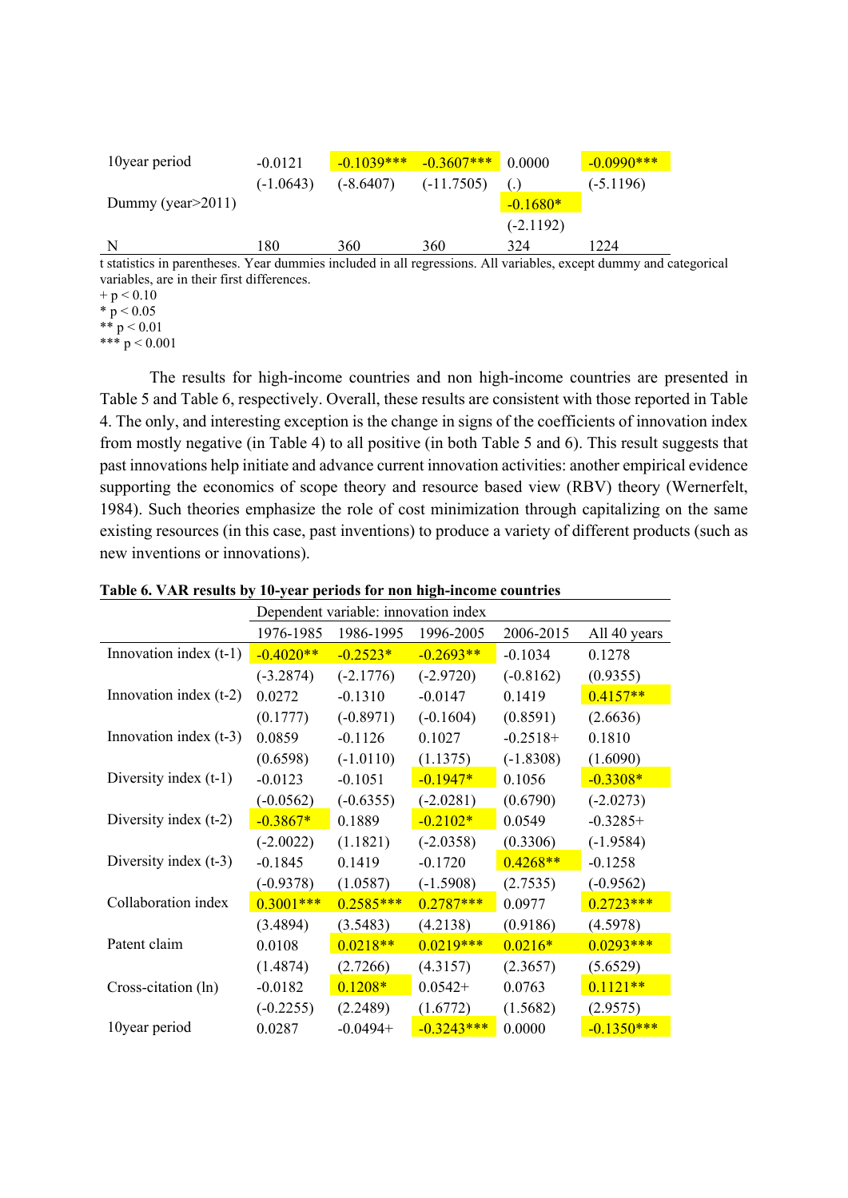| | | | | | |
|---|---|---|---|---|---|
| 10year period | -0.0121 | -0.1039*** | -0.3607*** | 0.0000 | -0.0990*** |
| | (-1.0643) | (-8.6407) | (-11.7505) | (.) | (-5.1196) |
| Dummy (year>2011) | | | | -0.1680* | |
| | | | | (-2.1192) | |
| N | 180 | 360 | 360 | 324 | 1224 |

t statistics in parentheses. Year dummies included in all regressions. All variables, except dummy and categorical variables, are in their first differences.
+ $p < 0.10$
* $p < 0.05$
** $p < 0.01$
*** $p < 0.001$

The results for high-income countries and non high-income countries are presented in Table 5 and Table 6, respectively. Overall, these results are consistent with those reported in Table 4. The only, and interesting exception is the change in signs of the coefficients of innovation index from mostly negative (in Table 4) to all positive (in both Table 5 and 6). This result suggests that past innovations help initiate and advance current innovation activities: another empirical evidence supporting the economics of scope theory and resource based view (RBV) theory (Wernerfelt, 1984). Such theories emphasize the role of cost minimization through capitalizing on the same existing resources (in this case, past inventions) to produce a variety of different products (such as new inventions or innovations).

**Table 6. VAR results by 10-year periods for non high-income countries**

| | Dependent variable: innovation index | | | | |
|---|---|---|---|---|---|
| | 1976-1985 | 1986-1995 | 1996-2005 | 2006-2015 | All 40 years |
| Innovation index (t-1) | -0.4020** | -0.2523* | -0.2693** | -0.1034 | 0.1278 |
| | (-3.2874) | (-2.1776) | (-2.9720) | (-0.8162) | (0.9355) |
| Innovation index (t-2) | 0.0272 | -0.1310 | -0.0147 | 0.1419 | 0.4157** |
| | (0.1777) | (-0.8971) | (-0.1604) | (0.8591) | (2.6636) |
| Innovation index (t-3) | 0.0859 | -0.1126 | 0.1027 | -0.2518+ | 0.1810 |
| | (0.6598) | (-1.0110) | (1.1375) | (-1.8308) | (1.6090) |
| Diversity index (t-1) | -0.0123 | -0.1051 | -0.1947* | 0.1056 | -0.3308* |
| | (-0.0562) | (-0.6355) | (-2.0281) | (0.6790) | (-2.0273) |
| Diversity index (t-2) | -0.3867* | 0.1889 | -0.2102* | 0.0549 | -0.3285+ |
| | (-2.0022) | (1.1821) | (-2.0358) | (0.3306) | (-1.9584) |
| Diversity index (t-3) | -0.1845 | 0.1419 | -0.1720 | 0.4268** | -0.1258 |
| | (-0.9378) | (1.0587) | (-1.5908) | (2.7535) | (-0.9562) |
| Collaboration index | 0.3001*** | 0.2585*** | 0.2787*** | 0.0977 | 0.2723*** |
| | (3.4894) | (3.5483) | (4.2138) | (0.9186) | (4.5978) |
| Patent claim | 0.0108 | 0.0218** | 0.0219*** | 0.0216* | 0.0293*** |
| | (1.4874) | (2.7266) | (4.3157) | (2.3657) | (5.6529) |
| Cross-citation (ln) | -0.0182 | 0.1208* | 0.0542+ | 0.0763 | 0.1121** |
| | (-0.2255) | (2.2489) | (1.6772) | (1.5682) | (2.9575) |
| 10year period | 0.0287 | -0.0494+ | -0.3243*** | 0.0000 | -0.1350*** |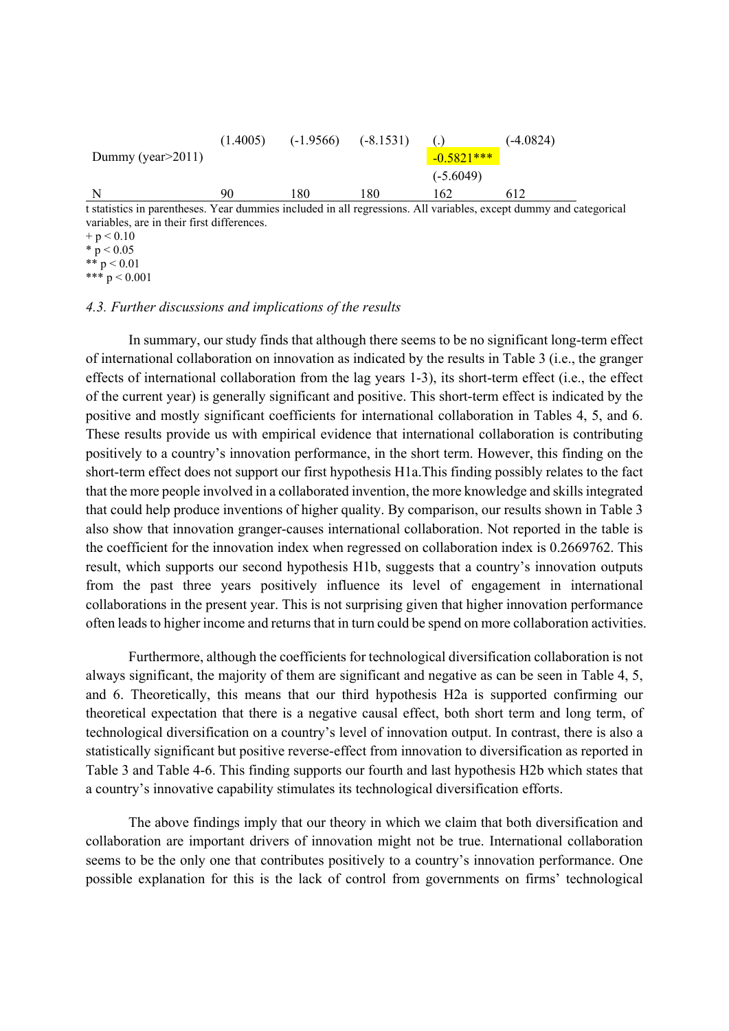| | | | | | |
|---|---|---|---|---|---|
| | (1.4005) | (-1.9566) | (-8.1531) | (.) | (-4.0824) |
| Dummy (year>2011) | | | | -0.5821*** | |
| | | | | (-5.6049) | |
| N | 90 | 180 | 180 | 162 | 612 |

t statistics in parentheses. Year dummies included in all regressions. All variables, except dummy and categorical variables, are in their first differences.
+ $p < 0.10$
* $p < 0.05$
** $p < 0.01$
*** $p < 0.001$

### *4.3. Further discussions and implications of the results*

In summary, our study finds that although there seems to be no significant long-term effect of international collaboration on innovation as indicated by the results in Table 3 (i.e., the granger effects of international collaboration from the lag years 1-3), its short-term effect (i.e., the effect of the current year) is generally significant and positive. This short-term effect is indicated by the positive and mostly significant coefficients for international collaboration in Tables 4, 5, and 6. These results provide us with empirical evidence that international collaboration is contributing positively to a country's innovation performance, in the short term. However, this finding on the short-term effect does not support our first hypothesis H1a.This finding possibly relates to the fact that the more people involved in a collaborated invention, the more knowledge and skills integrated that could help produce inventions of higher quality. By comparison, our results shown in Table 3 also show that innovation granger-causes international collaboration. Not reported in the table is the coefficient for the innovation index when regressed on collaboration index is 0.2669762. This result, which supports our second hypothesis H1b, suggests that a country's innovation outputs from the past three years positively influence its level of engagement in international collaborations in the present year. This is not surprising given that higher innovation performance often leads to higher income and returns that in turn could be spend on more collaboration activities.

Furthermore, although the coefficients for technological diversification collaboration is not always significant, the majority of them are significant and negative as can be seen in Table 4, 5, and 6. Theoretically, this means that our third hypothesis H2a is supported confirming our theoretical expectation that there is a negative causal effect, both short term and long term, of technological diversification on a country's level of innovation output. In contrast, there is also a statistically significant but positive reverse-effect from innovation to diversification as reported in Table 3 and Table 4-6. This finding supports our fourth and last hypothesis H2b which states that a country's innovative capability stimulates its technological diversification efforts.

The above findings imply that our theory in which we claim that both diversification and collaboration are important drivers of innovation might not be true. International collaboration seems to be the only one that contributes positively to a country's innovation performance. One possible explanation for this is the lack of control from governments on firms' technological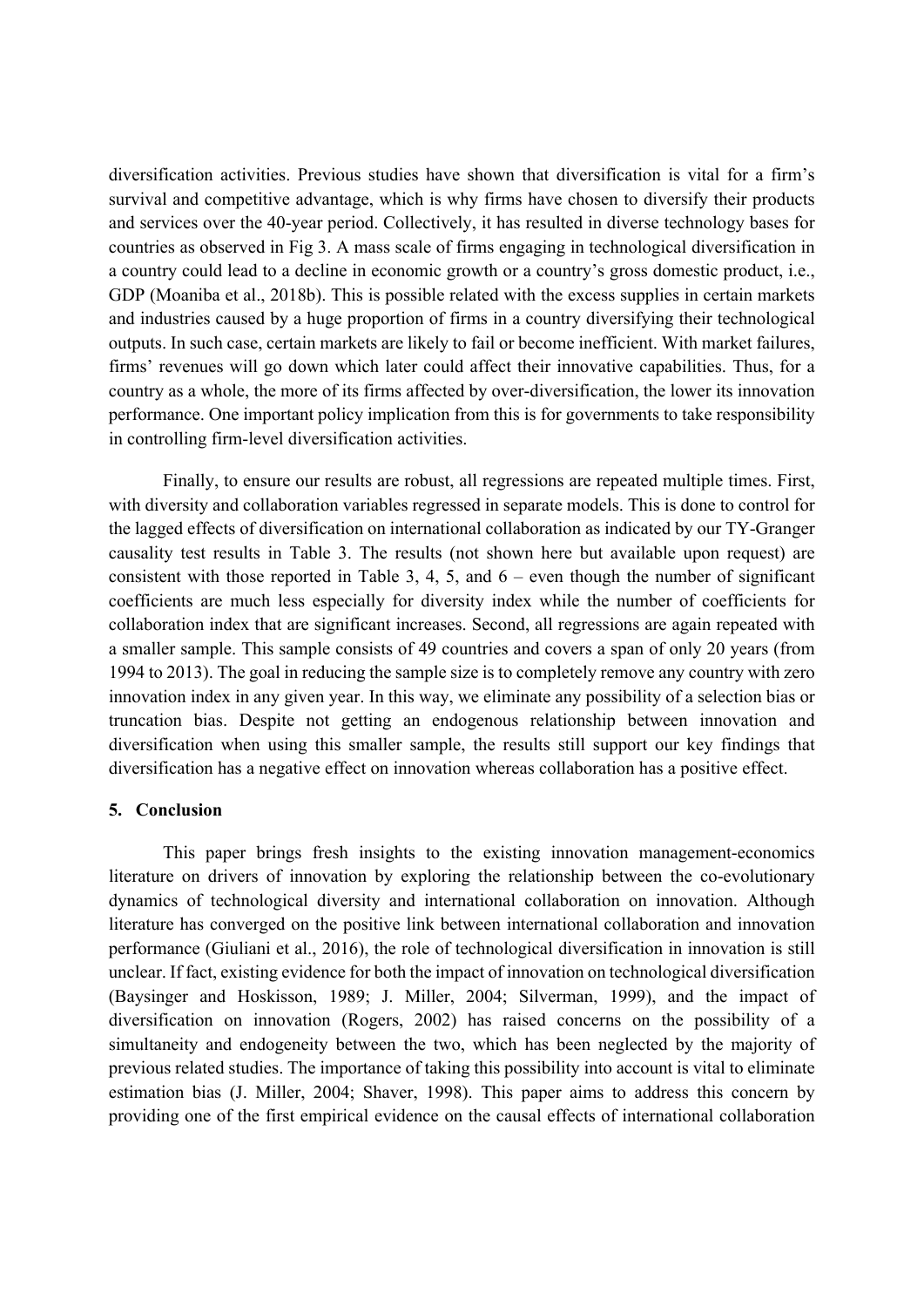diversification activities. Previous studies have shown that diversification is vital for a firm's survival and competitive advantage, which is why firms have chosen to diversify their products and services over the 40-year period. Collectively, it has resulted in diverse technology bases for countries as observed in Fig 3. A mass scale of firms engaging in technological diversification in a country could lead to a decline in economic growth or a country's gross domestic product, i.e., GDP (Moaniba et al., 2018b). This is possible related with the excess supplies in certain markets and industries caused by a huge proportion of firms in a country diversifying their technological outputs. In such case, certain markets are likely to fail or become inefficient. With market failures, firms' revenues will go down which later could affect their innovative capabilities. Thus, for a country as a whole, the more of its firms affected by over-diversification, the lower its innovation performance. One important policy implication from this is for governments to take responsibility in controlling firm-level diversification activities.

Finally, to ensure our results are robust, all regressions are repeated multiple times. First, with diversity and collaboration variables regressed in separate models. This is done to control for the lagged effects of diversification on international collaboration as indicated by our TY-Granger causality test results in Table 3. The results (not shown here but available upon request) are consistent with those reported in Table 3, 4, 5, and 6 – even though the number of significant coefficients are much less especially for diversity index while the number of coefficients for collaboration index that are significant increases. Second, all regressions are again repeated with a smaller sample. This sample consists of 49 countries and covers a span of only 20 years (from 1994 to 2013). The goal in reducing the sample size is to completely remove any country with zero innovation index in any given year. In this way, we eliminate any possibility of a selection bias or truncation bias. Despite not getting an endogenous relationship between innovation and diversification when using this smaller sample, the results still support our key findings that diversification has a negative effect on innovation whereas collaboration has a positive effect.

## 5. Conclusion

This paper brings fresh insights to the existing innovation management-economics literature on drivers of innovation by exploring the relationship between the co-evolutionary dynamics of technological diversity and international collaboration on innovation. Although literature has converged on the positive link between international collaboration and innovation performance (Giuliani et al., 2016), the role of technological diversification in innovation is still unclear. If fact, existing evidence for both the impact of innovation on technological diversification (Baysinger and Hoskisson, 1989; J. Miller, 2004; Silverman, 1999), and the impact of diversification on innovation (Rogers, 2002) has raised concerns on the possibility of a simultaneity and endogeneity between the two, which has been neglected by the majority of previous related studies. The importance of taking this possibility into account is vital to eliminate estimation bias (J. Miller, 2004; Shaver, 1998). This paper aims to address this concern by providing one of the first empirical evidence on the causal effects of international collaboration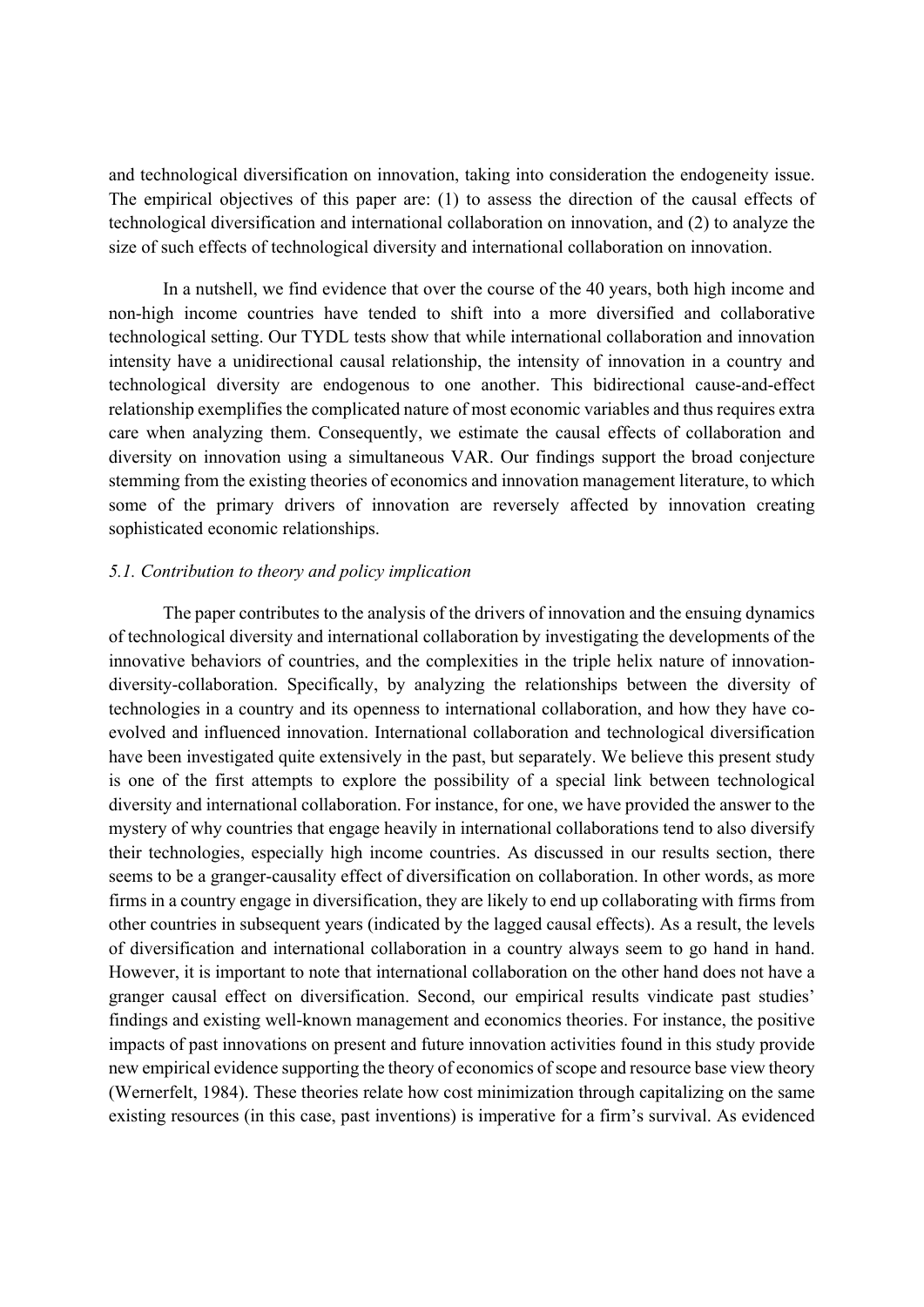and technological diversification on innovation, taking into consideration the endogeneity issue. The empirical objectives of this paper are: (1) to assess the direction of the causal effects of technological diversification and international collaboration on innovation, and (2) to analyze the size of such effects of technological diversity and international collaboration on innovation.

In a nutshell, we find evidence that over the course of the 40 years, both high income and non-high income countries have tended to shift into a more diversified and collaborative technological setting. Our TYDL tests show that while international collaboration and innovation intensity have a unidirectional causal relationship, the intensity of innovation in a country and technological diversity are endogenous to one another. This bidirectional cause-and-effect relationship exemplifies the complicated nature of most economic variables and thus requires extra care when analyzing them. Consequently, we estimate the causal effects of collaboration and diversity on innovation using a simultaneous VAR. Our findings support the broad conjecture stemming from the existing theories of economics and innovation management literature, to which some of the primary drivers of innovation are reversely affected by innovation creating sophisticated economic relationships.

### *5.1. Contribution to theory and policy implication*

The paper contributes to the analysis of the drivers of innovation and the ensuing dynamics of technological diversity and international collaboration by investigating the developments of the innovative behaviors of countries, and the complexities in the triple helix nature of innovation-diversity-collaboration. Specifically, by analyzing the relationships between the diversity of technologies in a country and its openness to international collaboration, and how they have co-evolved and influenced innovation. International collaboration and technological diversification have been investigated quite extensively in the past, but separately. We believe this present study is one of the first attempts to explore the possibility of a special link between technological diversity and international collaboration. For instance, for one, we have provided the answer to the mystery of why countries that engage heavily in international collaborations tend to also diversify their technologies, especially high income countries. As discussed in our results section, there seems to be a granger-causality effect of diversification on collaboration. In other words, as more firms in a country engage in diversification, they are likely to end up collaborating with firms from other countries in subsequent years (indicated by the lagged causal effects). As a result, the levels of diversification and international collaboration in a country always seem to go hand in hand. However, it is important to note that international collaboration on the other hand does not have a granger causal effect on diversification. Second, our empirical results vindicate past studies' findings and existing well-known management and economics theories. For instance, the positive impacts of past innovations on present and future innovation activities found in this study provide new empirical evidence supporting the theory of economics of scope and resource base view theory (Wernerfelt, 1984). These theories relate how cost minimization through capitalizing on the same existing resources (in this case, past inventions) is imperative for a firm's survival. As evidenced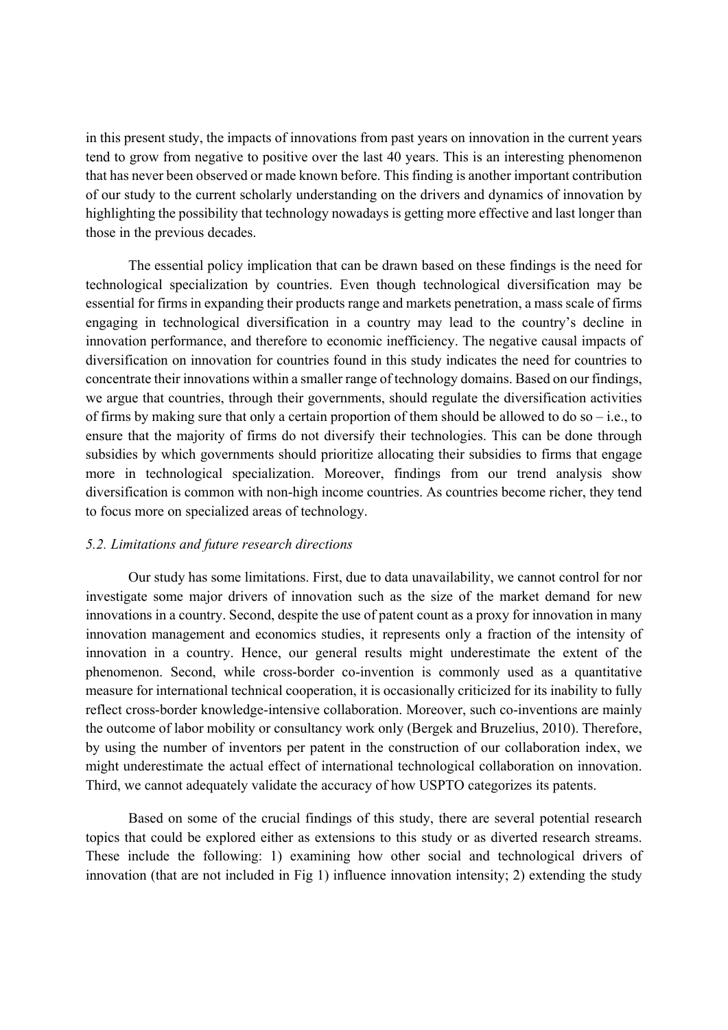in this present study, the impacts of innovations from past years on innovation in the current years tend to grow from negative to positive over the last 40 years. This is an interesting phenomenon that has never been observed or made known before. This finding is another important contribution of our study to the current scholarly understanding on the drivers and dynamics of innovation by highlighting the possibility that technology nowadays is getting more effective and last longer than those in the previous decades.

The essential policy implication that can be drawn based on these findings is the need for technological specialization by countries. Even though technological diversification may be essential for firms in expanding their products range and markets penetration, a mass scale of firms engaging in technological diversification in a country may lead to the country's decline in innovation performance, and therefore to economic inefficiency. The negative causal impacts of diversification on innovation for countries found in this study indicates the need for countries to concentrate their innovations within a smaller range of technology domains. Based on our findings, we argue that countries, through their governments, should regulate the diversification activities of firms by making sure that only a certain proportion of them should be allowed to do so – i.e., to ensure that the majority of firms do not diversify their technologies. This can be done through subsidies by which governments should prioritize allocating their subsidies to firms that engage more in technological specialization. Moreover, findings from our trend analysis show diversification is common with non-high income countries. As countries become richer, they tend to focus more on specialized areas of technology.

### *5.2. Limitations and future research directions*

Our study has some limitations. First, due to data unavailability, we cannot control for nor investigate some major drivers of innovation such as the size of the market demand for new innovations in a country. Second, despite the use of patent count as a proxy for innovation in many innovation management and economics studies, it represents only a fraction of the intensity of innovation in a country. Hence, our general results might underestimate the extent of the phenomenon. Second, while cross-border co-invention is commonly used as a quantitative measure for international technical cooperation, it is occasionally criticized for its inability to fully reflect cross-border knowledge-intensive collaboration. Moreover, such co-inventions are mainly the outcome of labor mobility or consultancy work only (Bergek and Bruzelius, 2010). Therefore, by using the number of inventors per patent in the construction of our collaboration index, we might underestimate the actual effect of international technological collaboration on innovation. Third, we cannot adequately validate the accuracy of how USPTO categorizes its patents.

Based on some of the crucial findings of this study, there are several potential research topics that could be explored either as extensions to this study or as diverted research streams. These include the following: 1) examining how other social and technological drivers of innovation (that are not included in Fig 1) influence innovation intensity; 2) extending the study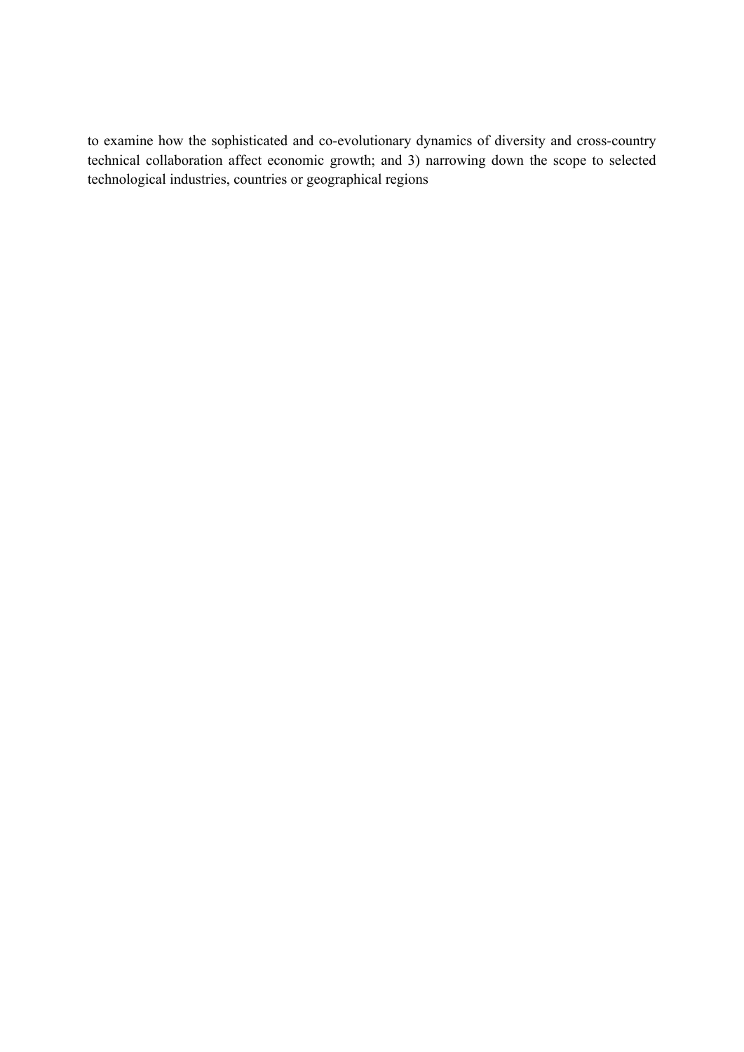to examine how the sophisticated and co-evolutionary dynamics of diversity and cross-country technical collaboration affect economic growth; and 3) narrowing down the scope to selected technological industries, countries or geographical regions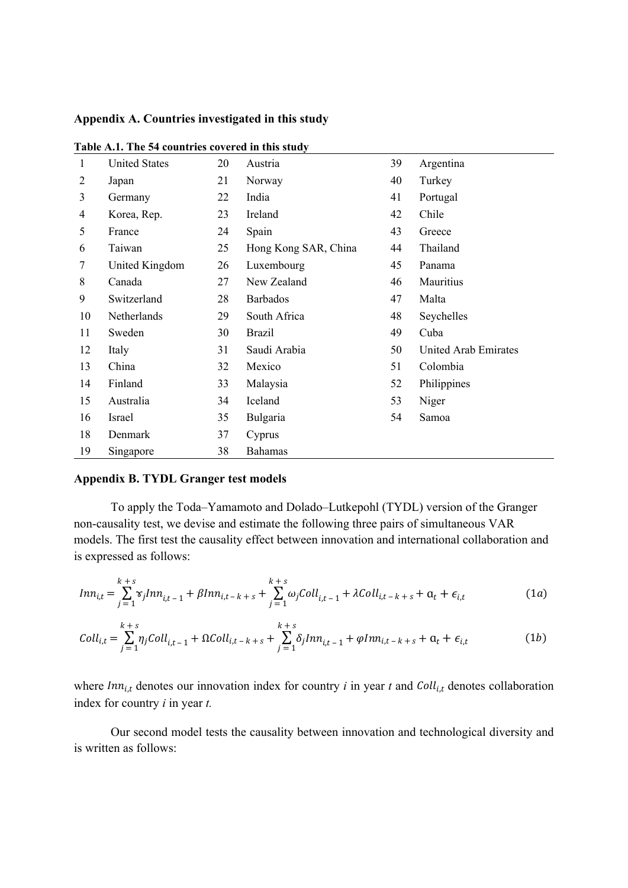## Appendix A. Countries investigated in this study

**Table A.1. The 54 countries covered in this study**

| | | | | | |
|---|---|---|---|---|---|
| 1 | United States | 20 | Austria | 39 | Argentina |
| 2 | Japan | 21 | Norway | 40 | Turkey |
| 3 | Germany | 22 | India | 41 | Portugal |
| 4 | Korea, Rep. | 23 | Ireland | 42 | Chile |
| 5 | France | 24 | Spain | 43 | Greece |
| 6 | Taiwan | 25 | Hong Kong SAR, China | 44 | Thailand |
| 7 | United Kingdom | 26 | Luxembourg | 45 | Panama |
| 8 | Canada | 27 | New Zealand | 46 | Mauritius |
| 9 | Switzerland | 28 | Barbados | 47 | Malta |
| 10 | Netherlands | 29 | South Africa | 48 | Seychelles |
| 11 | Sweden | 30 | Brazil | 49 | Cuba |
| 12 | Italy | 31 | Saudi Arabia | 50 | United Arab Emirates |
| 13 | China | 32 | Mexico | 51 | Colombia |
| 14 | Finland | 33 | Malaysia | 52 | Philippines |
| 15 | Australia | 34 | Iceland | 53 | Niger |
| 16 | Israel | 35 | Bulgaria | 54 | Samoa |
| 18 | Denmark | 37 | Cyprus | | |
| 19 | Singapore | 38 | Bahamas | | |

## Appendix B. TYDL Granger test models

To apply the Toda–Yamamoto and Dolado–Lutkepohl (TYDL) version of the Granger non-causality test, we devise and estimate the following three pairs of simultaneous VAR models. The first test the causality effect between innovation and international collaboration and is expressed as follows:

$$Inn_{i,t} = \sum_{j=1}^{k+s} \Upsilon_j Inn_{i,t-1} + \beta Inn_{i,t-k+s} + \sum_{j=1}^{k+s} \omega_j Coll_{i,t-1} + \lambda Coll_{i,t-k+s} + \alpha_t + \epsilon_{i,t} \quad (1a)$$

$$Coll_{i,t} = \sum_{j=1}^{k+s} \eta_j Coll_{i,t-1} + \Omega Coll_{i,t-k+s} + \sum_{j=1}^{k+s} \delta_j Inn_{i,t-1} + \varphi Inn_{i,t-k+s} + \alpha_t + \epsilon_{i,t} \quad (1b)$$

where $Inn_{i,t}$ denotes our innovation index for country *i* in year *t* and $Coll_{i,t}$ denotes collaboration index for country *i* in year *t.*

Our second model tests the causality between innovation and technological diversity and is written as follows: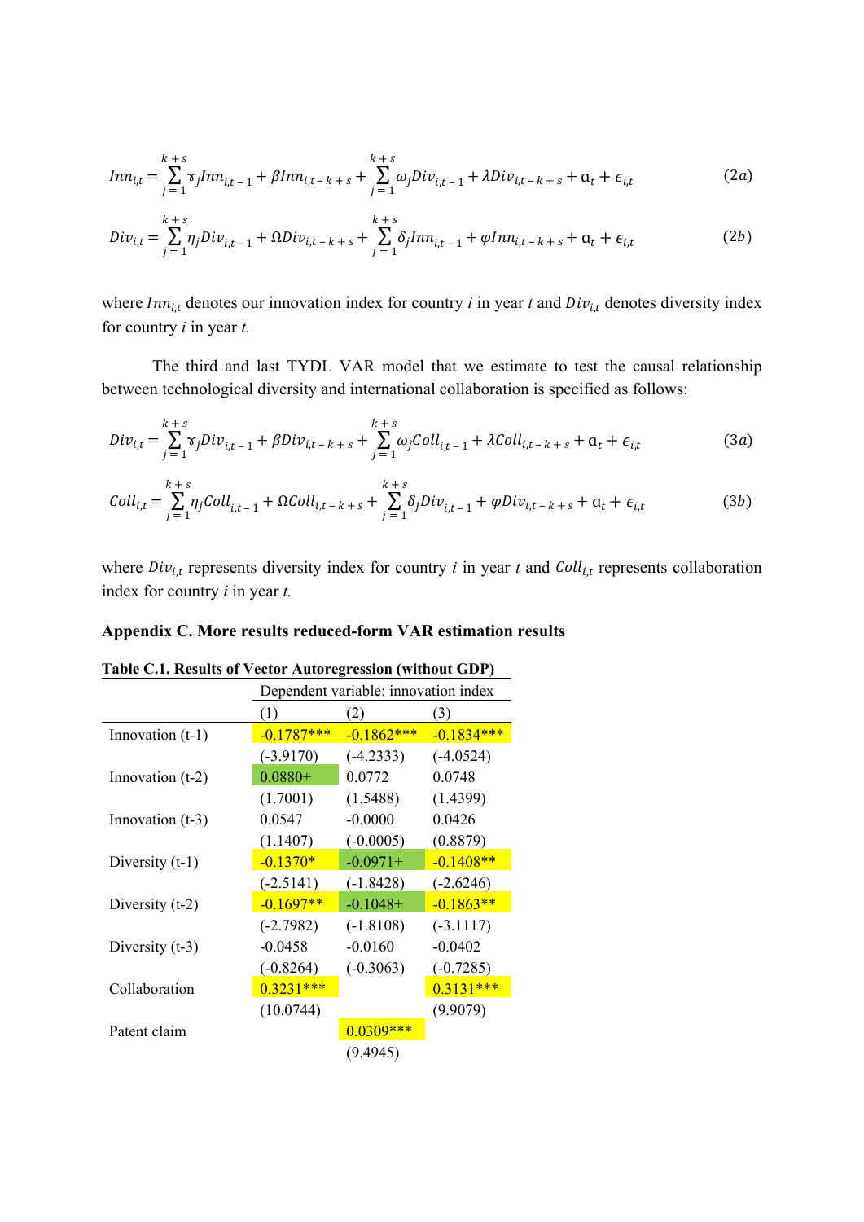$$Inn_{i,t} = \sum_{j=1}^{k+s} \Upsilon_j Inn_{i,t-1} + \beta Inn_{i,t-k+s} + \sum_{j=1}^{k+s} \omega_j Div_{i,t-1} + \lambda Div_{i,t-k+s} + \alpha_t + \epsilon_{i,t} \tag{2a}$$

$$Div_{i,t} = \sum_{j=1}^{k+s} \eta_j Div_{i,t-1} + \Omega Div_{i,t-k+s} + \sum_{j=1}^{k+s} \delta_j Inn_{i,t-1} + \varphi Inn_{i,t-k+s} + \alpha_t + \epsilon_{i,t} \tag{2b}$$

where $Inn_{i,t}$ denotes our innovation index for country *i* in year *t* and $Div_{i,t}$ denotes diversity index for country *i* in year *t.*

The third and last TYDL VAR model that we estimate to test the causal relationship between technological diversity and international collaboration is specified as follows:

$$Div_{i,t} = \sum_{j=1}^{k+s} \Upsilon_j Div_{i,t-1} + \beta Div_{i,t-k+s} + \sum_{j=1}^{k+s} \omega_j Coll_{i,t-1} + \lambda Coll_{i,t-k+s} + \alpha_t + \epsilon_{i,t} \tag{3a}$$

$$Coll_{i,t} = \sum_{j=1}^{k+s} \eta_j Coll_{i,t-1} + \Omega Coll_{i,t-k+s} + \sum_{j=1}^{k+s} \delta_j Div_{i,t-1} + \varphi Div_{i,t-k+s} + \alpha_t + \epsilon_{i,t} \tag{3b}$$

where $Div_{i,t}$ represents diversity index for country *i* in year *t* and $Coll_{i,t}$ represents collaboration index for country *i* in year *t.*

## Appendix C. More results reduced-form VAR estimation results

**Table C.1. Results of Vector Autoregression (without GDP)**

| | Dependent variable: innovation index | | |
|---|---|---|---|
| | (1) | (2) | (3) |
| Innovation (t-1) | -0.1787*** | -0.1862*** | -0.1834*** |
| | (-3.9170) | (-4.2333) | (-4.0524) |
| Innovation (t-2) | 0.0880+ | 0.0772 | 0.0748 |
| | (1.7001) | (1.5488) | (1.4399) |
| Innovation (t-3) | 0.0547 | -0.0000 | 0.0426 |
| | (1.1407) | (-0.0005) | (0.8879) |
| Diversity (t-1) | -0.1370* | -0.0971+ | -0.1408** |
| | (-2.5141) | (-1.8428) | (-2.6246) |
| Diversity (t-2) | -0.1697** | -0.1048+ | -0.1863** |
| | (-2.7982) | (-1.8108) | (-3.1117) |
| Diversity (t-3) | -0.0458 | -0.0160 | -0.0402 |
| | (-0.8264) | (-0.3063) | (-0.7285) |
| Collaboration | 0.3231*** | | 0.3131*** |
| | (10.0744) | | (9.9079) |
| Patent claim | | 0.0309*** | |
| | | (9.4945) | |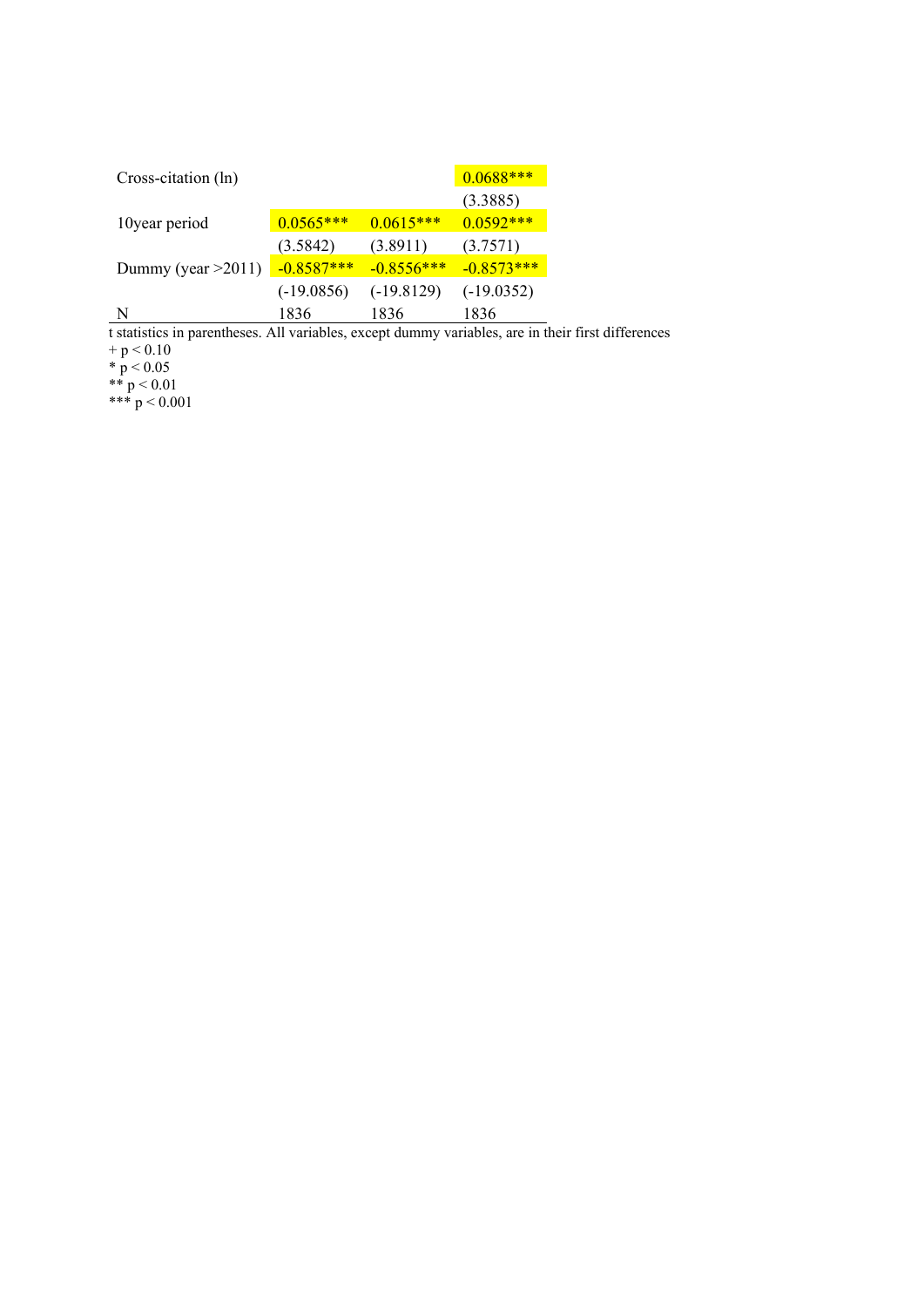| | | | |
|---|---|---|---|
| Cross-citation (ln) | | | 0.0688*** |
| | | | (3.3885) |
| 10year period | 0.0565*** | 0.0615*** | 0.0592*** |
| | (3.5842) | (3.8911) | (3.7571) |
| Dummy (year >2011) | -0.8587*** | -0.8556*** | -0.8573*** |
| | (-19.0856) | (-19.8129) | (-19.0352) |
| N | 1836 | 1836 | 1836 |

t statistics in parentheses. All variables, except dummy variables, are in their first differences

\+ $p < 0.10$

\* $p < 0.05$

\*\* $p < 0.01$

\*\*\* $p < 0.001$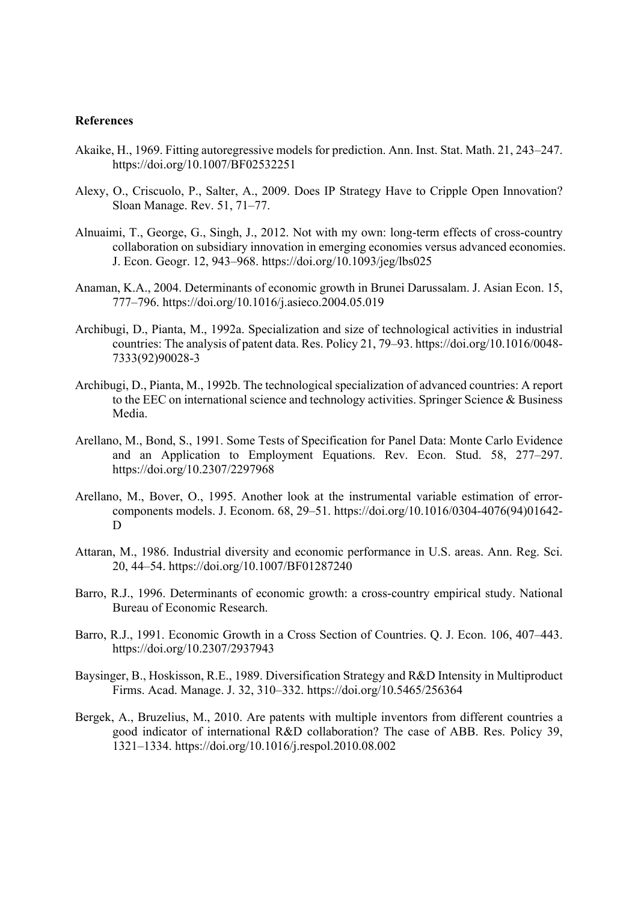**References**

Akaike, H., 1969. Fitting autoregressive models for prediction. Ann. Inst. Stat. Math. 21, 243–247. https://doi.org/10.1007/BF02532251

Alexy, O., Criscuolo, P., Salter, A., 2009. Does IP Strategy Have to Cripple Open Innovation? Sloan Manage. Rev. 51, 71–77.

Alnuaimi, T., George, G., Singh, J., 2012. Not with my own: long-term effects of cross-country collaboration on subsidiary innovation in emerging economies versus advanced economies. J. Econ. Geogr. 12, 943–968. https://doi.org/10.1093/jeg/lbs025

Anaman, K.A., 2004. Determinants of economic growth in Brunei Darussalam. J. Asian Econ. 15, 777–796. https://doi.org/10.1016/j.asieco.2004.05.019

Archibugi, D., Pianta, M., 1992a. Specialization and size of technological activities in industrial countries: The analysis of patent data. Res. Policy 21, 79–93. https://doi.org/10.1016/0048-7333(92)90028-3

Archibugi, D., Pianta, M., 1992b. The technological specialization of advanced countries: A report to the EEC on international science and technology activities. Springer Science & Business Media.

Arellano, M., Bond, S., 1991. Some Tests of Specification for Panel Data: Monte Carlo Evidence and an Application to Employment Equations. Rev. Econ. Stud. 58, 277–297. https://doi.org/10.2307/2297968

Arellano, M., Bover, O., 1995. Another look at the instrumental variable estimation of error-components models. J. Econom. 68, 29–51. https://doi.org/10.1016/0304-4076(94)01642-D

Attaran, M., 1986. Industrial diversity and economic performance in U.S. areas. Ann. Reg. Sci. 20, 44–54. https://doi.org/10.1007/BF01287240

Barro, R.J., 1996. Determinants of economic growth: a cross-country empirical study. National Bureau of Economic Research.

Barro, R.J., 1991. Economic Growth in a Cross Section of Countries. Q. J. Econ. 106, 407–443. https://doi.org/10.2307/2937943

Baysinger, B., Hoskisson, R.E., 1989. Diversification Strategy and R&D Intensity in Multiproduct Firms. Acad. Manage. J. 32, 310–332. https://doi.org/10.5465/256364

Bergek, A., Bruzelius, M., 2010. Are patents with multiple inventors from different countries a good indicator of international R&D collaboration? The case of ABB. Res. Policy 39, 1321–1334. https://doi.org/10.1016/j.respol.2010.08.002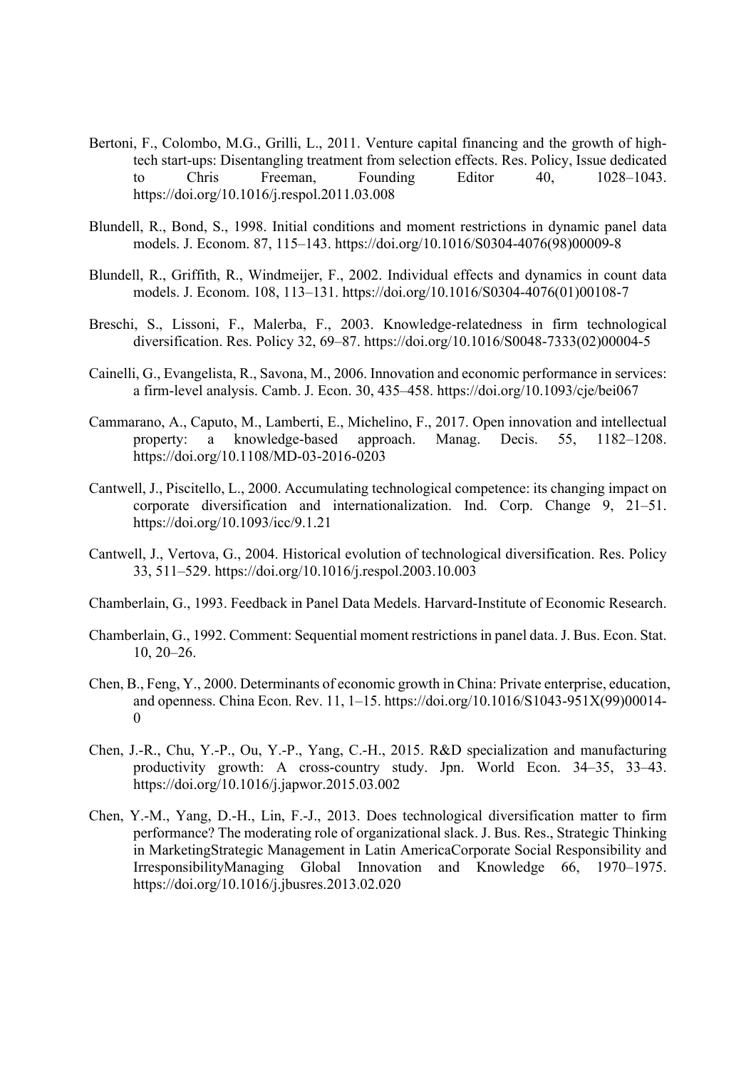Bertoni, F., Colombo, M.G., Grilli, L., 2011. Venture capital financing and the growth of high-tech start-ups: Disentangling treatment from selection effects. Res. Policy, Issue dedicated to Chris Freeman, Founding Editor 40, 1028–1043. https://doi.org/10.1016/j.respol.2011.03.008

Blundell, R., Bond, S., 1998. Initial conditions and moment restrictions in dynamic panel data models. J. Econom. 87, 115–143. https://doi.org/10.1016/S0304-4076(98)00009-8

Blundell, R., Griffith, R., Windmeijer, F., 2002. Individual effects and dynamics in count data models. J. Econom. 108, 113–131. https://doi.org/10.1016/S0304-4076(01)00108-7

Breschi, S., Lissoni, F., Malerba, F., 2003. Knowledge-relatedness in firm technological diversification. Res. Policy 32, 69–87. https://doi.org/10.1016/S0048-7333(02)00004-5

Cainelli, G., Evangelista, R., Savona, M., 2006. Innovation and economic performance in services: a firm-level analysis. Camb. J. Econ. 30, 435–458. https://doi.org/10.1093/cje/bei067

Cammarano, A., Caputo, M., Lamberti, E., Michelino, F., 2017. Open innovation and intellectual property: a knowledge-based approach. Manag. Decis. 55, 1182–1208. https://doi.org/10.1108/MD-03-2016-0203

Cantwell, J., Piscitello, L., 2000. Accumulating technological competence: its changing impact on corporate diversification and internationalization. Ind. Corp. Change 9, 21–51. https://doi.org/10.1093/icc/9.1.21

Cantwell, J., Vertova, G., 2004. Historical evolution of technological diversification. Res. Policy 33, 511–529. https://doi.org/10.1016/j.respol.2003.10.003

Chamberlain, G., 1993. Feedback in Panel Data Medels. Harvard-Institute of Economic Research.

Chamberlain, G., 1992. Comment: Sequential moment restrictions in panel data. J. Bus. Econ. Stat. 10, 20–26.

Chen, B., Feng, Y., 2000. Determinants of economic growth in China: Private enterprise, education, and openness. China Econ. Rev. 11, 1–15. https://doi.org/10.1016/S1043-951X(99)00014-0

Chen, J.-R., Chu, Y.-P., Ou, Y.-P., Yang, C.-H., 2015. R&D specialization and manufacturing productivity growth: A cross-country study. Jpn. World Econ. 34–35, 33–43. https://doi.org/10.1016/j.japwor.2015.03.002

Chen, Y.-M., Yang, D.-H., Lin, F.-J., 2013. Does technological diversification matter to firm performance? The moderating role of organizational slack. J. Bus. Res., Strategic Thinking in MarketingStrategic Management in Latin AmericaCorporate Social Responsibility and IrresponsibilityManaging Global Innovation and Knowledge 66, 1970–1975. https://doi.org/10.1016/j.jbusres.2013.02.020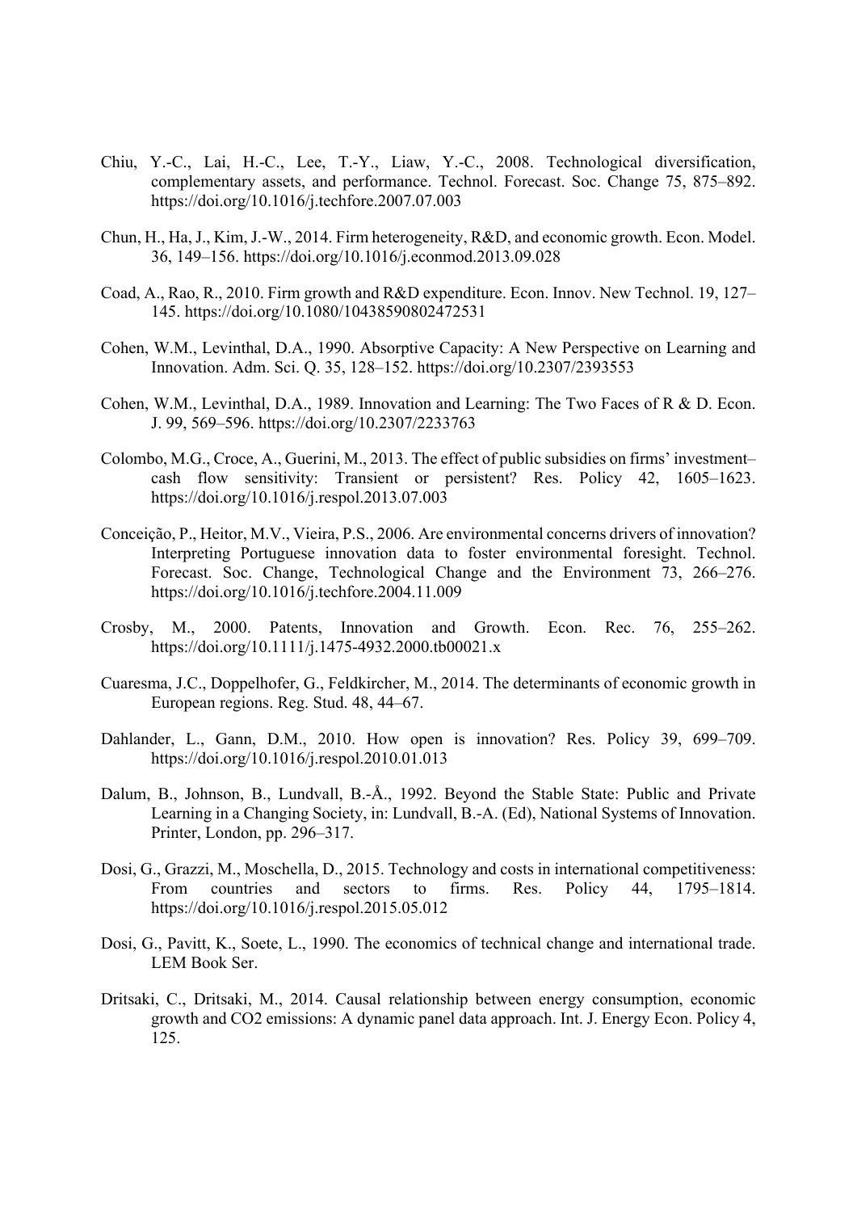Chiu, Y.-C., Lai, H.-C., Lee, T.-Y., Liaw, Y.-C., 2008. Technological diversification, complementary assets, and performance. Technol. Forecast. Soc. Change 75, 875–892. https://doi.org/10.1016/j.techfore.2007.07.003

Chun, H., Ha, J., Kim, J.-W., 2014. Firm heterogeneity, R&D, and economic growth. Econ. Model. 36, 149–156. https://doi.org/10.1016/j.econmod.2013.09.028

Coad, A., Rao, R., 2010. Firm growth and R&D expenditure. Econ. Innov. New Technol. 19, 127–145. https://doi.org/10.1080/10438590802472531

Cohen, W.M., Levinthal, D.A., 1990. Absorptive Capacity: A New Perspective on Learning and Innovation. Adm. Sci. Q. 35, 128–152. https://doi.org/10.2307/2393553

Cohen, W.M., Levinthal, D.A., 1989. Innovation and Learning: The Two Faces of R & D. Econ. J. 99, 569–596. https://doi.org/10.2307/2233763

Colombo, M.G., Croce, A., Guerini, M., 2013. The effect of public subsidies on firms' investment–cash flow sensitivity: Transient or persistent? Res. Policy 42, 1605–1623. https://doi.org/10.1016/j.respol.2013.07.003

Conceição, P., Heitor, M.V., Vieira, P.S., 2006. Are environmental concerns drivers of innovation? Interpreting Portuguese innovation data to foster environmental foresight. Technol. Forecast. Soc. Change, Technological Change and the Environment 73, 266–276. https://doi.org/10.1016/j.techfore.2004.11.009

Crosby, M., 2000. Patents, Innovation and Growth. Econ. Rec. 76, 255–262. https://doi.org/10.1111/j.1475-4932.2000.tb00021.x

Cuaresma, J.C., Doppelhofer, G., Feldkircher, M., 2014. The determinants of economic growth in European regions. Reg. Stud. 48, 44–67.

Dahlander, L., Gann, D.M., 2010. How open is innovation? Res. Policy 39, 699–709. https://doi.org/10.1016/j.respol.2010.01.013

Dalum, B., Johnson, B., Lundvall, B.-Å., 1992. Beyond the Stable State: Public and Private Learning in a Changing Society, in: Lundvall, B.-A. (Ed), National Systems of Innovation. Printer, London, pp. 296–317.

Dosi, G., Grazzi, M., Moschella, D., 2015. Technology and costs in international competitiveness: From countries and sectors to firms. Res. Policy 44, 1795–1814. https://doi.org/10.1016/j.respol.2015.05.012

Dosi, G., Pavitt, K., Soete, L., 1990. The economics of technical change and international trade. LEM Book Ser.

Dritsaki, C., Dritsaki, M., 2014. Causal relationship between energy consumption, economic growth and CO2 emissions: A dynamic panel data approach. Int. J. Energy Econ. Policy 4, 125.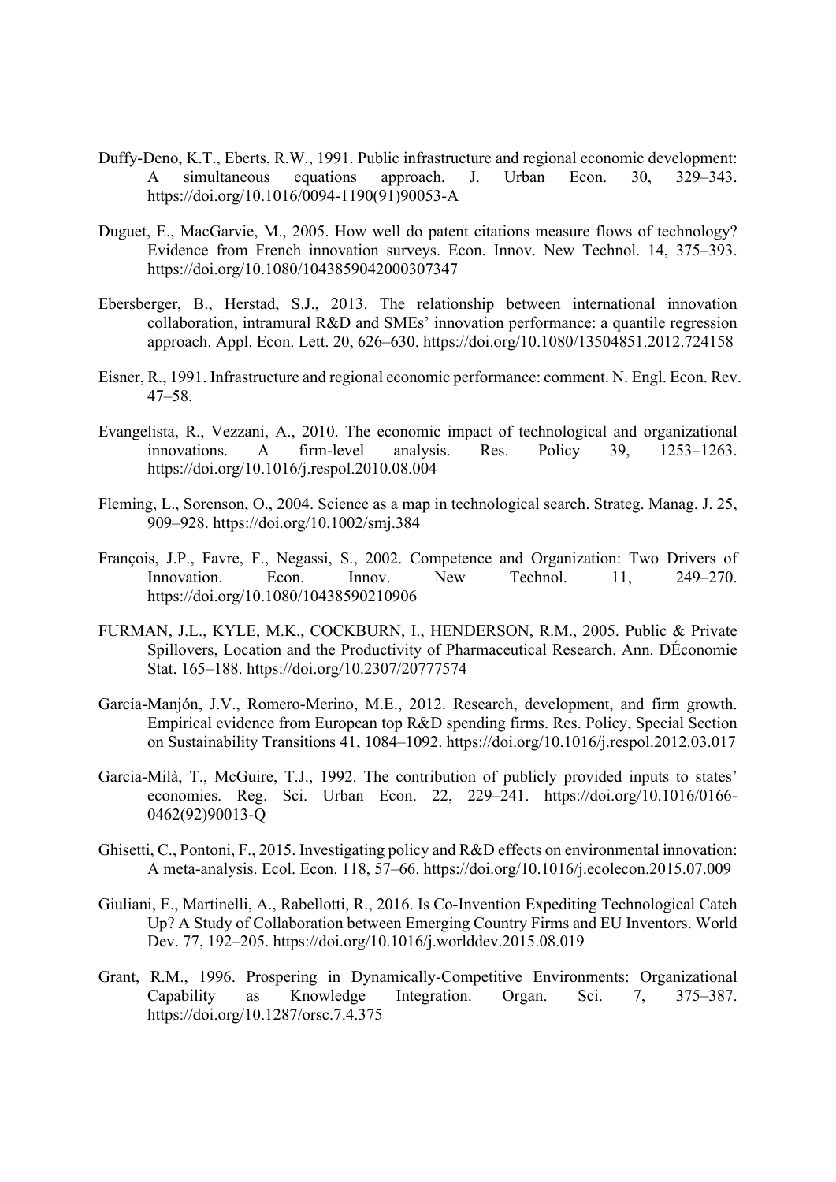Duffy-Deno, K.T., Eberts, R.W., 1991. Public infrastructure and regional economic development: A simultaneous equations approach. J. Urban Econ. 30, 329–343. https://doi.org/10.1016/0094-1190(91)90053-A

Duguet, E., MacGarvie, M., 2005. How well do patent citations measure flows of technology? Evidence from French innovation surveys. Econ. Innov. New Technol. 14, 375–393. https://doi.org/10.1080/1043859042000307347

Ebersberger, B., Herstad, S.J., 2013. The relationship between international innovation collaboration, intramural R&D and SMEs' innovation performance: a quantile regression approach. Appl. Econ. Lett. 20, 626–630. https://doi.org/10.1080/13504851.2012.724158

Eisner, R., 1991. Infrastructure and regional economic performance: comment. N. Engl. Econ. Rev. 47–58.

Evangelista, R., Vezzani, A., 2010. The economic impact of technological and organizational innovations. A firm-level analysis. Res. Policy 39, 1253–1263. https://doi.org/10.1016/j.respol.2010.08.004

Fleming, L., Sorenson, O., 2004. Science as a map in technological search. Strateg. Manag. J. 25, 909–928. https://doi.org/10.1002/smj.384

François, J.P., Favre, F., Negassi, S., 2002. Competence and Organization: Two Drivers of Innovation. Econ. Innov. New Technol. 11, 249–270. https://doi.org/10.1080/10438590210906

FURMAN, J.L., KYLE, M.K., COCKBURN, I., HENDERSON, R.M., 2005. Public & Private Spillovers, Location and the Productivity of Pharmaceutical Research. Ann. DÉconomie Stat. 165–188. https://doi.org/10.2307/20777574

García-Manjón, J.V., Romero-Merino, M.E., 2012. Research, development, and firm growth. Empirical evidence from European top R&D spending firms. Res. Policy, Special Section on Sustainability Transitions 41, 1084–1092. https://doi.org/10.1016/j.respol.2012.03.017

Garcia-Milà, T., McGuire, T.J., 1992. The contribution of publicly provided inputs to states' economies. Reg. Sci. Urban Econ. 22, 229–241. https://doi.org/10.1016/0166-0462(92)90013-Q

Ghisetti, C., Pontoni, F., 2015. Investigating policy and R&D effects on environmental innovation: A meta-analysis. Ecol. Econ. 118, 57–66. https://doi.org/10.1016/j.ecolecon.2015.07.009

Giuliani, E., Martinelli, A., Rabellotti, R., 2016. Is Co-Invention Expediting Technological Catch Up? A Study of Collaboration between Emerging Country Firms and EU Inventors. World Dev. 77, 192–205. https://doi.org/10.1016/j.worlddev.2015.08.019

Grant, R.M., 1996. Prospering in Dynamically-Competitive Environments: Organizational Capability as Knowledge Integration. Organ. Sci. 7, 375–387. https://doi.org/10.1287/orsc.7.4.375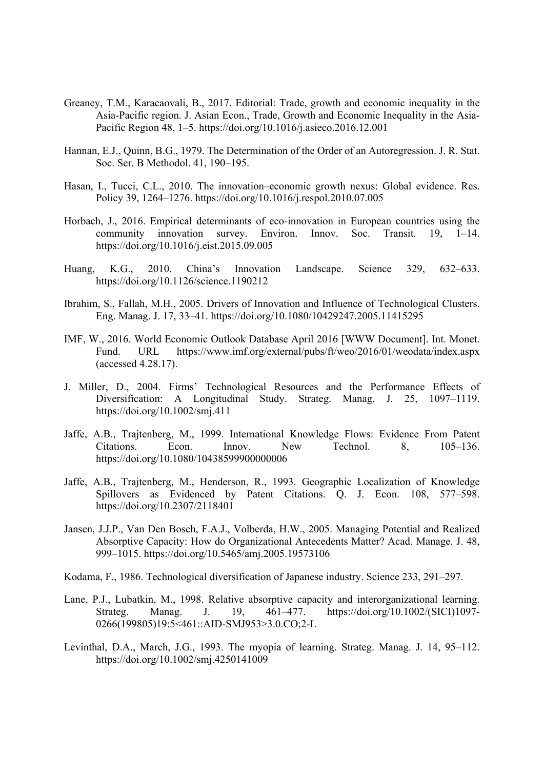Greaney, T.M., Karacaovali, B., 2017. Editorial: Trade, growth and economic inequality in the Asia-Pacific region. J. Asian Econ., Trade, Growth and Economic Inequality in the Asia-Pacific Region 48, 1–5. https://doi.org/10.1016/j.asieco.2016.12.001

Hannan, E.J., Quinn, B.G., 1979. The Determination of the Order of an Autoregression. J. R. Stat. Soc. Ser. B Methodol. 41, 190–195.

Hasan, I., Tucci, C.L., 2010. The innovation–economic growth nexus: Global evidence. Res. Policy 39, 1264–1276. https://doi.org/10.1016/j.respol.2010.07.005

Horbach, J., 2016. Empirical determinants of eco-innovation in European countries using the community innovation survey. Environ. Innov. Soc. Transit. 19, 1–14. https://doi.org/10.1016/j.eist.2015.09.005

Huang, K.G., 2010. China's Innovation Landscape. Science 329, 632–633. https://doi.org/10.1126/science.1190212

Ibrahim, S., Fallah, M.H., 2005. Drivers of Innovation and Influence of Technological Clusters. Eng. Manag. J. 17, 33–41. https://doi.org/10.1080/10429247.2005.11415295

IMF, W., 2016. World Economic Outlook Database April 2016 [WWW Document]. Int. Monet. Fund. URL https://www.imf.org/external/pubs/ft/weo/2016/01/weodata/index.aspx (accessed 4.28.17).

J. Miller, D., 2004. Firms' Technological Resources and the Performance Effects of Diversification: A Longitudinal Study. Strateg. Manag. J. 25, 1097–1119. https://doi.org/10.1002/smj.411

Jaffe, A.B., Trajtenberg, M., 1999. International Knowledge Flows: Evidence From Patent Citations. Econ. Innov. New Technol. 8, 105–136. https://doi.org/10.1080/10438599900000006

Jaffe, A.B., Trajtenberg, M., Henderson, R., 1993. Geographic Localization of Knowledge Spillovers as Evidenced by Patent Citations. Q. J. Econ. 108, 577–598. https://doi.org/10.2307/2118401

Jansen, J.J.P., Van Den Bosch, F.A.J., Volberda, H.W., 2005. Managing Potential and Realized Absorptive Capacity: How do Organizational Antecedents Matter? Acad. Manage. J. 48, 999–1015. https://doi.org/10.5465/amj.2005.19573106

Kodama, F., 1986. Technological diversification of Japanese industry. Science 233, 291–297.

Lane, P.J., Lubatkin, M., 1998. Relative absorptive capacity and interorganizational learning. Strateg. Manag. J. 19, 461–477. https://doi.org/10.1002/(SICI)1097-0266(199805)19:5<461::AID-SMJ953>3.0.CO;2-L

Levinthal, D.A., March, J.G., 1993. The myopia of learning. Strateg. Manag. J. 14, 95–112. https://doi.org/10.1002/smj.4250141009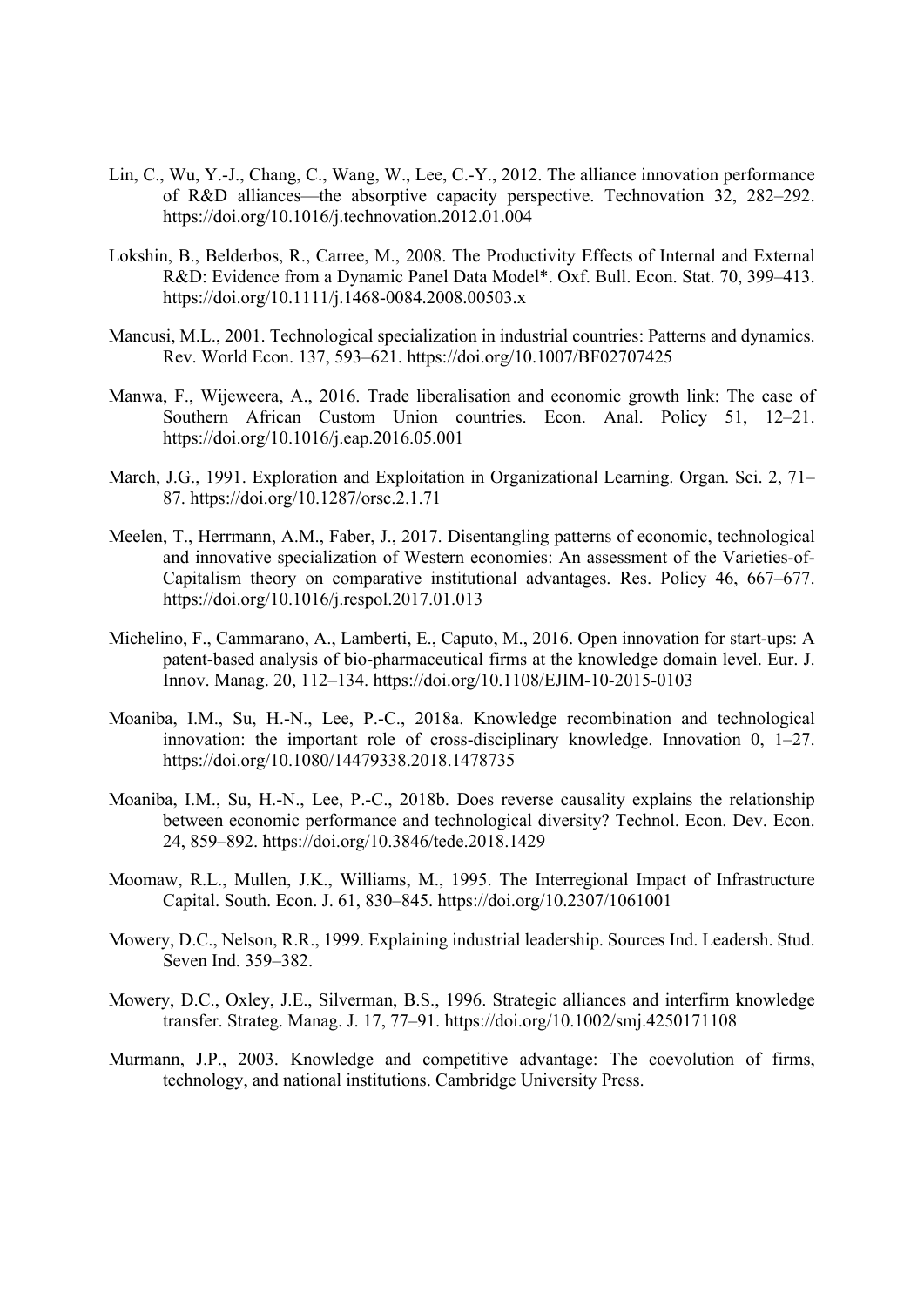Lin, C., Wu, Y.-J., Chang, C., Wang, W., Lee, C.-Y., 2012. The alliance innovation performance of R&D alliances—the absorptive capacity perspective. Technovation 32, 282–292. https://doi.org/10.1016/j.technovation.2012.01.004

Lokshin, B., Belderbos, R., Carree, M., 2008. The Productivity Effects of Internal and External R&D: Evidence from a Dynamic Panel Data Model*. Oxf. Bull. Econ. Stat. 70, 399–413. https://doi.org/10.1111/j.1468-0084.2008.00503.x

Mancusi, M.L., 2001. Technological specialization in industrial countries: Patterns and dynamics. Rev. World Econ. 137, 593–621. https://doi.org/10.1007/BF02707425

Manwa, F., Wijeweera, A., 2016. Trade liberalisation and economic growth link: The case of Southern African Custom Union countries. Econ. Anal. Policy 51, 12–21. https://doi.org/10.1016/j.eap.2016.05.001

March, J.G., 1991. Exploration and Exploitation in Organizational Learning. Organ. Sci. 2, 71–87. https://doi.org/10.1287/orsc.2.1.71

Meelen, T., Herrmann, A.M., Faber, J., 2017. Disentangling patterns of economic, technological and innovative specialization of Western economies: An assessment of the Varieties-of-Capitalism theory on comparative institutional advantages. Res. Policy 46, 667–677. https://doi.org/10.1016/j.respol.2017.01.013

Michelino, F., Cammarano, A., Lamberti, E., Caputo, M., 2016. Open innovation for start-ups: A patent-based analysis of bio-pharmaceutical firms at the knowledge domain level. Eur. J. Innov. Manag. 20, 112–134. https://doi.org/10.1108/EJIM-10-2015-0103

Moaniba, I.M., Su, H.-N., Lee, P.-C., 2018a. Knowledge recombination and technological innovation: the important role of cross-disciplinary knowledge. Innovation 0, 1–27. https://doi.org/10.1080/14479338.2018.1478735

Moaniba, I.M., Su, H.-N., Lee, P.-C., 2018b. Does reverse causality explains the relationship between economic performance and technological diversity? Technol. Econ. Dev. Econ. 24, 859–892. https://doi.org/10.3846/tede.2018.1429

Moomaw, R.L., Mullen, J.K., Williams, M., 1995. The Interregional Impact of Infrastructure Capital. South. Econ. J. 61, 830–845. https://doi.org/10.2307/1061001

Mowery, D.C., Nelson, R.R., 1999. Explaining industrial leadership. Sources Ind. Leadersh. Stud. Seven Ind. 359–382.

Mowery, D.C., Oxley, J.E., Silverman, B.S., 1996. Strategic alliances and interfirm knowledge transfer. Strateg. Manag. J. 17, 77–91. https://doi.org/10.1002/smj.4250171108

Murmann, J.P., 2003. Knowledge and competitive advantage: The coevolution of firms, technology, and national institutions. Cambridge University Press.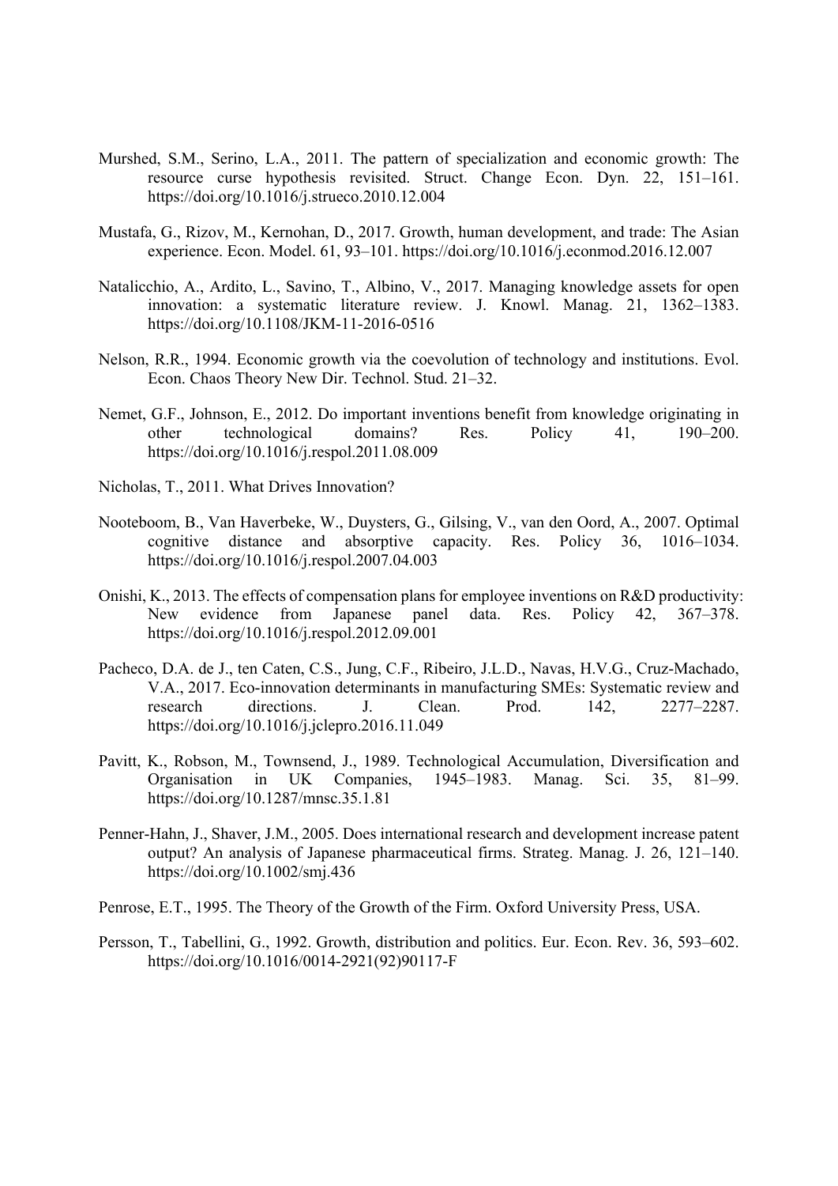Murshed, S.M., Serino, L.A., 2011. The pattern of specialization and economic growth: The resource curse hypothesis revisited. Struct. Change Econ. Dyn. 22, 151–161. https://doi.org/10.1016/j.strueco.2010.12.004

Mustafa, G., Rizov, M., Kernohan, D., 2017. Growth, human development, and trade: The Asian experience. Econ. Model. 61, 93–101. https://doi.org/10.1016/j.econmod.2016.12.007

Natalicchio, A., Ardito, L., Savino, T., Albino, V., 2017. Managing knowledge assets for open innovation: a systematic literature review. J. Knowl. Manag. 21, 1362–1383. https://doi.org/10.1108/JKM-11-2016-0516

Nelson, R.R., 1994. Economic growth via the coevolution of technology and institutions. Evol. Econ. Chaos Theory New Dir. Technol. Stud. 21–32.

Nemet, G.F., Johnson, E., 2012. Do important inventions benefit from knowledge originating in other technological domains? Res. Policy 41, 190–200. https://doi.org/10.1016/j.respol.2011.08.009

Nicholas, T., 2011. What Drives Innovation?

Nooteboom, B., Van Haverbeke, W., Duysters, G., Gilsing, V., van den Oord, A., 2007. Optimal cognitive distance and absorptive capacity. Res. Policy 36, 1016–1034. https://doi.org/10.1016/j.respol.2007.04.003

Onishi, K., 2013. The effects of compensation plans for employee inventions on R&D productivity: New evidence from Japanese panel data. Res. Policy 42, 367–378. https://doi.org/10.1016/j.respol.2012.09.001

Pacheco, D.A. de J., ten Caten, C.S., Jung, C.F., Ribeiro, J.L.D., Navas, H.V.G., Cruz-Machado, V.A., 2017. Eco-innovation determinants in manufacturing SMEs: Systematic review and research directions. J. Clean. Prod. 142, 2277–2287. https://doi.org/10.1016/j.jclepro.2016.11.049

Pavitt, K., Robson, M., Townsend, J., 1989. Technological Accumulation, Diversification and Organisation in UK Companies, 1945–1983. Manag. Sci. 35, 81–99. https://doi.org/10.1287/mnsc.35.1.81

Penner-Hahn, J., Shaver, J.M., 2005. Does international research and development increase patent output? An analysis of Japanese pharmaceutical firms. Strateg. Manag. J. 26, 121–140. https://doi.org/10.1002/smj.436

Penrose, E.T., 1995. The Theory of the Growth of the Firm. Oxford University Press, USA.

Persson, T., Tabellini, G., 1992. Growth, distribution and politics. Eur. Econ. Rev. 36, 593–602. https://doi.org/10.1016/0014-2921(92)90117-F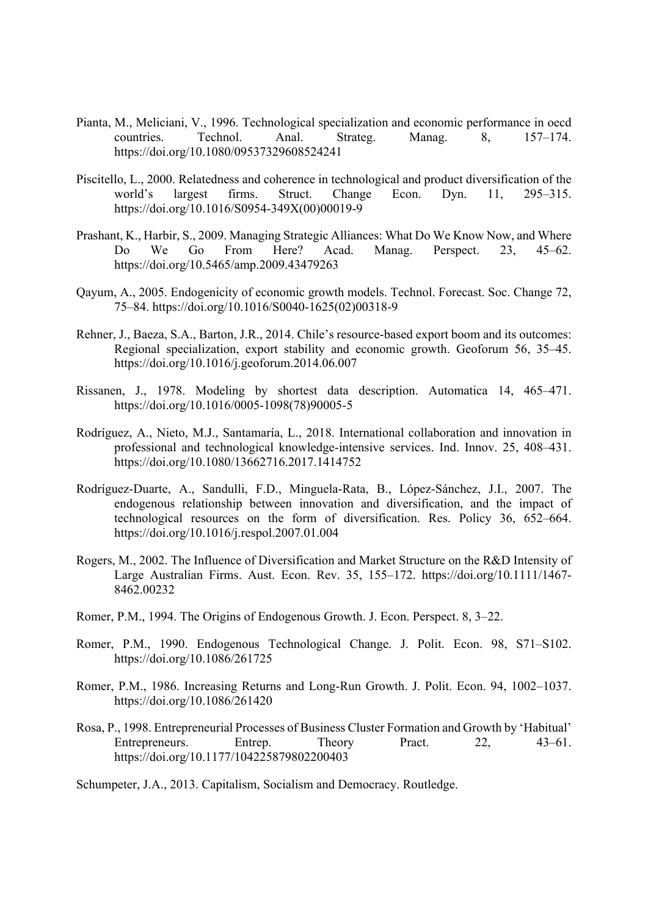Pianta, M., Meliciani, V., 1996. Technological specialization and economic performance in oecd countries. Technol. Anal. Strateg. Manag. 8, 157–174. https://doi.org/10.1080/09537329608524241

Piscitello, L., 2000. Relatedness and coherence in technological and product diversification of the world's largest firms. Struct. Change Econ. Dyn. 11, 295–315. https://doi.org/10.1016/S0954-349X(00)00019-9

Prashant, K., Harbir, S., 2009. Managing Strategic Alliances: What Do We Know Now, and Where Do We Go From Here? Acad. Manag. Perspect. 23, 45–62. https://doi.org/10.5465/amp.2009.43479263

Qayum, A., 2005. Endogenicity of economic growth models. Technol. Forecast. Soc. Change 72, 75–84. https://doi.org/10.1016/S0040-1625(02)00318-9

Rehner, J., Baeza, S.A., Barton, J.R., 2014. Chile's resource-based export boom and its outcomes: Regional specialization, export stability and economic growth. Geoforum 56, 35–45. https://doi.org/10.1016/j.geoforum.2014.06.007

Rissanen, J., 1978. Modeling by shortest data description. Automatica 14, 465–471. https://doi.org/10.1016/0005-1098(78)90005-5

Rodríguez, A., Nieto, M.J., Santamaría, L., 2018. International collaboration and innovation in professional and technological knowledge-intensive services. Ind. Innov. 25, 408–431. https://doi.org/10.1080/13662716.2017.1414752

Rodríguez-Duarte, A., Sandulli, F.D., Minguela-Rata, B., López-Sánchez, J.I., 2007. The endogenous relationship between innovation and diversification, and the impact of technological resources on the form of diversification. Res. Policy 36, 652–664. https://doi.org/10.1016/j.respol.2007.01.004

Rogers, M., 2002. The Influence of Diversification and Market Structure on the R&D Intensity of Large Australian Firms. Aust. Econ. Rev. 35, 155–172. https://doi.org/10.1111/1467-8462.00232

Romer, P.M., 1994. The Origins of Endogenous Growth. J. Econ. Perspect. 8, 3–22.

Romer, P.M., 1990. Endogenous Technological Change. J. Polit. Econ. 98, S71–S102. https://doi.org/10.1086/261725

Romer, P.M., 1986. Increasing Returns and Long-Run Growth. J. Polit. Econ. 94, 1002–1037. https://doi.org/10.1086/261420

Rosa, P., 1998. Entrepreneurial Processes of Business Cluster Formation and Growth by 'Habitual' Entrepreneurs. Entrep. Theory Pract. 22, 43–61. https://doi.org/10.1177/104225879802200403

Schumpeter, J.A., 2013. Capitalism, Socialism and Democracy. Routledge.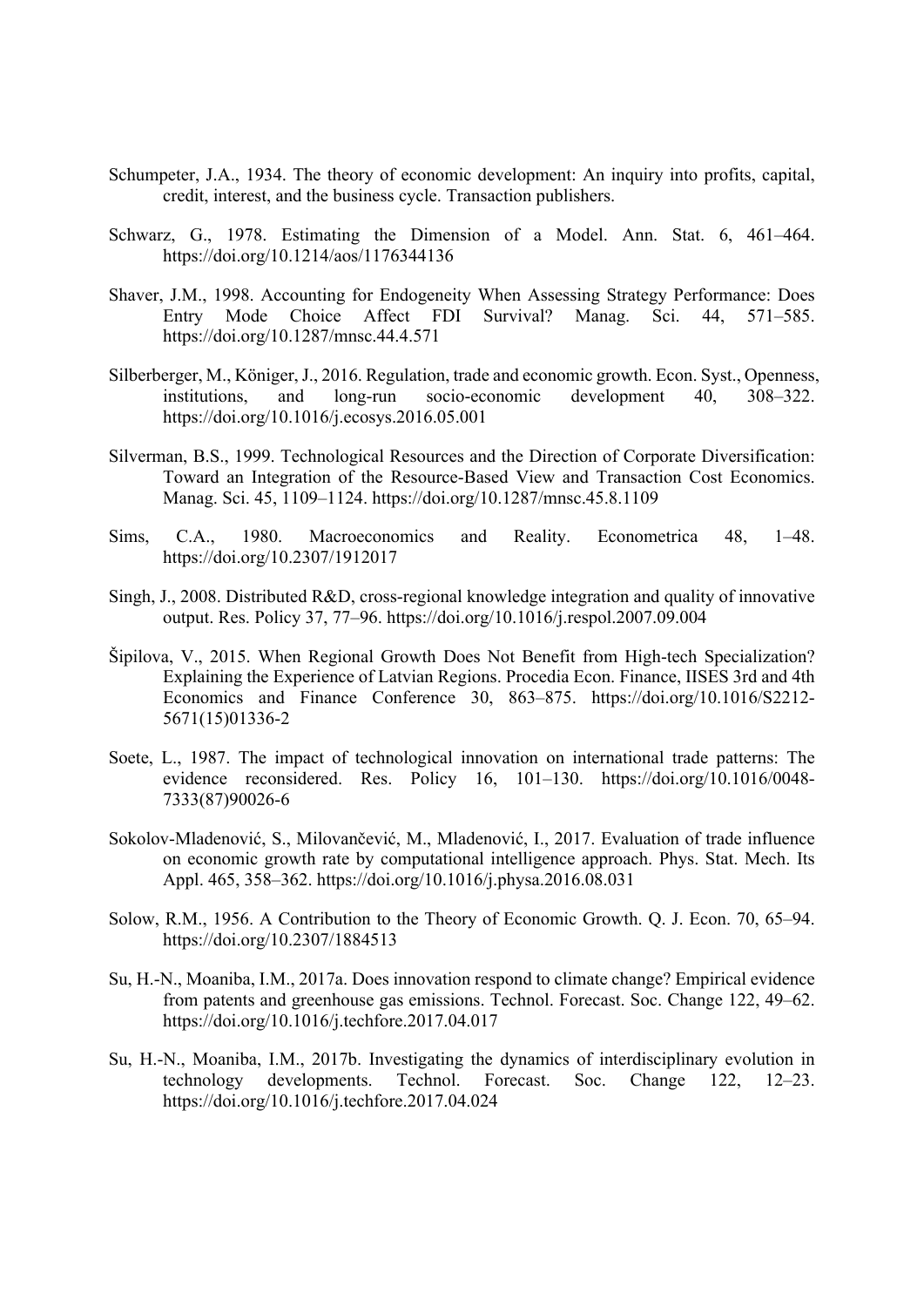Schumpeter, J.A., 1934. The theory of economic development: An inquiry into profits, capital, credit, interest, and the business cycle. Transaction publishers.

Schwarz, G., 1978. Estimating the Dimension of a Model. Ann. Stat. 6, 461–464. https://doi.org/10.1214/aos/1176344136

Shaver, J.M., 1998. Accounting for Endogeneity When Assessing Strategy Performance: Does Entry Mode Choice Affect FDI Survival? Manag. Sci. 44, 571–585. https://doi.org/10.1287/mnsc.44.4.571

Silberberger, M., Königer, J., 2016. Regulation, trade and economic growth. Econ. Syst., Openness, institutions, and long-run socio-economic development 40, 308–322. https://doi.org/10.1016/j.ecosys.2016.05.001

Silverman, B.S., 1999. Technological Resources and the Direction of Corporate Diversification: Toward an Integration of the Resource-Based View and Transaction Cost Economics. Manag. Sci. 45, 1109–1124. https://doi.org/10.1287/mnsc.45.8.1109

Sims, C.A., 1980. Macroeconomics and Reality. Econometrica 48, 1–48. https://doi.org/10.2307/1912017

Singh, J., 2008. Distributed R&D, cross-regional knowledge integration and quality of innovative output. Res. Policy 37, 77–96. https://doi.org/10.1016/j.respol.2007.09.004

Šipilova, V., 2015. When Regional Growth Does Not Benefit from High-tech Specialization? Explaining the Experience of Latvian Regions. Procedia Econ. Finance, IISES 3rd and 4th Economics and Finance Conference 30, 863–875. https://doi.org/10.1016/S2212-5671(15)01336-2

Soete, L., 1987. The impact of technological innovation on international trade patterns: The evidence reconsidered. Res. Policy 16, 101–130. https://doi.org/10.1016/0048-7333(87)90026-6

Sokolov-Mladenović, S., Milovančević, M., Mladenović, I., 2017. Evaluation of trade influence on economic growth rate by computational intelligence approach. Phys. Stat. Mech. Its Appl. 465, 358–362. https://doi.org/10.1016/j.physa.2016.08.031

Solow, R.M., 1956. A Contribution to the Theory of Economic Growth. Q. J. Econ. 70, 65–94. https://doi.org/10.2307/1884513

Su, H.-N., Moaniba, I.M., 2017a. Does innovation respond to climate change? Empirical evidence from patents and greenhouse gas emissions. Technol. Forecast. Soc. Change 122, 49–62. https://doi.org/10.1016/j.techfore.2017.04.017

Su, H.-N., Moaniba, I.M., 2017b. Investigating the dynamics of interdisciplinary evolution in technology developments. Technol. Forecast. Soc. Change 122, 12–23. https://doi.org/10.1016/j.techfore.2017.04.024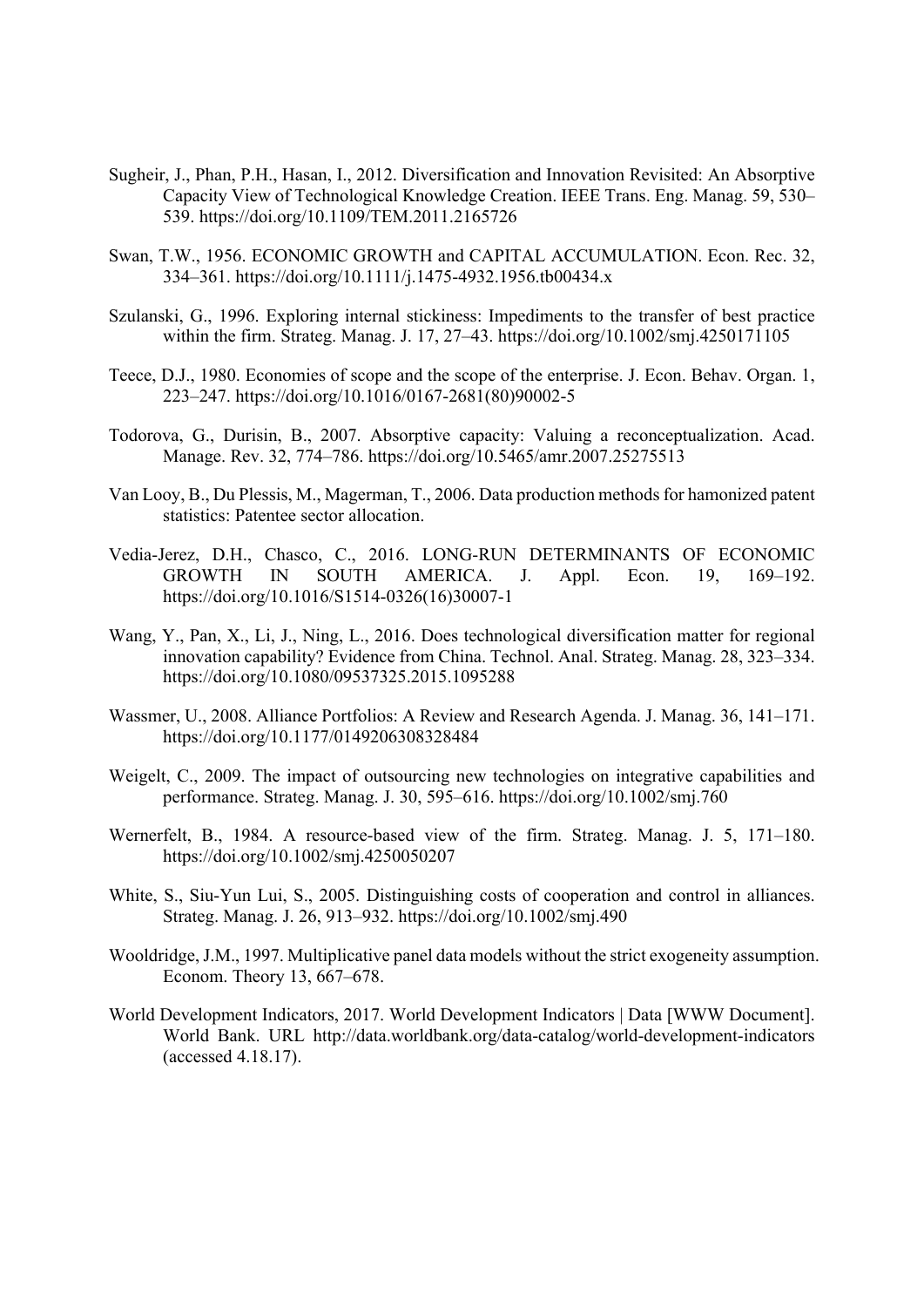Sugheir, J., Phan, P.H., Hasan, I., 2012. Diversification and Innovation Revisited: An Absorptive Capacity View of Technological Knowledge Creation. IEEE Trans. Eng. Manag. 59, 530–539. https://doi.org/10.1109/TEM.2011.2165726

Swan, T.W., 1956. ECONOMIC GROWTH and CAPITAL ACCUMULATION. Econ. Rec. 32, 334–361. https://doi.org/10.1111/j.1475-4932.1956.tb00434.x

Szulanski, G., 1996. Exploring internal stickiness: Impediments to the transfer of best practice within the firm. Strateg. Manag. J. 17, 27–43. https://doi.org/10.1002/smj.4250171105

Teece, D.J., 1980. Economies of scope and the scope of the enterprise. J. Econ. Behav. Organ. 1, 223–247. https://doi.org/10.1016/0167-2681(80)90002-5

Todorova, G., Durisin, B., 2007. Absorptive capacity: Valuing a reconceptualization. Acad. Manage. Rev. 32, 774–786. https://doi.org/10.5465/amr.2007.25275513

Van Looy, B., Du Plessis, M., Magerman, T., 2006. Data production methods for hamonized patent statistics: Patentee sector allocation.

Vedia-Jerez, D.H., Chasco, C., 2016. LONG-RUN DETERMINANTS OF ECONOMIC GROWTH IN SOUTH AMERICA. J. Appl. Econ. 19, 169–192. https://doi.org/10.1016/S1514-0326(16)30007-1

Wang, Y., Pan, X., Li, J., Ning, L., 2016. Does technological diversification matter for regional innovation capability? Evidence from China. Technol. Anal. Strateg. Manag. 28, 323–334. https://doi.org/10.1080/09537325.2015.1095288

Wassmer, U., 2008. Alliance Portfolios: A Review and Research Agenda. J. Manag. 36, 141–171. https://doi.org/10.1177/0149206308328484

Weigelt, C., 2009. The impact of outsourcing new technologies on integrative capabilities and performance. Strateg. Manag. J. 30, 595–616. https://doi.org/10.1002/smj.760

Wernerfelt, B., 1984. A resource-based view of the firm. Strateg. Manag. J. 5, 171–180. https://doi.org/10.1002/smj.4250050207

White, S., Siu-Yun Lui, S., 2005. Distinguishing costs of cooperation and control in alliances. Strateg. Manag. J. 26, 913–932. https://doi.org/10.1002/smj.490

Wooldridge, J.M., 1997. Multiplicative panel data models without the strict exogeneity assumption. Econom. Theory 13, 667–678.

World Development Indicators, 2017. World Development Indicators | Data [WWW Document]. World Bank. URL http://data.worldbank.org/data-catalog/world-development-indicators (accessed 4.18.17).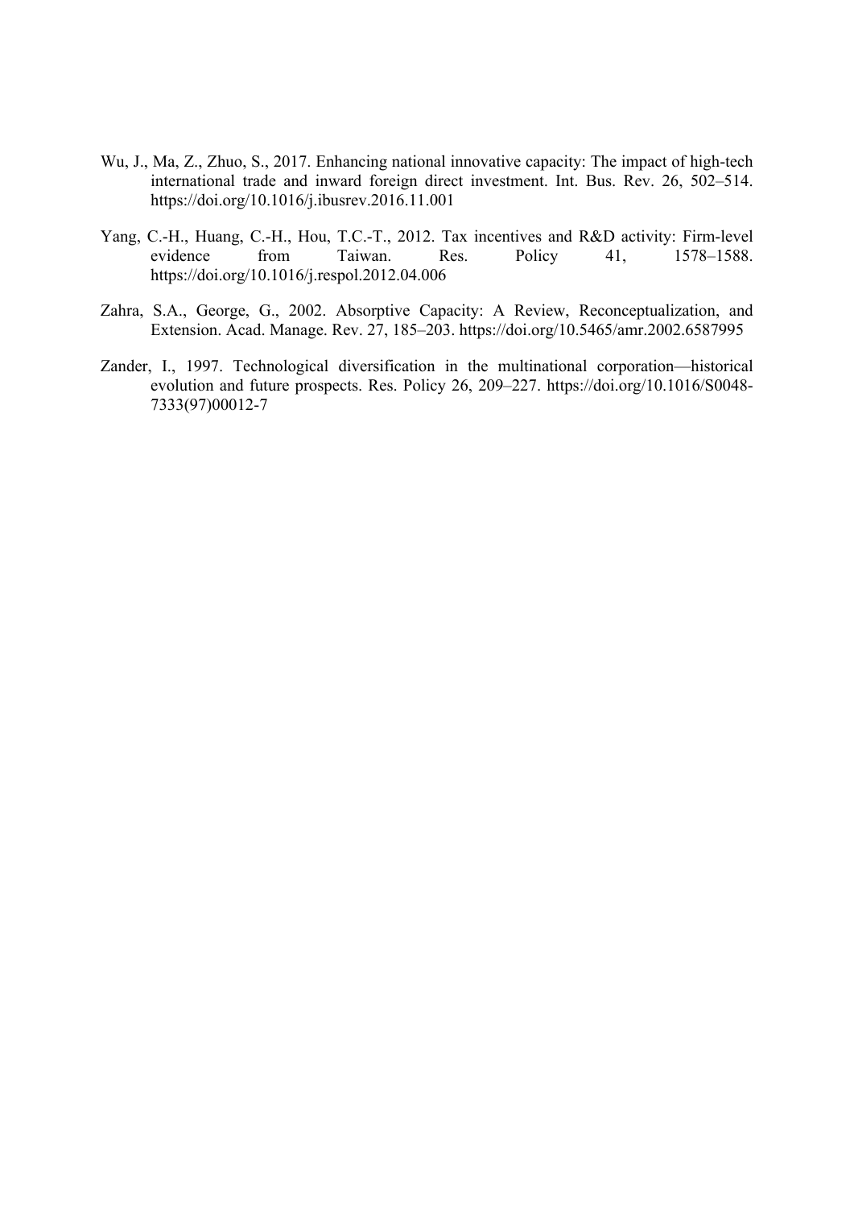Wu, J., Ma, Z., Zhuo, S., 2017. Enhancing national innovative capacity: The impact of high-tech international trade and inward foreign direct investment. Int. Bus. Rev. 26, 502–514. https://doi.org/10.1016/j.ibusrev.2016.11.001

Yang, C.-H., Huang, C.-H., Hou, T.C.-T., 2012. Tax incentives and R&D activity: Firm-level evidence from Taiwan. Res. Policy 41, 1578–1588. https://doi.org/10.1016/j.respol.2012.04.006

Zahra, S.A., George, G., 2002. Absorptive Capacity: A Review, Reconceptualization, and Extension. Acad. Manage. Rev. 27, 185–203. https://doi.org/10.5465/amr.2002.6587995

Zander, I., 1997. Technological diversification in the multinational corporation—historical evolution and future prospects. Res. Policy 26, 209–227. https://doi.org/10.1016/S0048-7333(97)00012-7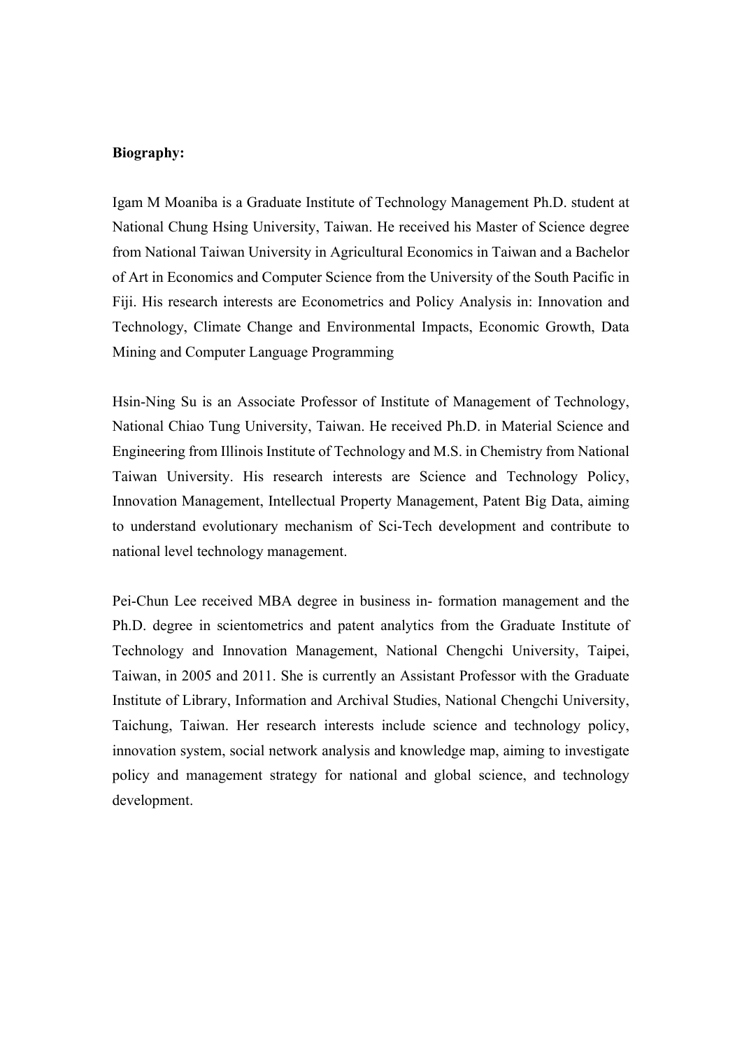**Biography:**

Igam M Moaniba is a Graduate Institute of Technology Management Ph.D. student at National Chung Hsing University, Taiwan. He received his Master of Science degree from National Taiwan University in Agricultural Economics in Taiwan and a Bachelor of Art in Economics and Computer Science from the University of the South Pacific in Fiji. His research interests are Econometrics and Policy Analysis in: Innovation and Technology, Climate Change and Environmental Impacts, Economic Growth, Data Mining and Computer Language Programming

Hsin-Ning Su is an Associate Professor of Institute of Management of Technology, National Chiao Tung University, Taiwan. He received Ph.D. in Material Science and Engineering from Illinois Institute of Technology and M.S. in Chemistry from National Taiwan University. His research interests are Science and Technology Policy, Innovation Management, Intellectual Property Management, Patent Big Data, aiming to understand evolutionary mechanism of Sci-Tech development and contribute to national level technology management.

Pei-Chun Lee received MBA degree in business in- formation management and the Ph.D. degree in scientometrics and patent analytics from the Graduate Institute of Technology and Innovation Management, National Chengchi University, Taipei, Taiwan, in 2005 and 2011. She is currently an Assistant Professor with the Graduate Institute of Library, Information and Archival Studies, National Chengchi University, Taichung, Taiwan. Her research interests include science and technology policy, innovation system, social network analysis and knowledge map, aiming to investigate policy and management strategy for national and global science, and technology development.